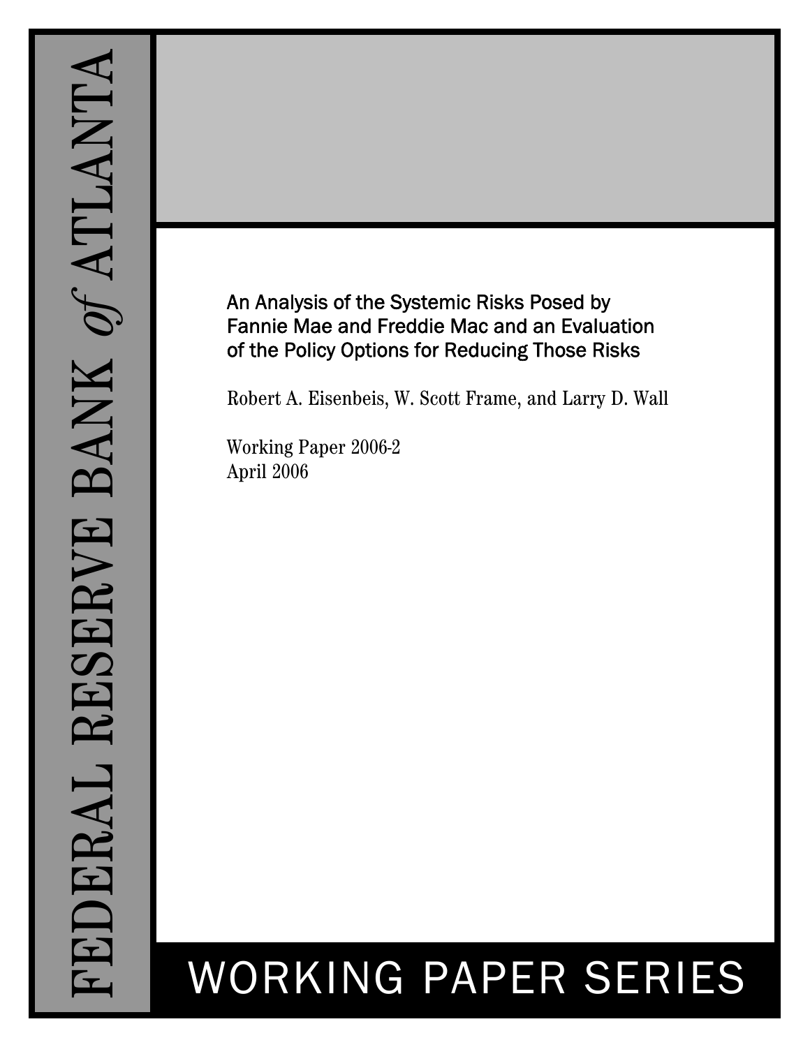FEDERAL RESERVE BANK *of* ATLANTA

# An Analysis of the Systemic Risks Posed by Fannie Mae and Freddie Mac and an Evaluation of the Policy Options for Reducing Those Risks

Robert A. Eisenbeis, W. Scott Frame, and Larry D. Wall

Working Paper 2006-2
April 2006

WORKING PAPER SERIES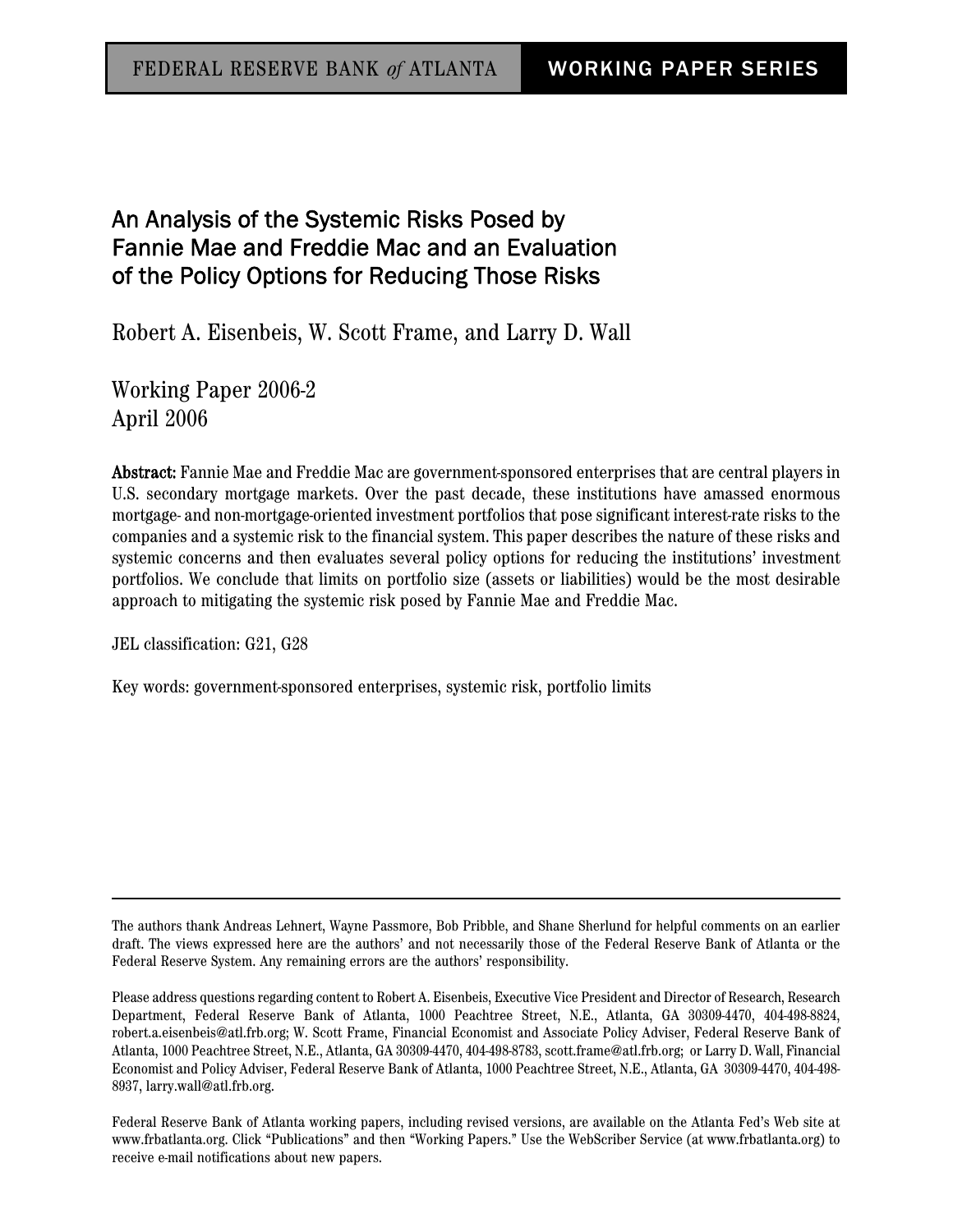FEDERAL RESERVE BANK *of* ATLANTA | WORKING PAPER SERIES

# An Analysis of the Systemic Risks Posed by Fannie Mae and Freddie Mac and an Evaluation of the Policy Options for Reducing Those Risks

Robert A. Eisenbeis, W. Scott Frame, and Larry D. Wall

Working Paper 2006-2
April 2006

**Abstract:** Fannie Mae and Freddie Mac are government-sponsored enterprises that are central players in U.S. secondary mortgage markets. Over the past decade, these institutions have amassed enormous mortgage- and non-mortgage-oriented investment portfolios that pose significant interest-rate risks to the companies and a systemic risk to the financial system. This paper describes the nature of these risks and systemic concerns and then evaluates several policy options for reducing the institutions' investment portfolios. We conclude that limits on portfolio size (assets or liabilities) would be the most desirable approach to mitigating the systemic risk posed by Fannie Mae and Freddie Mac.

JEL classification: G21, G28

Key words: government-sponsored enterprises, systemic risk, portfolio limits

---

The authors thank Andreas Lehnert, Wayne Passmore, Bob Pribble, and Shane Sherlund for helpful comments on an earlier draft. The views expressed here are the authors' and not necessarily those of the Federal Reserve Bank of Atlanta or the Federal Reserve System. Any remaining errors are the authors' responsibility.

Please address questions regarding content to Robert A. Eisenbeis, Executive Vice President and Director of Research, Research Department, Federal Reserve Bank of Atlanta, 1000 Peachtree Street, N.E., Atlanta, GA 30309-4470, 404-498-8824, robert.a.eisenbeis@atl.frb.org; W. Scott Frame, Financial Economist and Associate Policy Adviser, Federal Reserve Bank of Atlanta, 1000 Peachtree Street, N.E., Atlanta, GA 30309-4470, 404-498-8783, scott.frame@atl.frb.org; or Larry D. Wall, Financial Economist and Policy Adviser, Federal Reserve Bank of Atlanta, 1000 Peachtree Street, N.E., Atlanta, GA 30309-4470, 404-498-8937, larry.wall@atl.frb.org.

Federal Reserve Bank of Atlanta working papers, including revised versions, are available on the Atlanta Fed's Web site at www.frbatlanta.org. Click "Publications" and then "Working Papers." Use the WebScriber Service (at www.frbatlanta.org) to receive e-mail notifications about new papers.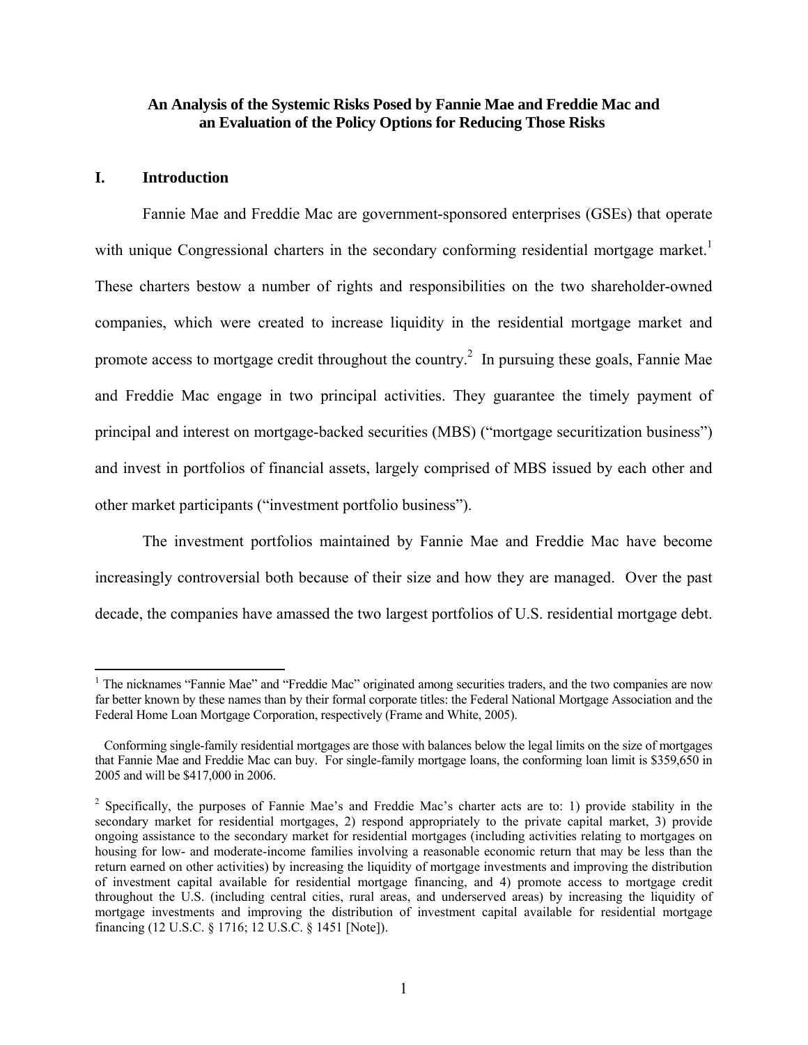**An Analysis of the Systemic Risks Posed by Fannie Mae and Freddie Mac and an Evaluation of the Policy Options for Reducing Those Risks**

## I. Introduction

Fannie Mae and Freddie Mac are government-sponsored enterprises (GSEs) that operate with unique Congressional charters in the secondary conforming residential mortgage market.[1] These charters bestow a number of rights and responsibilities on the two shareholder-owned companies, which were created to increase liquidity in the residential mortgage market and promote access to mortgage credit throughout the country.[2] In pursuing these goals, Fannie Mae and Freddie Mac engage in two principal activities. They guarantee the timely payment of principal and interest on mortgage-backed securities (MBS) ("mortgage securitization business") and invest in portfolios of financial assets, largely comprised of MBS issued by each other and other market participants ("investment portfolio business").

The investment portfolios maintained by Fannie Mae and Freddie Mac have become increasingly controversial both because of their size and how they are managed. Over the past decade, the companies have amassed the two largest portfolios of U.S. residential mortgage debt.

---

[1] The nicknames "Fannie Mae" and "Freddie Mac" originated among securities traders, and the two companies are now far better known by these names than by their formal corporate titles: the Federal National Mortgage Association and the Federal Home Loan Mortgage Corporation, respectively (Frame and White, 2005).

Conforming single-family residential mortgages are those with balances below the legal limits on the size of mortgages that Fannie Mae and Freddie Mac can buy. For single-family mortgage loans, the conforming loan limit is $359,650 in 2005 and will be $417,000 in 2006.

[2] Specifically, the purposes of Fannie Mae's and Freddie Mac's charter acts are to: 1) provide stability in the secondary market for residential mortgages, 2) respond appropriately to the private capital market, 3) provide ongoing assistance to the secondary market for residential mortgages (including activities relating to mortgages on housing for low- and moderate-income families involving a reasonable economic return that may be less than the return earned on other activities) by increasing the liquidity of mortgage investments and improving the distribution of investment capital available for residential mortgage financing, and 4) promote access to mortgage credit throughout the U.S. (including central cities, rural areas, and underserved areas) by increasing the liquidity of mortgage investments and improving the distribution of investment capital available for residential mortgage financing (12 U.S.C. § 1716; 12 U.S.C. § 1451 [Note]).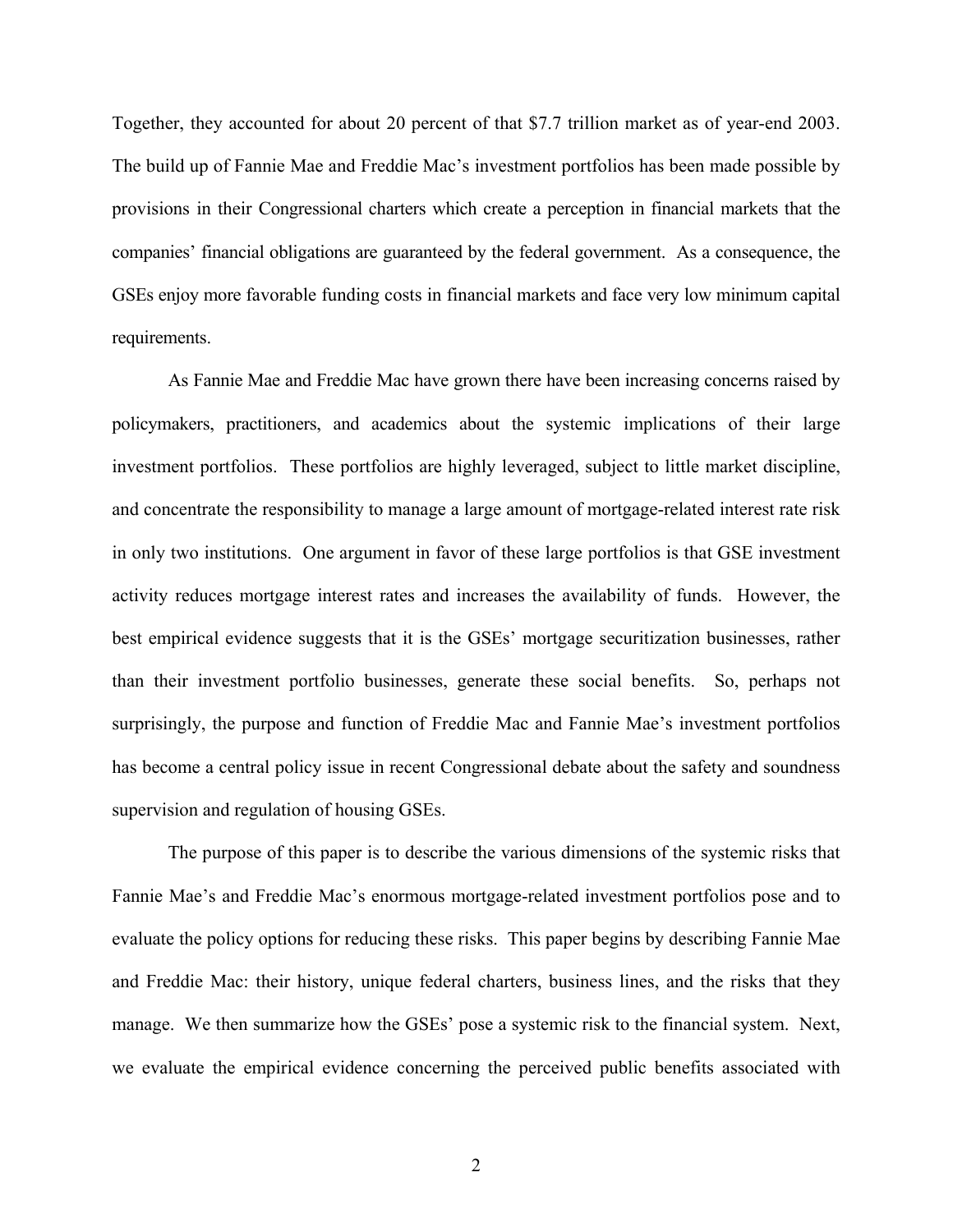Together, they accounted for about 20 percent of that $7.7 trillion market as of year-end 2003. The build up of Fannie Mae and Freddie Mac's investment portfolios has been made possible by provisions in their Congressional charters which create a perception in financial markets that the companies' financial obligations are guaranteed by the federal government. As a consequence, the GSEs enjoy more favorable funding costs in financial markets and face very low minimum capital requirements.

As Fannie Mae and Freddie Mac have grown there have been increasing concerns raised by policymakers, practitioners, and academics about the systemic implications of their large investment portfolios. These portfolios are highly leveraged, subject to little market discipline, and concentrate the responsibility to manage a large amount of mortgage-related interest rate risk in only two institutions. One argument in favor of these large portfolios is that GSE investment activity reduces mortgage interest rates and increases the availability of funds. However, the best empirical evidence suggests that it is the GSEs' mortgage securitization businesses, rather than their investment portfolio businesses, generate these social benefits. So, perhaps not surprisingly, the purpose and function of Freddie Mac and Fannie Mae's investment portfolios has become a central policy issue in recent Congressional debate about the safety and soundness supervision and regulation of housing GSEs.

The purpose of this paper is to describe the various dimensions of the systemic risks that Fannie Mae's and Freddie Mac's enormous mortgage-related investment portfolios pose and to evaluate the policy options for reducing these risks. This paper begins by describing Fannie Mae and Freddie Mac: their history, unique federal charters, business lines, and the risks that they manage. We then summarize how the GSEs' pose a systemic risk to the financial system. Next, we evaluate the empirical evidence concerning the perceived public benefits associated with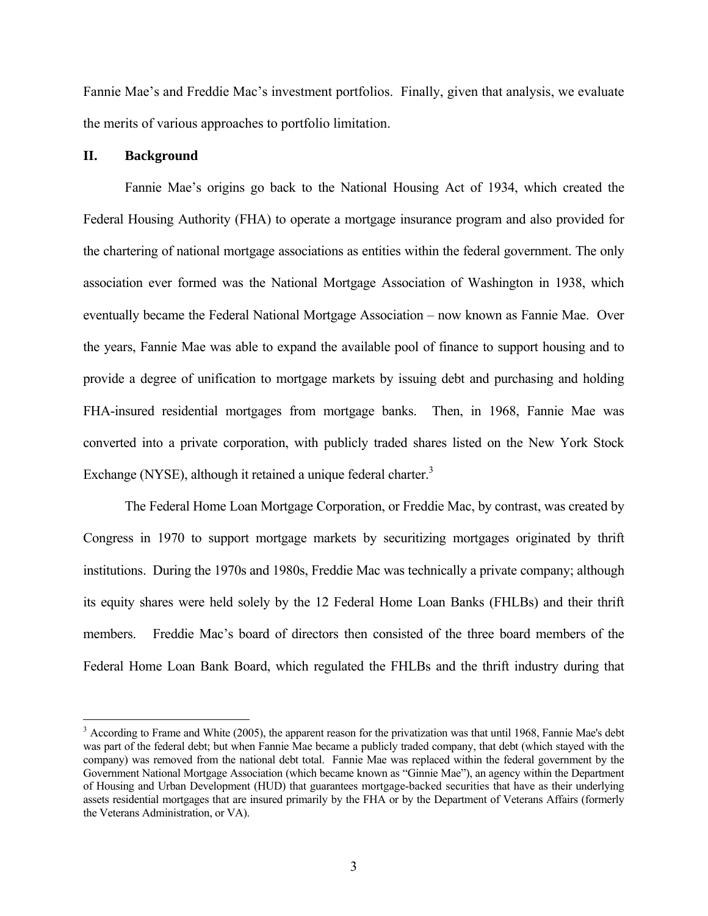Fannie Mae's and Freddie Mac's investment portfolios. Finally, given that analysis, we evaluate the merits of various approaches to portfolio limitation.

## II. Background

Fannie Mae's origins go back to the National Housing Act of 1934, which created the Federal Housing Authority (FHA) to operate a mortgage insurance program and also provided for the chartering of national mortgage associations as entities within the federal government. The only association ever formed was the National Mortgage Association of Washington in 1938, which eventually became the Federal National Mortgage Association – now known as Fannie Mae. Over the years, Fannie Mae was able to expand the available pool of finance to support housing and to provide a degree of unification to mortgage markets by issuing debt and purchasing and holding FHA-insured residential mortgages from mortgage banks. Then, in 1968, Fannie Mae was converted into a private corporation, with publicly traded shares listed on the New York Stock Exchange (NYSE), although it retained a unique federal charter.[3]

The Federal Home Loan Mortgage Corporation, or Freddie Mac, by contrast, was created by Congress in 1970 to support mortgage markets by securitizing mortgages originated by thrift institutions. During the 1970s and 1980s, Freddie Mac was technically a private company; although its equity shares were held solely by the 12 Federal Home Loan Banks (FHLBs) and their thrift members. Freddie Mac's board of directors then consisted of the three board members of the Federal Home Loan Bank Board, which regulated the FHLBs and the thrift industry during that

[3] According to Frame and White (2005), the apparent reason for the privatization was that until 1968, Fannie Mae's debt was part of the federal debt; but when Fannie Mae became a publicly traded company, that debt (which stayed with the company) was removed from the national debt total. Fannie Mae was replaced within the federal government by the Government National Mortgage Association (which became known as "Ginnie Mae"), an agency within the Department of Housing and Urban Development (HUD) that guarantees mortgage-backed securities that have as their underlying assets residential mortgages that are insured primarily by the FHA or by the Department of Veterans Affairs (formerly the Veterans Administration, or VA).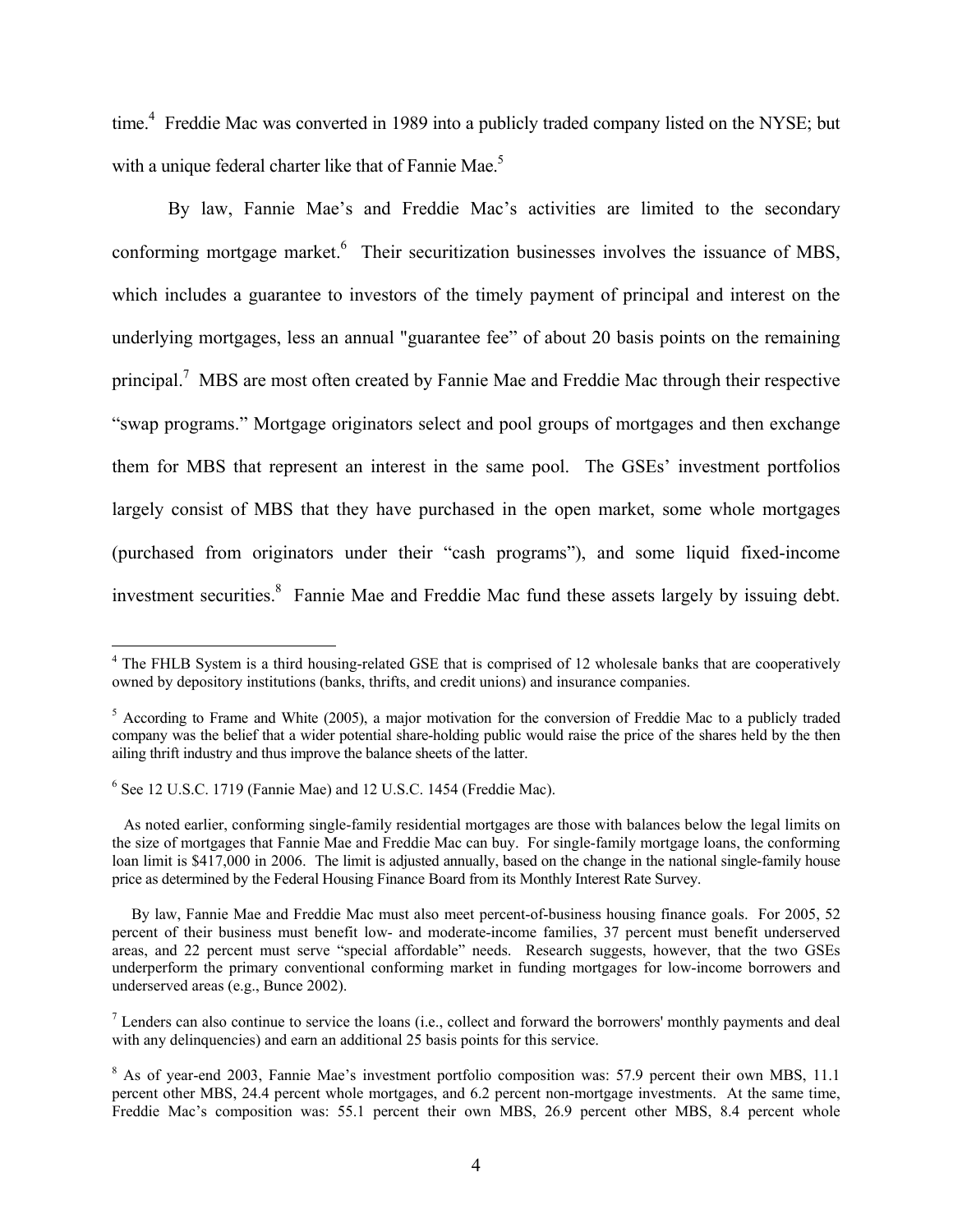time.[4] Freddie Mac was converted in 1989 into a publicly traded company listed on the NYSE; but with a unique federal charter like that of Fannie Mae.[5]

By law, Fannie Mae's and Freddie Mac's activities are limited to the secondary conforming mortgage market.[6] Their securitization businesses involves the issuance of MBS, which includes a guarantee to investors of the timely payment of principal and interest on the underlying mortgages, less an annual "guarantee fee" of about 20 basis points on the remaining principal.[7] MBS are most often created by Fannie Mae and Freddie Mac through their respective "swap programs." Mortgage originators select and pool groups of mortgages and then exchange them for MBS that represent an interest in the same pool. The GSEs' investment portfolios largely consist of MBS that they have purchased in the open market, some whole mortgages (purchased from originators under their "cash programs"), and some liquid fixed-income investment securities.[8] Fannie Mae and Freddie Mac fund these assets largely by issuing debt.

---

[4] The FHLB System is a third housing-related GSE that is comprised of 12 wholesale banks that are cooperatively owned by depository institutions (banks, thrifts, and credit unions) and insurance companies.

[5] According to Frame and White (2005), a major motivation for the conversion of Freddie Mac to a publicly traded company was the belief that a wider potential share-holding public would raise the price of the shares held by the then ailing thrift industry and thus improve the balance sheets of the latter.

[6] See 12 U.S.C. 1719 (Fannie Mae) and 12 U.S.C. 1454 (Freddie Mac).

As noted earlier, conforming single-family residential mortgages are those with balances below the legal limits on the size of mortgages that Fannie Mae and Freddie Mac can buy. For single-family mortgage loans, the conforming loan limit is $417,000 in 2006. The limit is adjusted annually, based on the change in the national single-family house price as determined by the Federal Housing Finance Board from its Monthly Interest Rate Survey.

By law, Fannie Mae and Freddie Mac must also meet percent-of-business housing finance goals. For 2005, 52 percent of their business must benefit low- and moderate-income families, 37 percent must benefit underserved areas, and 22 percent must serve "special affordable" needs. Research suggests, however, that the two GSEs underperform the primary conventional conforming market in funding mortgages for low-income borrowers and underserved areas (e.g., Bunce 2002).

[7] Lenders can also continue to service the loans (i.e., collect and forward the borrowers' monthly payments and deal with any delinquencies) and earn an additional 25 basis points for this service.

[8] As of year-end 2003, Fannie Mae's investment portfolio composition was: 57.9 percent their own MBS, 11.1 percent other MBS, 24.4 percent whole mortgages, and 6.2 percent non-mortgage investments. At the same time, Freddie Mac's composition was: 55.1 percent their own MBS, 26.9 percent other MBS, 8.4 percent whole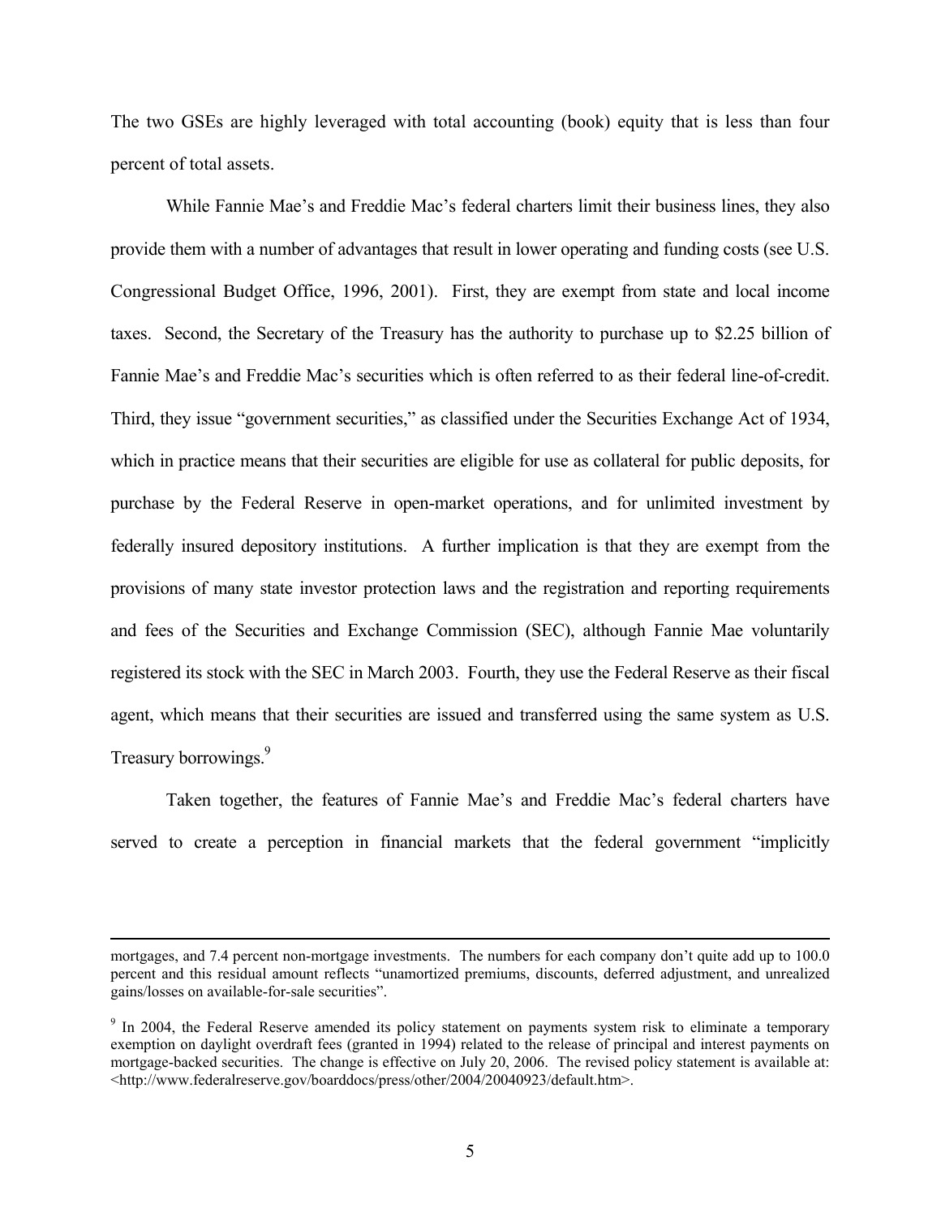The two GSEs are highly leveraged with total accounting (book) equity that is less than four percent of total assets.

While Fannie Mae's and Freddie Mac's federal charters limit their business lines, they also provide them with a number of advantages that result in lower operating and funding costs (see U.S. Congressional Budget Office, 1996, 2001). First, they are exempt from state and local income taxes. Second, the Secretary of the Treasury has the authority to purchase up to \$2.25 billion of Fannie Mae's and Freddie Mac's securities which is often referred to as their federal line-of-credit. Third, they issue "government securities," as classified under the Securities Exchange Act of 1934, which in practice means that their securities are eligible for use as collateral for public deposits, for purchase by the Federal Reserve in open-market operations, and for unlimited investment by federally insured depository institutions. A further implication is that they are exempt from the provisions of many state investor protection laws and the registration and reporting requirements and fees of the Securities and Exchange Commission (SEC), although Fannie Mae voluntarily registered its stock with the SEC in March 2003. Fourth, they use the Federal Reserve as their fiscal agent, which means that their securities are issued and transferred using the same system as U.S. Treasury borrowings.[9]

Taken together, the features of Fannie Mae's and Freddie Mac's federal charters have served to create a perception in financial markets that the federal government "implicitly

---

mortgages, and 7.4 percent non-mortgage investments. The numbers for each company don't quite add up to 100.0 percent and this residual amount reflects "unamortized premiums, discounts, deferred adjustment, and unrealized gains/losses on available-for-sale securities".

[9] In 2004, the Federal Reserve amended its policy statement on payments system risk to eliminate a temporary exemption on daylight overdraft fees (granted in 1994) related to the release of principal and interest payments on mortgage-backed securities. The change is effective on July 20, 2006. The revised policy statement is available at: <http://www.federalreserve.gov/boarddocs/press/other/2004/20040923/default.htm>.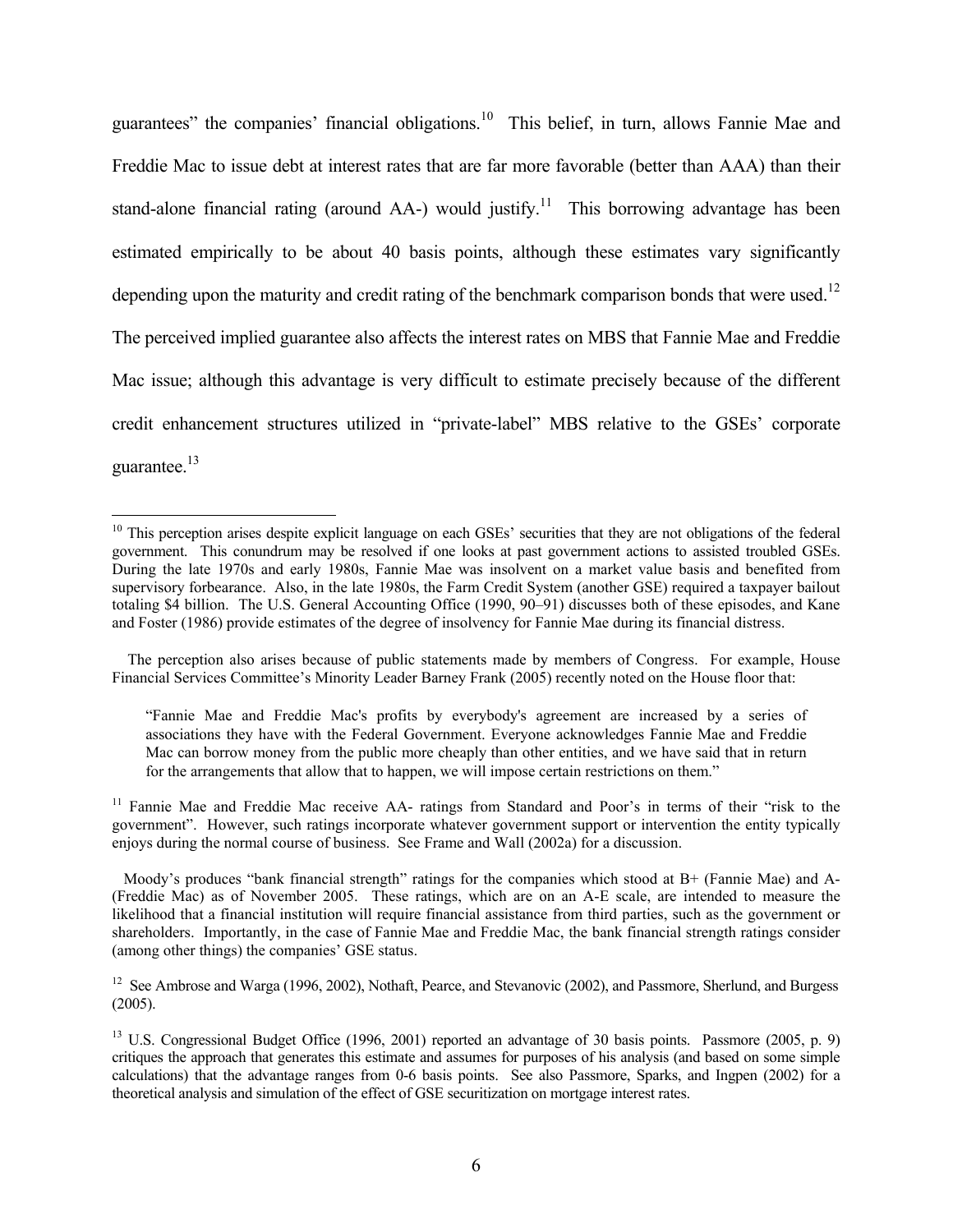guarantees" the companies' financial obligations.[10] This belief, in turn, allows Fannie Mae and Freddie Mac to issue debt at interest rates that are far more favorable (better than AAA) than their stand-alone financial rating (around AA-) would justify.[11] This borrowing advantage has been estimated empirically to be about 40 basis points, although these estimates vary significantly depending upon the maturity and credit rating of the benchmark comparison bonds that were used.[12] The perceived implied guarantee also affects the interest rates on MBS that Fannie Mae and Freddie Mac issue; although this advantage is very difficult to estimate precisely because of the different credit enhancement structures utilized in "private-label" MBS relative to the GSEs' corporate guarantee.[13]

---

[10] This perception arises despite explicit language on each GSEs' securities that they are not obligations of the federal government. This conundrum may be resolved if one looks at past government actions to assisted troubled GSEs. During the late 1970s and early 1980s, Fannie Mae was insolvent on a market value basis and benefited from supervisory forbearance. Also, in the late 1980s, the Farm Credit System (another GSE) required a taxpayer bailout totaling $4 billion. The U.S. General Accounting Office (1990, 90–91) discusses both of these episodes, and Kane and Foster (1986) provide estimates of the degree of insolvency for Fannie Mae during its financial distress.

The perception also arises because of public statements made by members of Congress. For example, House Financial Services Committee's Minority Leader Barney Frank (2005) recently noted on the House floor that:

> "Fannie Mae and Freddie Mac's profits by everybody's agreement are increased by a series of associations they have with the Federal Government. Everyone acknowledges Fannie Mae and Freddie Mac can borrow money from the public more cheaply than other entities, and we have said that in return for the arrangements that allow that to happen, we will impose certain restrictions on them."

[11] Fannie Mae and Freddie Mac receive AA- ratings from Standard and Poor's in terms of their "risk to the government". However, such ratings incorporate whatever government support or intervention the entity typically enjoys during the normal course of business. See Frame and Wall (2002a) for a discussion.

Moody's produces "bank financial strength" ratings for the companies which stood at B+ (Fannie Mae) and A- (Freddie Mac) as of November 2005. These ratings, which are on an A-E scale, are intended to measure the likelihood that a financial institution will require financial assistance from third parties, such as the government or shareholders. Importantly, in the case of Fannie Mae and Freddie Mac, the bank financial strength ratings consider (among other things) the companies' GSE status.

[12] See Ambrose and Warga (1996, 2002), Nothaft, Pearce, and Stevanovic (2002), and Passmore, Sherlund, and Burgess (2005).

[13] U.S. Congressional Budget Office (1996, 2001) reported an advantage of 30 basis points. Passmore (2005, p. 9) critiques the approach that generates this estimate and assumes for purposes of his analysis (and based on some simple calculations) that the advantage ranges from 0-6 basis points. See also Passmore, Sparks, and Ingpen (2002) for a theoretical analysis and simulation of the effect of GSE securitization on mortgage interest rates.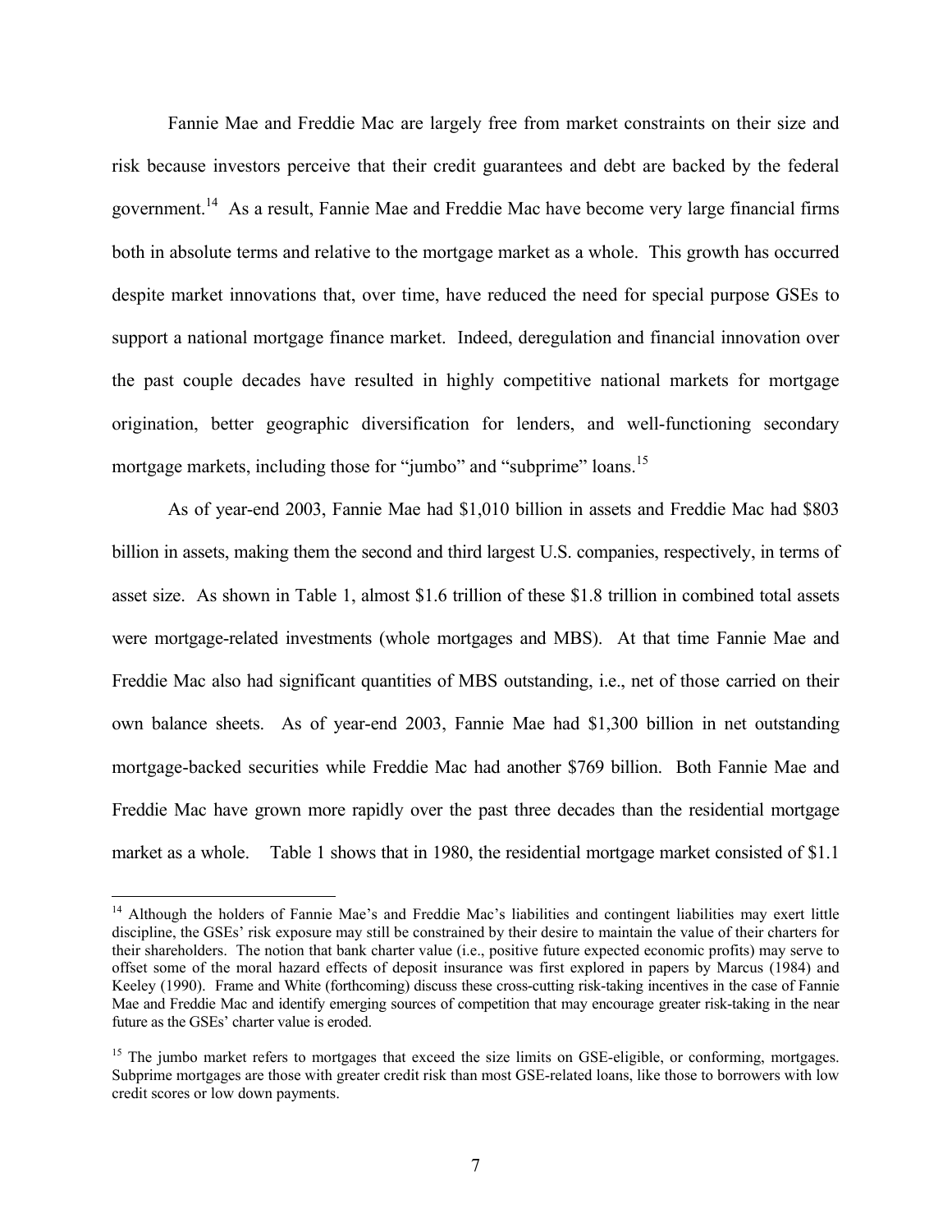Fannie Mae and Freddie Mac are largely free from market constraints on their size and risk because investors perceive that their credit guarantees and debt are backed by the federal government.[14] As a result, Fannie Mae and Freddie Mac have become very large financial firms both in absolute terms and relative to the mortgage market as a whole. This growth has occurred despite market innovations that, over time, have reduced the need for special purpose GSEs to support a national mortgage finance market. Indeed, deregulation and financial innovation over the past couple decades have resulted in highly competitive national markets for mortgage origination, better geographic diversification for lenders, and well-functioning secondary mortgage markets, including those for "jumbo" and "subprime" loans.[15]

As of year-end 2003, Fannie Mae had $1,010 billion in assets and Freddie Mac had $803 billion in assets, making them the second and third largest U.S. companies, respectively, in terms of asset size. As shown in Table 1, almost $1.6 trillion of these $1.8 trillion in combined total assets were mortgage-related investments (whole mortgages and MBS). At that time Fannie Mae and Freddie Mac also had significant quantities of MBS outstanding, i.e., net of those carried on their own balance sheets. As of year-end 2003, Fannie Mae had $1,300 billion in net outstanding mortgage-backed securities while Freddie Mac had another $769 billion. Both Fannie Mae and Freddie Mac have grown more rapidly over the past three decades than the residential mortgage market as a whole. Table 1 shows that in 1980, the residential mortgage market consisted of $1.1

---

[14] Although the holders of Fannie Mae's and Freddie Mac's liabilities and contingent liabilities may exert little discipline, the GSEs' risk exposure may still be constrained by their desire to maintain the value of their charters for their shareholders. The notion that bank charter value (i.e., positive future expected economic profits) may serve to offset some of the moral hazard effects of deposit insurance was first explored in papers by Marcus (1984) and Keeley (1990). Frame and White (forthcoming) discuss these cross-cutting risk-taking incentives in the case of Fannie Mae and Freddie Mac and identify emerging sources of competition that may encourage greater risk-taking in the near future as the GSEs' charter value is eroded.

[15] The jumbo market refers to mortgages that exceed the size limits on GSE-eligible, or conforming, mortgages. Subprime mortgages are those with greater credit risk than most GSE-related loans, like those to borrowers with low credit scores or low down payments.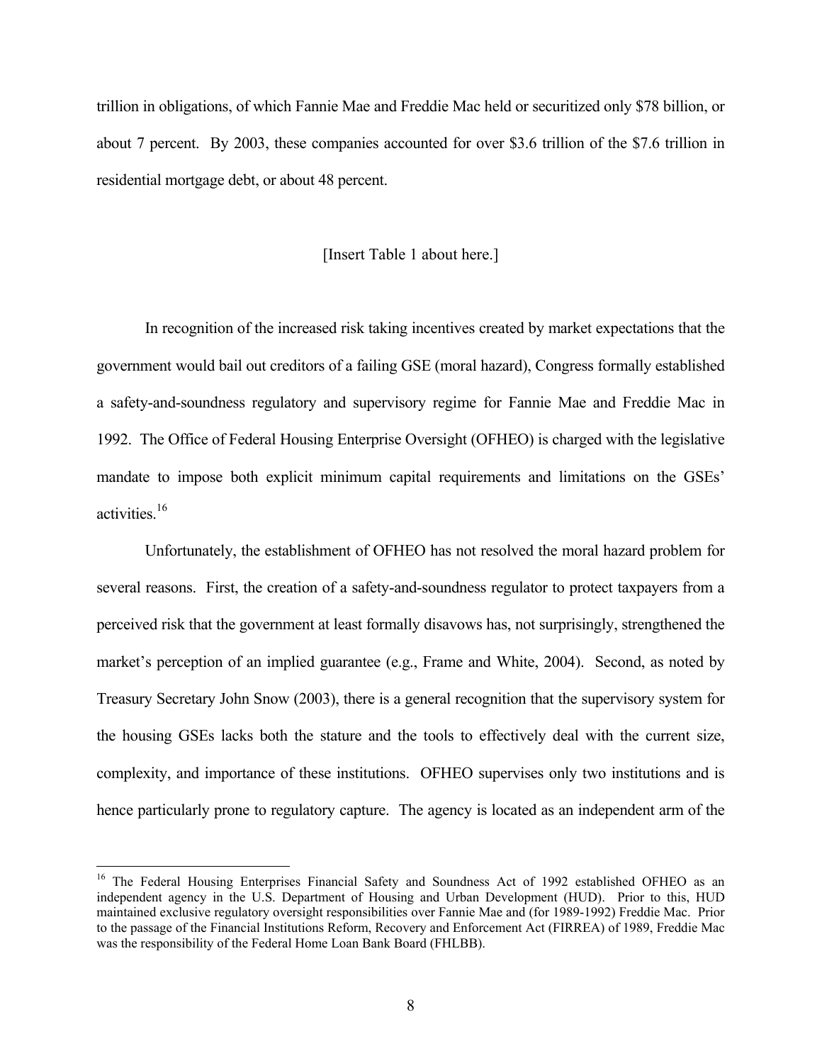trillion in obligations, of which Fannie Mae and Freddie Mac held or securitized only $78 billion, or about 7 percent. By 2003, these companies accounted for over $3.6 trillion of the $7.6 trillion in residential mortgage debt, or about 48 percent.

[Insert Table 1 about here.]

In recognition of the increased risk taking incentives created by market expectations that the government would bail out creditors of a failing GSE (moral hazard), Congress formally established a safety-and-soundness regulatory and supervisory regime for Fannie Mae and Freddie Mac in 1992. The Office of Federal Housing Enterprise Oversight (OFHEO) is charged with the legislative mandate to impose both explicit minimum capital requirements and limitations on the GSEs' activities.[16]

Unfortunately, the establishment of OFHEO has not resolved the moral hazard problem for several reasons. First, the creation of a safety-and-soundness regulator to protect taxpayers from a perceived risk that the government at least formally disavows has, not surprisingly, strengthened the market's perception of an implied guarantee (e.g., Frame and White, 2004). Second, as noted by Treasury Secretary John Snow (2003), there is a general recognition that the supervisory system for the housing GSEs lacks both the stature and the tools to effectively deal with the current size, complexity, and importance of these institutions. OFHEO supervises only two institutions and is hence particularly prone to regulatory capture. The agency is located as an independent arm of the

[16] The Federal Housing Enterprises Financial Safety and Soundness Act of 1992 established OFHEO as an independent agency in the U.S. Department of Housing and Urban Development (HUD). Prior to this, HUD maintained exclusive regulatory oversight responsibilities over Fannie Mae and (for 1989-1992) Freddie Mac. Prior to the passage of the Financial Institutions Reform, Recovery and Enforcement Act (FIRREA) of 1989, Freddie Mac was the responsibility of the Federal Home Loan Bank Board (FHLBB).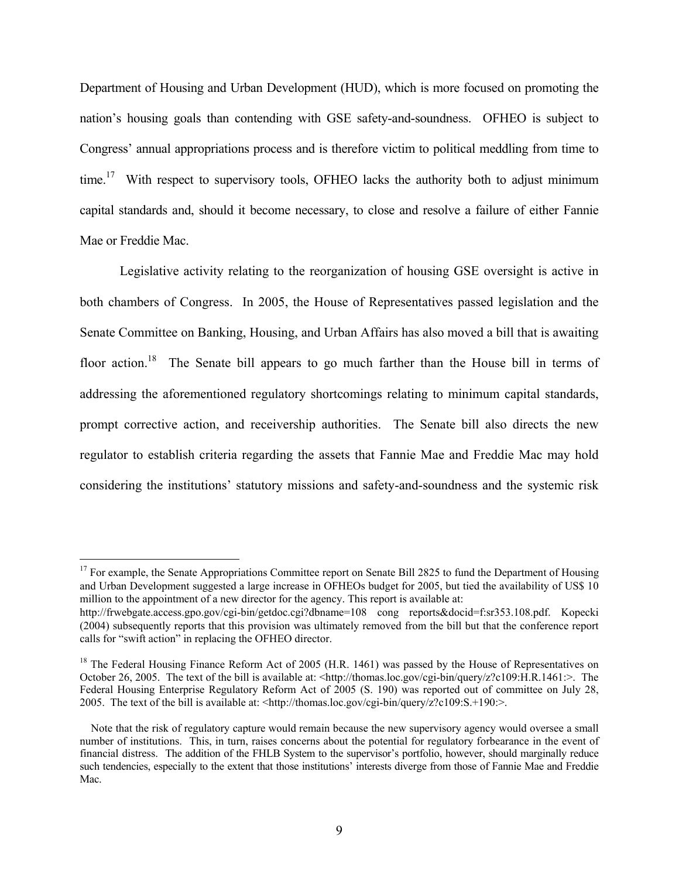Department of Housing and Urban Development (HUD), which is more focused on promoting the nation's housing goals than contending with GSE safety-and-soundness. OFHEO is subject to Congress' annual appropriations process and is therefore victim to political meddling from time to time.[17] With respect to supervisory tools, OFHEO lacks the authority both to adjust minimum capital standards and, should it become necessary, to close and resolve a failure of either Fannie Mae or Freddie Mac.

Legislative activity relating to the reorganization of housing GSE oversight is active in both chambers of Congress. In 2005, the House of Representatives passed legislation and the Senate Committee on Banking, Housing, and Urban Affairs has also moved a bill that is awaiting floor action.[18] The Senate bill appears to go much farther than the House bill in terms of addressing the aforementioned regulatory shortcomings relating to minimum capital standards, prompt corrective action, and receivership authorities. The Senate bill also directs the new regulator to establish criteria regarding the assets that Fannie Mae and Freddie Mac may hold considering the institutions' statutory missions and safety-and-soundness and the systemic risk

---

[17] For example, the Senate Appropriations Committee report on Senate Bill 2825 to fund the Department of Housing and Urban Development suggested a large increase in OFHEOs budget for 2005, but tied the availability of US$ 10 million to the appointment of a new director for the agency. This report is available at: http://frwebgate.access.gpo.gov/cgi-bin/getdoc.cgi?dbname=108 cong reports&docid=f:sr353.108.pdf. Kopecki (2004) subsequently reports that this provision was ultimately removed from the bill but that the conference report calls for "swift action" in replacing the OFHEO director.

[18] The Federal Housing Finance Reform Act of 2005 (H.R. 1461) was passed by the House of Representatives on October 26, 2005. The text of the bill is available at: <http://thomas.loc.gov/cgi-bin/query/z?c109:H.R.1461:>. The Federal Housing Enterprise Regulatory Reform Act of 2005 (S. 190) was reported out of committee on July 28, 2005. The text of the bill is available at: <http://thomas.loc.gov/cgi-bin/query/z?c109:S.+190:>.

Note that the risk of regulatory capture would remain because the new supervisory agency would oversee a small number of institutions. This, in turn, raises concerns about the potential for regulatory forbearance in the event of financial distress. The addition of the FHLB System to the supervisor's portfolio, however, should marginally reduce such tendencies, especially to the extent that those institutions' interests diverge from those of Fannie Mae and Freddie Mac.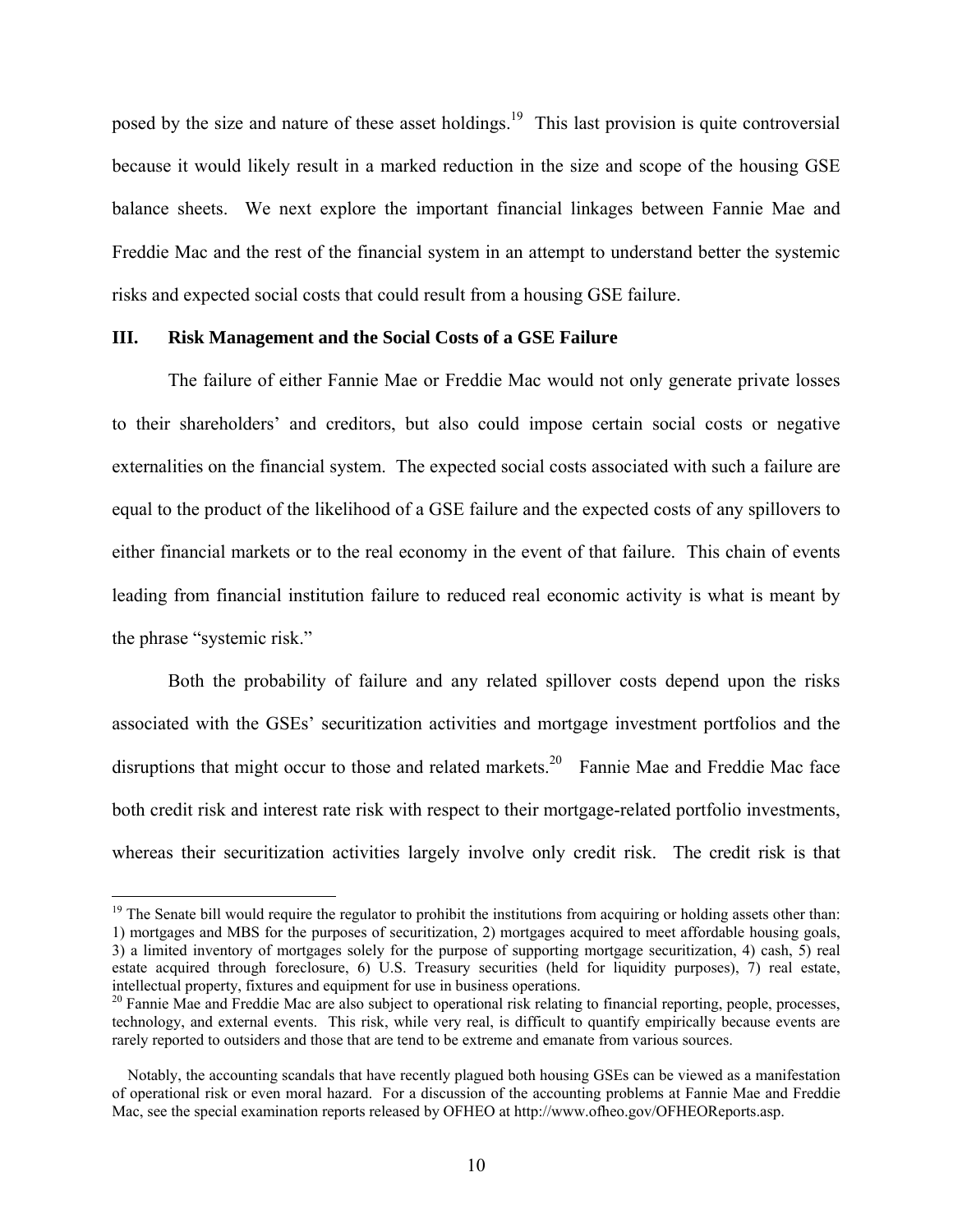posed by the size and nature of these asset holdings.[19] This last provision is quite controversial because it would likely result in a marked reduction in the size and scope of the housing GSE balance sheets. We next explore the important financial linkages between Fannie Mae and Freddie Mac and the rest of the financial system in an attempt to understand better the systemic risks and expected social costs that could result from a housing GSE failure.

## III. Risk Management and the Social Costs of a GSE Failure

The failure of either Fannie Mae or Freddie Mac would not only generate private losses to their shareholders' and creditors, but also could impose certain social costs or negative externalities on the financial system. The expected social costs associated with such a failure are equal to the product of the likelihood of a GSE failure and the expected costs of any spillovers to either financial markets or to the real economy in the event of that failure. This chain of events leading from financial institution failure to reduced real economic activity is what is meant by the phrase "systemic risk."

Both the probability of failure and any related spillover costs depend upon the risks associated with the GSEs' securitization activities and mortgage investment portfolios and the disruptions that might occur to those and related markets.[20] Fannie Mae and Freddie Mac face both credit risk and interest rate risk with respect to their mortgage-related portfolio investments, whereas their securitization activities largely involve only credit risk. The credit risk is that

---

[19] The Senate bill would require the regulator to prohibit the institutions from acquiring or holding assets other than: 1) mortgages and MBS for the purposes of securitization, 2) mortgages acquired to meet affordable housing goals, 3) a limited inventory of mortgages solely for the purpose of supporting mortgage securitization, 4) cash, 5) real estate acquired through foreclosure, 6) U.S. Treasury securities (held for liquidity purposes), 7) real estate, intellectual property, fixtures and equipment for use in business operations.

[20] Fannie Mae and Freddie Mac are also subject to operational risk relating to financial reporting, people, processes, technology, and external events. This risk, while very real, is difficult to quantify empirically because events are rarely reported to outsiders and those that are tend to be extreme and emanate from various sources.

Notably, the accounting scandals that have recently plagued both housing GSEs can be viewed as a manifestation of operational risk or even moral hazard. For a discussion of the accounting problems at Fannie Mae and Freddie Mac, see the special examination reports released by OFHEO at http://www.ofheo.gov/OFHEOReports.asp.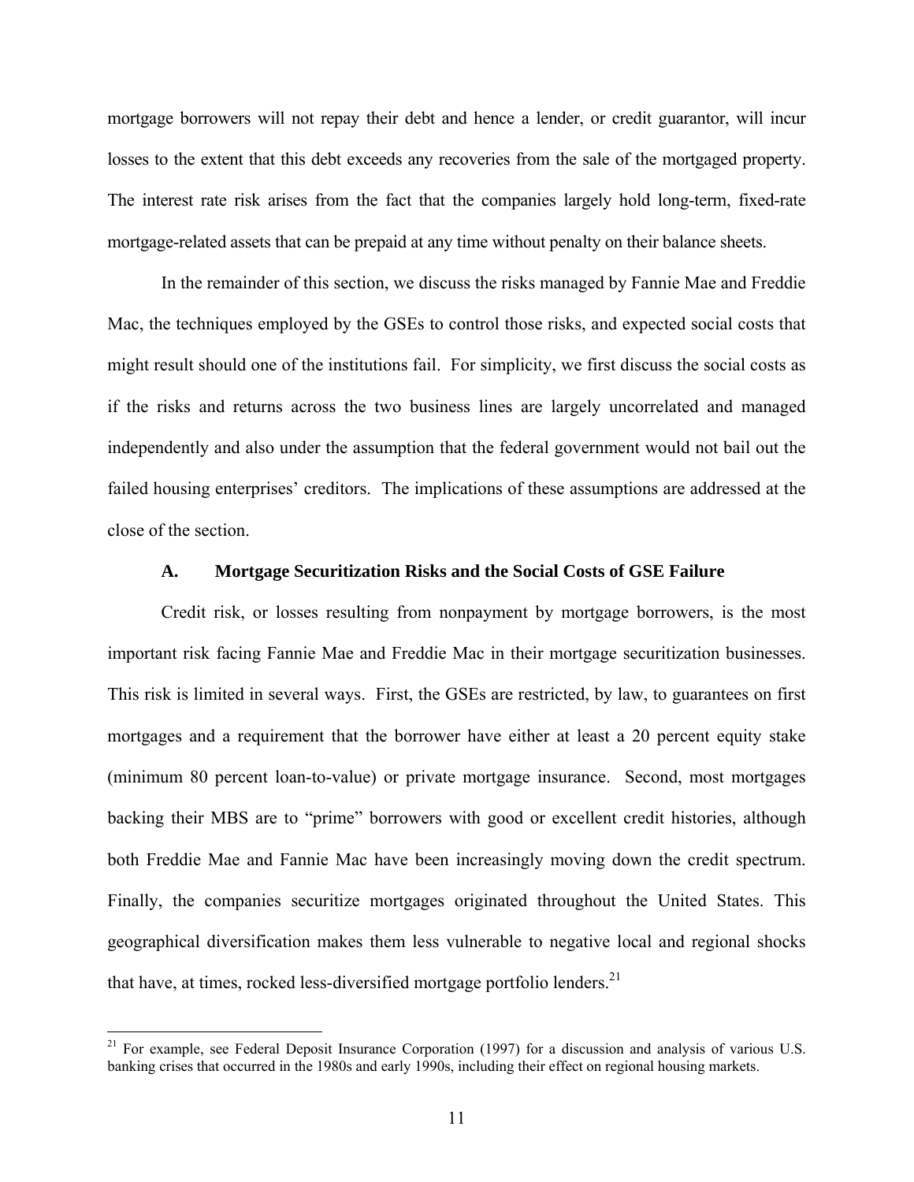mortgage borrowers will not repay their debt and hence a lender, or credit guarantor, will incur losses to the extent that this debt exceeds any recoveries from the sale of the mortgaged property. The interest rate risk arises from the fact that the companies largely hold long-term, fixed-rate mortgage-related assets that can be prepaid at any time without penalty on their balance sheets.

In the remainder of this section, we discuss the risks managed by Fannie Mae and Freddie Mac, the techniques employed by the GSEs to control those risks, and expected social costs that might result should one of the institutions fail. For simplicity, we first discuss the social costs as if the risks and returns across the two business lines are largely uncorrelated and managed independently and also under the assumption that the federal government would not bail out the failed housing enterprises' creditors. The implications of these assumptions are addressed at the close of the section.

### A. Mortgage Securitization Risks and the Social Costs of GSE Failure

Credit risk, or losses resulting from nonpayment by mortgage borrowers, is the most important risk facing Fannie Mae and Freddie Mac in their mortgage securitization businesses. This risk is limited in several ways. First, the GSEs are restricted, by law, to guarantees on first mortgages and a requirement that the borrower have either at least a 20 percent equity stake (minimum 80 percent loan-to-value) or private mortgage insurance. Second, most mortgages backing their MBS are to "prime" borrowers with good or excellent credit histories, although both Freddie Mae and Fannie Mac have been increasingly moving down the credit spectrum. Finally, the companies securitize mortgages originated throughout the United States. This geographical diversification makes them less vulnerable to negative local and regional shocks that have, at times, rocked less-diversified mortgage portfolio lenders.[21]

[21] For example, see Federal Deposit Insurance Corporation (1997) for a discussion and analysis of various U.S. banking crises that occurred in the 1980s and early 1990s, including their effect on regional housing markets.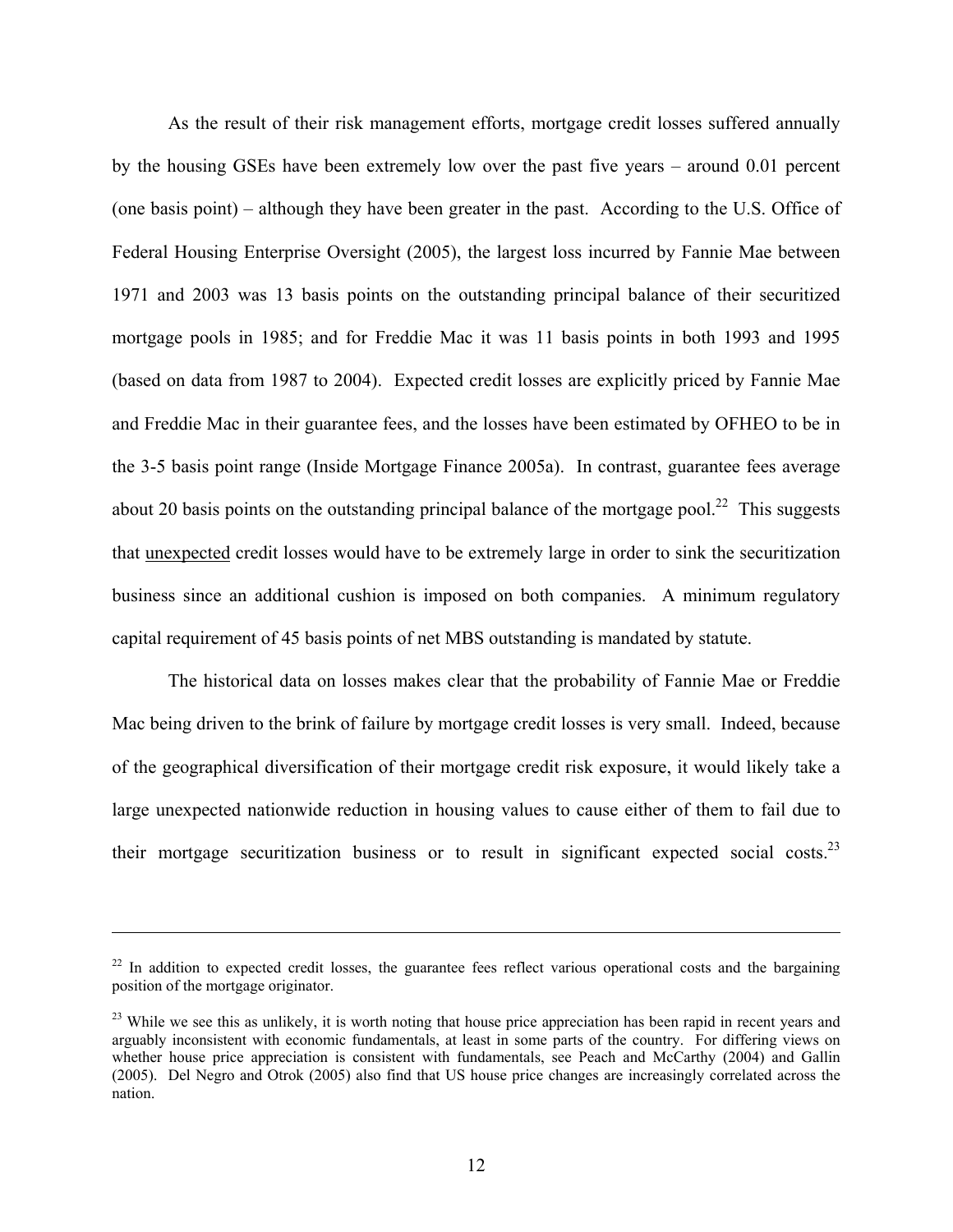As the result of their risk management efforts, mortgage credit losses suffered annually by the housing GSEs have been extremely low over the past five years – around 0.01 percent (one basis point) – although they have been greater in the past. According to the U.S. Office of Federal Housing Enterprise Oversight (2005), the largest loss incurred by Fannie Mae between 1971 and 2003 was 13 basis points on the outstanding principal balance of their securitized mortgage pools in 1985; and for Freddie Mac it was 11 basis points in both 1993 and 1995 (based on data from 1987 to 2004). Expected credit losses are explicitly priced by Fannie Mae and Freddie Mac in their guarantee fees, and the losses have been estimated by OFHEO to be in the 3-5 basis point range (Inside Mortgage Finance 2005a). In contrast, guarantee fees average about 20 basis points on the outstanding principal balance of the mortgage pool.[22] This suggests that unexpected credit losses would have to be extremely large in order to sink the securitization business since an additional cushion is imposed on both companies. A minimum regulatory capital requirement of 45 basis points of net MBS outstanding is mandated by statute.

The historical data on losses makes clear that the probability of Fannie Mae or Freddie Mac being driven to the brink of failure by mortgage credit losses is very small. Indeed, because of the geographical diversification of their mortgage credit risk exposure, it would likely take a large unexpected nationwide reduction in housing values to cause either of them to fail due to their mortgage securitization business or to result in significant expected social costs.[23]

---

[22] In addition to expected credit losses, the guarantee fees reflect various operational costs and the bargaining position of the mortgage originator.

[23] While we see this as unlikely, it is worth noting that house price appreciation has been rapid in recent years and arguably inconsistent with economic fundamentals, at least in some parts of the country. For differing views on whether house price appreciation is consistent with fundamentals, see Peach and McCarthy (2004) and Gallin (2005). Del Negro and Otrok (2005) also find that US house price changes are increasingly correlated across the nation.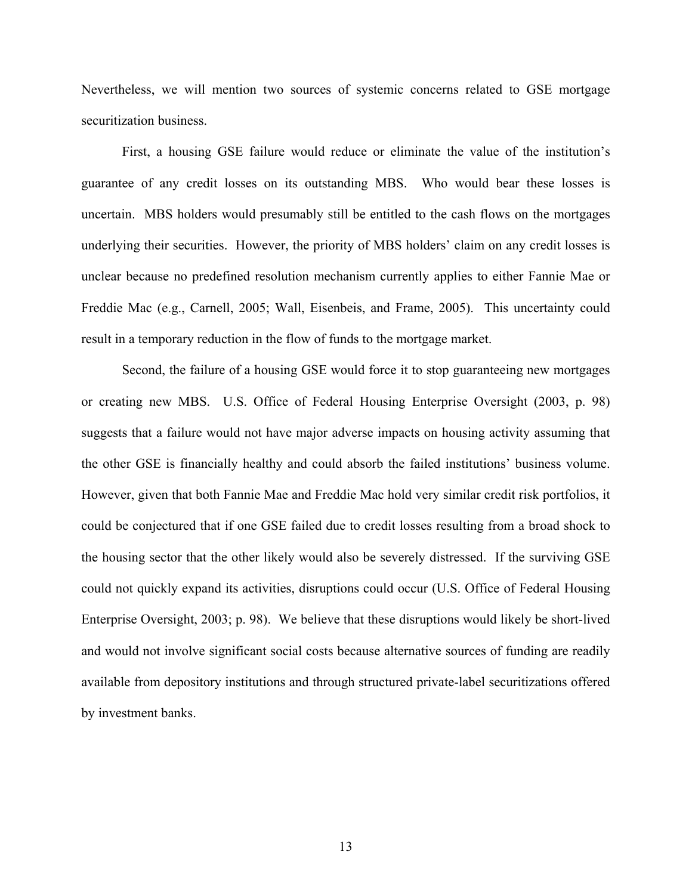Nevertheless, we will mention two sources of systemic concerns related to GSE mortgage securitization business.

First, a housing GSE failure would reduce or eliminate the value of the institution's guarantee of any credit losses on its outstanding MBS. Who would bear these losses is uncertain. MBS holders would presumably still be entitled to the cash flows on the mortgages underlying their securities. However, the priority of MBS holders' claim on any credit losses is unclear because no predefined resolution mechanism currently applies to either Fannie Mae or Freddie Mac (e.g., Carnell, 2005; Wall, Eisenbeis, and Frame, 2005). This uncertainty could result in a temporary reduction in the flow of funds to the mortgage market.

Second, the failure of a housing GSE would force it to stop guaranteeing new mortgages or creating new MBS. U.S. Office of Federal Housing Enterprise Oversight (2003, p. 98) suggests that a failure would not have major adverse impacts on housing activity assuming that the other GSE is financially healthy and could absorb the failed institutions' business volume. However, given that both Fannie Mae and Freddie Mac hold very similar credit risk portfolios, it could be conjectured that if one GSE failed due to credit losses resulting from a broad shock to the housing sector that the other likely would also be severely distressed. If the surviving GSE could not quickly expand its activities, disruptions could occur (U.S. Office of Federal Housing Enterprise Oversight, 2003; p. 98). We believe that these disruptions would likely be short-lived and would not involve significant social costs because alternative sources of funding are readily available from depository institutions and through structured private-label securitizations offered by investment banks.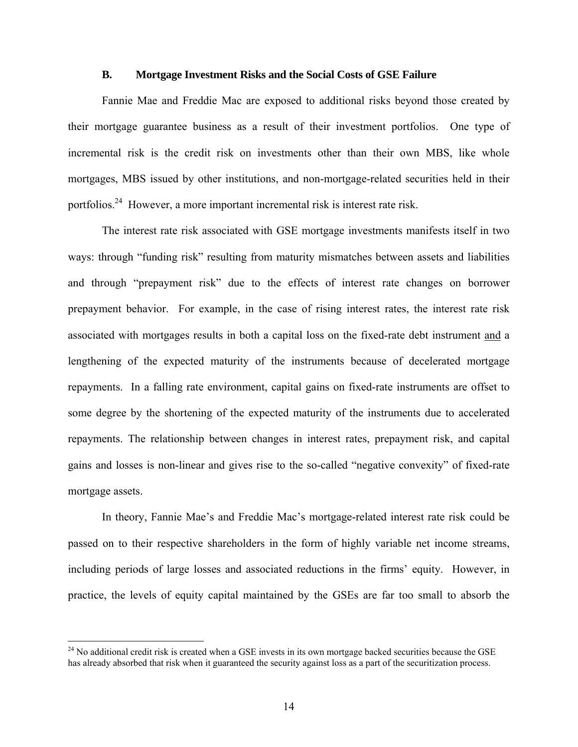### B. Mortgage Investment Risks and the Social Costs of GSE Failure

Fannie Mae and Freddie Mac are exposed to additional risks beyond those created by their mortgage guarantee business as a result of their investment portfolios. One type of incremental risk is the credit risk on investments other than their own MBS, like whole mortgages, MBS issued by other institutions, and non-mortgage-related securities held in their portfolios.[24] However, a more important incremental risk is interest rate risk.

The interest rate risk associated with GSE mortgage investments manifests itself in two ways: through "funding risk" resulting from maturity mismatches between assets and liabilities and through "prepayment risk" due to the effects of interest rate changes on borrower prepayment behavior. For example, in the case of rising interest rates, the interest rate risk associated with mortgages results in both a capital loss on the fixed-rate debt instrument <u>and</u> a lengthening of the expected maturity of the instruments because of decelerated mortgage repayments. In a falling rate environment, capital gains on fixed-rate instruments are offset to some degree by the shortening of the expected maturity of the instruments due to accelerated repayments. The relationship between changes in interest rates, prepayment risk, and capital gains and losses is non-linear and gives rise to the so-called "negative convexity" of fixed-rate mortgage assets.

In theory, Fannie Mae's and Freddie Mac's mortgage-related interest rate risk could be passed on to their respective shareholders in the form of highly variable net income streams, including periods of large losses and associated reductions in the firms' equity. However, in practice, the levels of equity capital maintained by the GSEs are far too small to absorb the

[24] No additional credit risk is created when a GSE invests in its own mortgage backed securities because the GSE has already absorbed that risk when it guaranteed the security against loss as a part of the securitization process.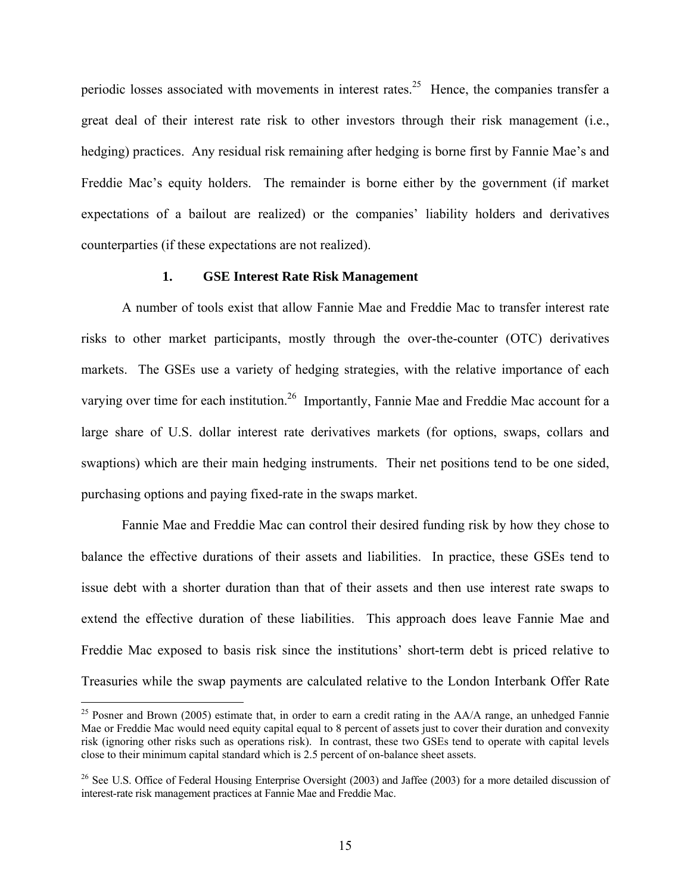periodic losses associated with movements in interest rates.[25] Hence, the companies transfer a great deal of their interest rate risk to other investors through their risk management (i.e., hedging) practices. Any residual risk remaining after hedging is borne first by Fannie Mae's and Freddie Mac's equity holders. The remainder is borne either by the government (if market expectations of a bailout are realized) or the companies' liability holders and derivatives counterparties (if these expectations are not realized).

### 1. GSE Interest Rate Risk Management

A number of tools exist that allow Fannie Mae and Freddie Mac to transfer interest rate risks to other market participants, mostly through the over-the-counter (OTC) derivatives markets. The GSEs use a variety of hedging strategies, with the relative importance of each varying over time for each institution.[26] Importantly, Fannie Mae and Freddie Mac account for a large share of U.S. dollar interest rate derivatives markets (for options, swaps, collars and swaptions) which are their main hedging instruments. Their net positions tend to be one sided, purchasing options and paying fixed-rate in the swaps market.

Fannie Mae and Freddie Mac can control their desired funding risk by how they chose to balance the effective durations of their assets and liabilities. In practice, these GSEs tend to issue debt with a shorter duration than that of their assets and then use interest rate swaps to extend the effective duration of these liabilities. This approach does leave Fannie Mae and Freddie Mac exposed to basis risk since the institutions' short-term debt is priced relative to Treasuries while the swap payments are calculated relative to the London Interbank Offer Rate

---

[25] Posner and Brown (2005) estimate that, in order to earn a credit rating in the AA/A range, an unhedged Fannie Mae or Freddie Mac would need equity capital equal to 8 percent of assets just to cover their duration and convexity risk (ignoring other risks such as operations risk). In contrast, these two GSEs tend to operate with capital levels close to their minimum capital standard which is 2.5 percent of on-balance sheet assets.

[26] See U.S. Office of Federal Housing Enterprise Oversight (2003) and Jaffee (2003) for a more detailed discussion of interest-rate risk management practices at Fannie Mae and Freddie Mac.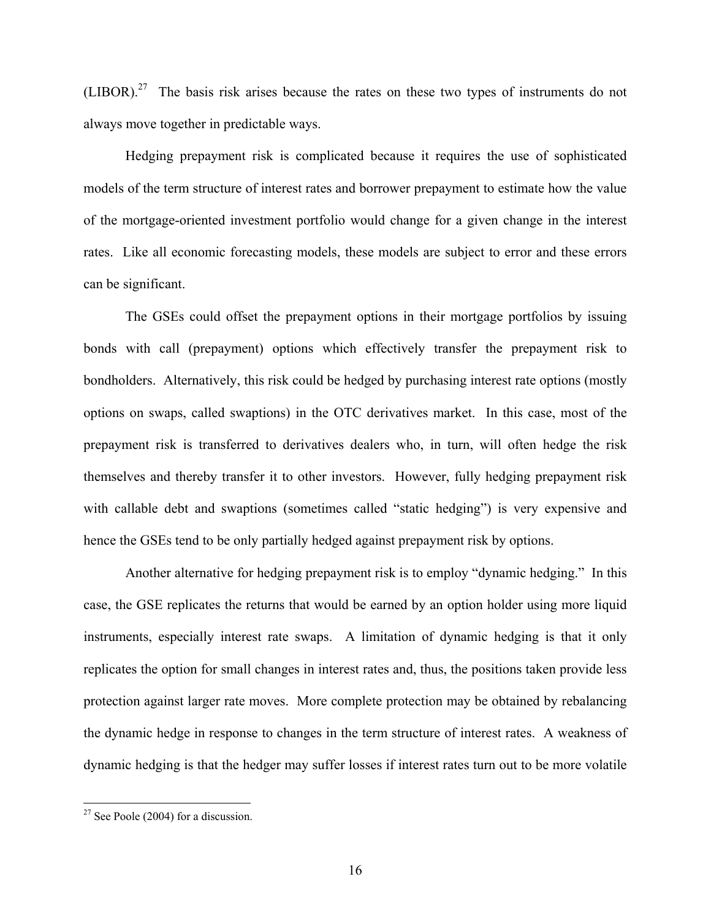(LIBOR).[27] The basis risk arises because the rates on these two types of instruments do not always move together in predictable ways.

Hedging prepayment risk is complicated because it requires the use of sophisticated models of the term structure of interest rates and borrower prepayment to estimate how the value of the mortgage-oriented investment portfolio would change for a given change in the interest rates. Like all economic forecasting models, these models are subject to error and these errors can be significant.

The GSEs could offset the prepayment options in their mortgage portfolios by issuing bonds with call (prepayment) options which effectively transfer the prepayment risk to bondholders. Alternatively, this risk could be hedged by purchasing interest rate options (mostly options on swaps, called swaptions) in the OTC derivatives market. In this case, most of the prepayment risk is transferred to derivatives dealers who, in turn, will often hedge the risk themselves and thereby transfer it to other investors. However, fully hedging prepayment risk with callable debt and swaptions (sometimes called "static hedging") is very expensive and hence the GSEs tend to be only partially hedged against prepayment risk by options.

Another alternative for hedging prepayment risk is to employ "dynamic hedging." In this case, the GSE replicates the returns that would be earned by an option holder using more liquid instruments, especially interest rate swaps. A limitation of dynamic hedging is that it only replicates the option for small changes in interest rates and, thus, the positions taken provide less protection against larger rate moves. More complete protection may be obtained by rebalancing the dynamic hedge in response to changes in the term structure of interest rates. A weakness of dynamic hedging is that the hedger may suffer losses if interest rates turn out to be more volatile

[27] See Poole (2004) for a discussion.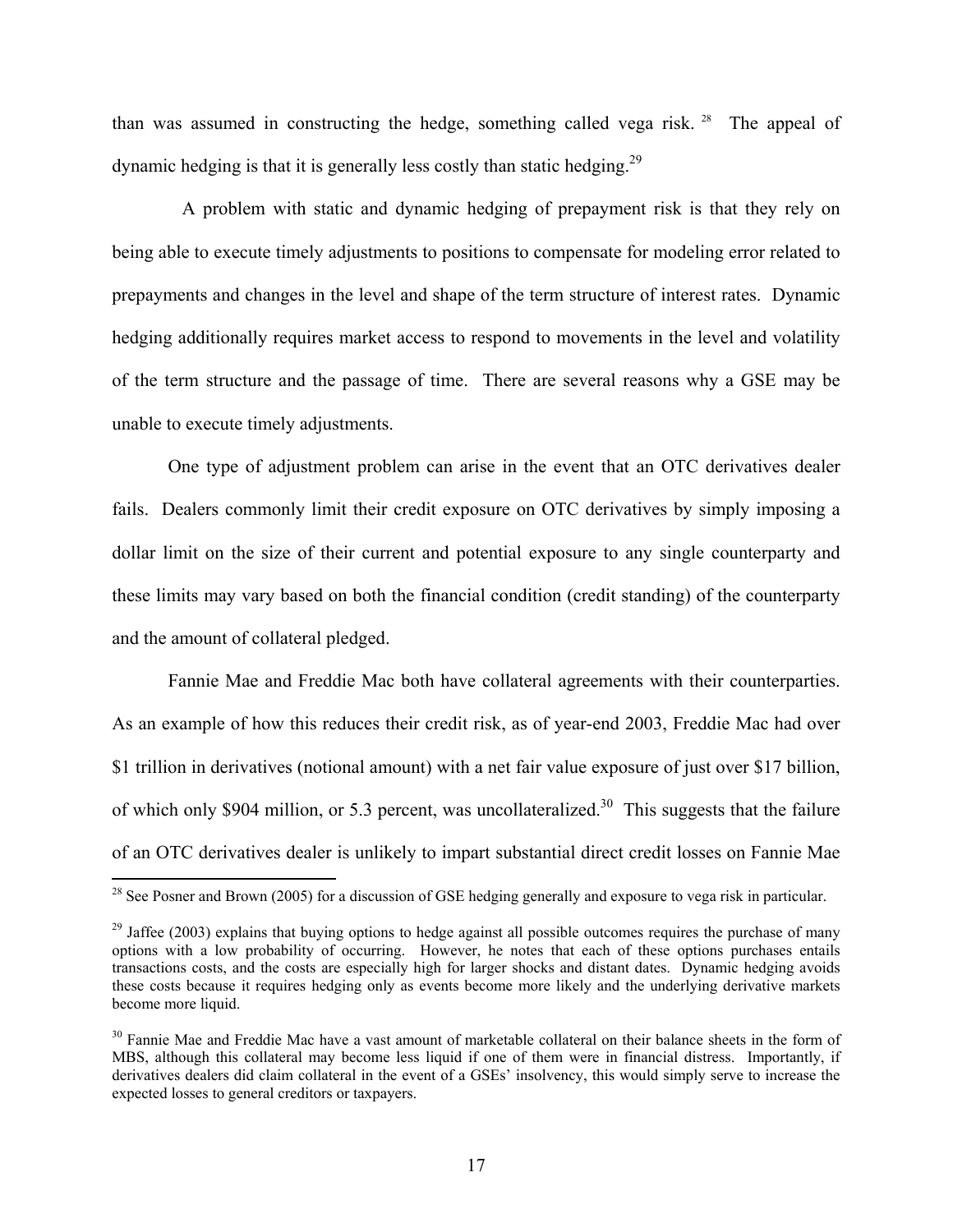than was assumed in constructing the hedge, something called vega risk. [28] The appeal of dynamic hedging is that it is generally less costly than static hedging.[29]

A problem with static and dynamic hedging of prepayment risk is that they rely on being able to execute timely adjustments to positions to compensate for modeling error related to prepayments and changes in the level and shape of the term structure of interest rates. Dynamic hedging additionally requires market access to respond to movements in the level and volatility of the term structure and the passage of time. There are several reasons why a GSE may be unable to execute timely adjustments.

One type of adjustment problem can arise in the event that an OTC derivatives dealer fails. Dealers commonly limit their credit exposure on OTC derivatives by simply imposing a dollar limit on the size of their current and potential exposure to any single counterparty and these limits may vary based on both the financial condition (credit standing) of the counterparty and the amount of collateral pledged.

Fannie Mae and Freddie Mac both have collateral agreements with their counterparties. As an example of how this reduces their credit risk, as of year-end 2003, Freddie Mac had over $1 trillion in derivatives (notional amount) with a net fair value exposure of just over $17 billion, of which only $904 million, or 5.3 percent, was uncollateralized.[30] This suggests that the failure of an OTC derivatives dealer is unlikely to impart substantial direct credit losses on Fannie Mae

---

[28] See Posner and Brown (2005) for a discussion of GSE hedging generally and exposure to vega risk in particular.

[29] Jaffee (2003) explains that buying options to hedge against all possible outcomes requires the purchase of many options with a low probability of occurring. However, he notes that each of these options purchases entails transactions costs, and the costs are especially high for larger shocks and distant dates. Dynamic hedging avoids these costs because it requires hedging only as events become more likely and the underlying derivative markets become more liquid.

[30] Fannie Mae and Freddie Mac have a vast amount of marketable collateral on their balance sheets in the form of MBS, although this collateral may become less liquid if one of them were in financial distress. Importantly, if derivatives dealers did claim collateral in the event of a GSEs' insolvency, this would simply serve to increase the expected losses to general creditors or taxpayers.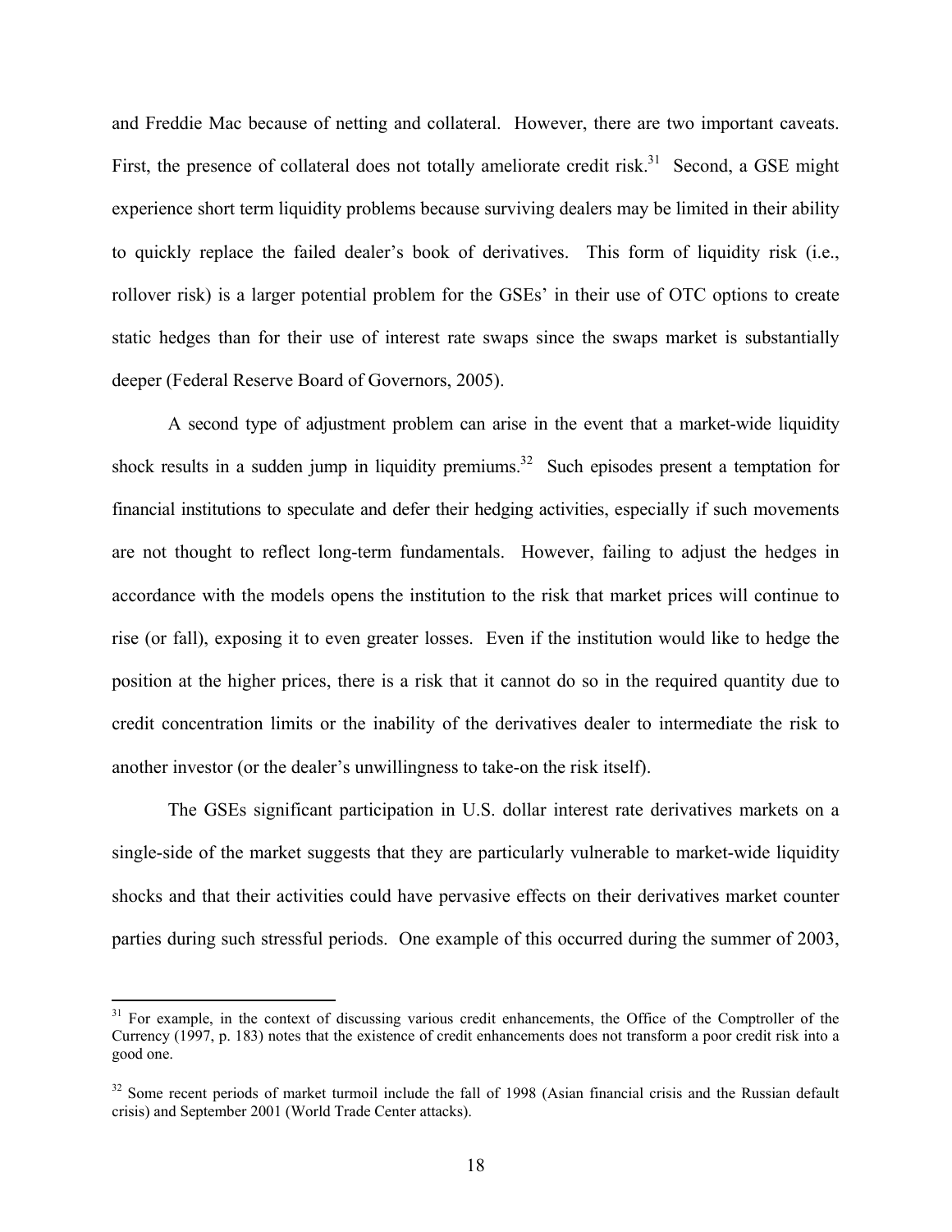and Freddie Mac because of netting and collateral. However, there are two important caveats. First, the presence of collateral does not totally ameliorate credit risk.[31] Second, a GSE might experience short term liquidity problems because surviving dealers may be limited in their ability to quickly replace the failed dealer's book of derivatives. This form of liquidity risk (i.e., rollover risk) is a larger potential problem for the GSEs' in their use of OTC options to create static hedges than for their use of interest rate swaps since the swaps market is substantially deeper (Federal Reserve Board of Governors, 2005).

A second type of adjustment problem can arise in the event that a market-wide liquidity shock results in a sudden jump in liquidity premiums.[32] Such episodes present a temptation for financial institutions to speculate and defer their hedging activities, especially if such movements are not thought to reflect long-term fundamentals. However, failing to adjust the hedges in accordance with the models opens the institution to the risk that market prices will continue to rise (or fall), exposing it to even greater losses. Even if the institution would like to hedge the position at the higher prices, there is a risk that it cannot do so in the required quantity due to credit concentration limits or the inability of the derivatives dealer to intermediate the risk to another investor (or the dealer's unwillingness to take-on the risk itself).

The GSEs significant participation in U.S. dollar interest rate derivatives markets on a single-side of the market suggests that they are particularly vulnerable to market-wide liquidity shocks and that their activities could have pervasive effects on their derivatives market counter parties during such stressful periods. One example of this occurred during the summer of 2003,

---

[31] For example, in the context of discussing various credit enhancements, the Office of the Comptroller of the Currency (1997, p. 183) notes that the existence of credit enhancements does not transform a poor credit risk into a good one.

[32] Some recent periods of market turmoil include the fall of 1998 (Asian financial crisis and the Russian default crisis) and September 2001 (World Trade Center attacks).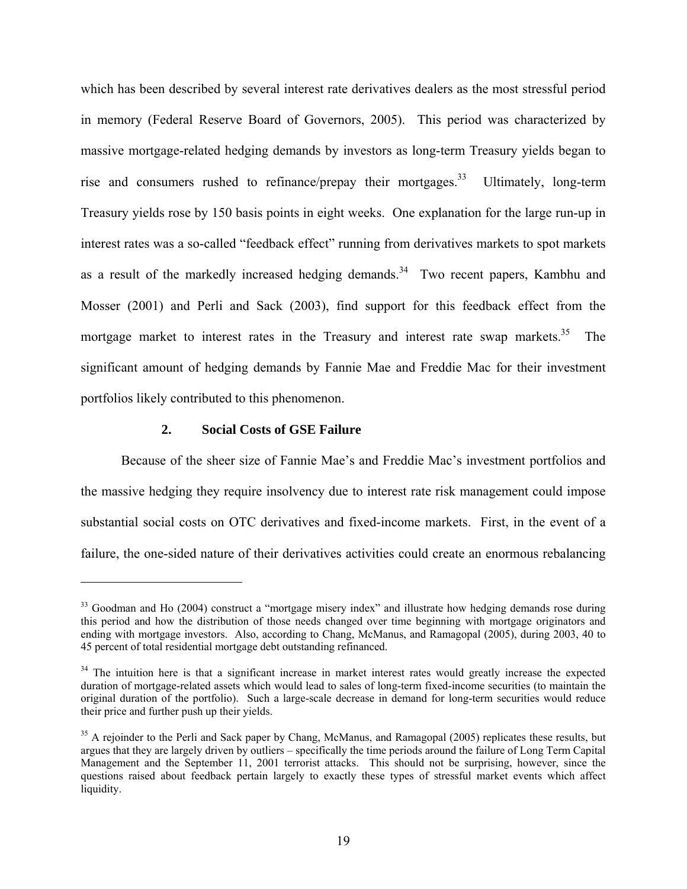which has been described by several interest rate derivatives dealers as the most stressful period in memory (Federal Reserve Board of Governors, 2005). This period was characterized by massive mortgage-related hedging demands by investors as long-term Treasury yields began to rise and consumers rushed to refinance/prepay their mortgages.[33] Ultimately, long-term Treasury yields rose by 150 basis points in eight weeks. One explanation for the large run-up in interest rates was a so-called "feedback effect" running from derivatives markets to spot markets as a result of the markedly increased hedging demands.[34] Two recent papers, Kambhu and Mosser (2001) and Perli and Sack (2003), find support for this feedback effect from the mortgage market to interest rates in the Treasury and interest rate swap markets.[35] The significant amount of hedging demands by Fannie Mae and Freddie Mac for their investment portfolios likely contributed to this phenomenon.

### 2. Social Costs of GSE Failure

Because of the sheer size of Fannie Mae's and Freddie Mac's investment portfolios and the massive hedging they require insolvency due to interest rate risk management could impose substantial social costs on OTC derivatives and fixed-income markets. First, in the event of a failure, the one-sided nature of their derivatives activities could create an enormous rebalancing

---

[33] Goodman and Ho (2004) construct a "mortgage misery index" and illustrate how hedging demands rose during this period and how the distribution of those needs changed over time beginning with mortgage originators and ending with mortgage investors. Also, according to Chang, McManus, and Ramagopal (2005), during 2003, 40 to 45 percent of total residential mortgage debt outstanding refinanced.

[34] The intuition here is that a significant increase in market interest rates would greatly increase the expected duration of mortgage-related assets which would lead to sales of long-term fixed-income securities (to maintain the original duration of the portfolio). Such a large-scale decrease in demand for long-term securities would reduce their price and further push up their yields.

[35] A rejoinder to the Perli and Sack paper by Chang, McManus, and Ramagopal (2005) replicates these results, but argues that they are largely driven by outliers – specifically the time periods around the failure of Long Term Capital Management and the September 11, 2001 terrorist attacks. This should not be surprising, however, since the questions raised about feedback pertain largely to exactly these types of stressful market events which affect liquidity.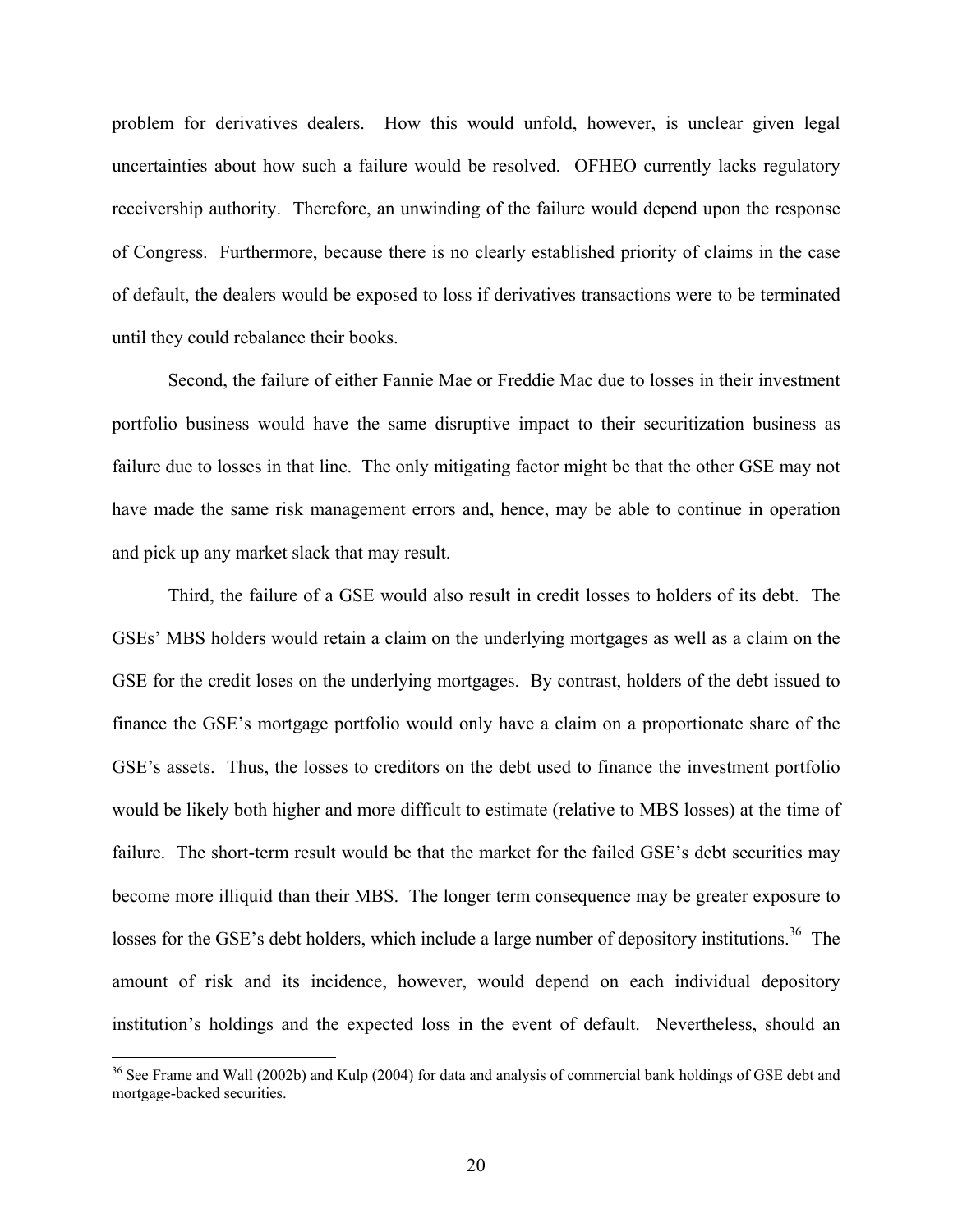problem for derivatives dealers. How this would unfold, however, is unclear given legal uncertainties about how such a failure would be resolved. OFHEO currently lacks regulatory receivership authority. Therefore, an unwinding of the failure would depend upon the response of Congress. Furthermore, because there is no clearly established priority of claims in the case of default, the dealers would be exposed to loss if derivatives transactions were to be terminated until they could rebalance their books.

Second, the failure of either Fannie Mae or Freddie Mac due to losses in their investment portfolio business would have the same disruptive impact to their securitization business as failure due to losses in that line. The only mitigating factor might be that the other GSE may not have made the same risk management errors and, hence, may be able to continue in operation and pick up any market slack that may result.

Third, the failure of a GSE would also result in credit losses to holders of its debt. The GSEs' MBS holders would retain a claim on the underlying mortgages as well as a claim on the GSE for the credit loses on the underlying mortgages. By contrast, holders of the debt issued to finance the GSE's mortgage portfolio would only have a claim on a proportionate share of the GSE's assets. Thus, the losses to creditors on the debt used to finance the investment portfolio would be likely both higher and more difficult to estimate (relative to MBS losses) at the time of failure. The short-term result would be that the market for the failed GSE's debt securities may become more illiquid than their MBS. The longer term consequence may be greater exposure to losses for the GSE's debt holders, which include a large number of depository institutions.[36] The amount of risk and its incidence, however, would depend on each individual depository institution's holdings and the expected loss in the event of default. Nevertheless, should an

[36] See Frame and Wall (2002b) and Kulp (2004) for data and analysis of commercial bank holdings of GSE debt and mortgage-backed securities.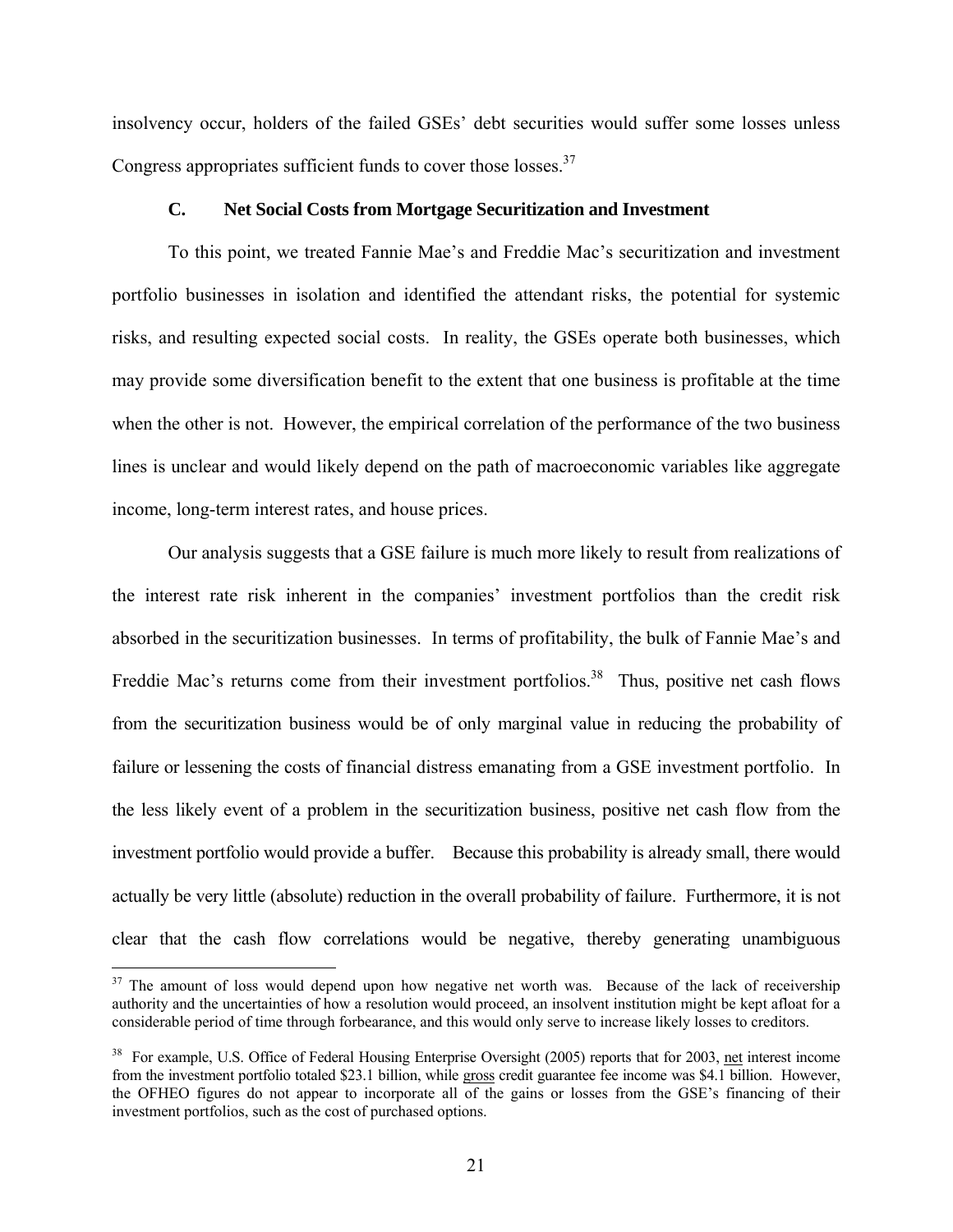insolvency occur, holders of the failed GSEs' debt securities would suffer some losses unless Congress appropriates sufficient funds to cover those losses.[37]

### C. Net Social Costs from Mortgage Securitization and Investment

To this point, we treated Fannie Mae's and Freddie Mac's securitization and investment portfolio businesses in isolation and identified the attendant risks, the potential for systemic risks, and resulting expected social costs. In reality, the GSEs operate both businesses, which may provide some diversification benefit to the extent that one business is profitable at the time when the other is not. However, the empirical correlation of the performance of the two business lines is unclear and would likely depend on the path of macroeconomic variables like aggregate income, long-term interest rates, and house prices.

Our analysis suggests that a GSE failure is much more likely to result from realizations of the interest rate risk inherent in the companies' investment portfolios than the credit risk absorbed in the securitization businesses. In terms of profitability, the bulk of Fannie Mae's and Freddie Mac's returns come from their investment portfolios.[38] Thus, positive net cash flows from the securitization business would be of only marginal value in reducing the probability of failure or lessening the costs of financial distress emanating from a GSE investment portfolio. In the less likely event of a problem in the securitization business, positive net cash flow from the investment portfolio would provide a buffer. Because this probability is already small, there would actually be very little (absolute) reduction in the overall probability of failure. Furthermore, it is not clear that the cash flow correlations would be negative, thereby generating unambiguous

[37] The amount of loss would depend upon how negative net worth was. Because of the lack of receivership authority and the uncertainties of how a resolution would proceed, an insolvent institution might be kept afloat for a considerable period of time through forbearance, and this would only serve to increase likely losses to creditors.

[38] For example, U.S. Office of Federal Housing Enterprise Oversight (2005) reports that for 2003, net interest income from the investment portfolio totaled \$23.1 billion, while gross credit guarantee fee income was \$4.1 billion. However, the OFHEO figures do not appear to incorporate all of the gains or losses from the GSE's financing of their investment portfolios, such as the cost of purchased options.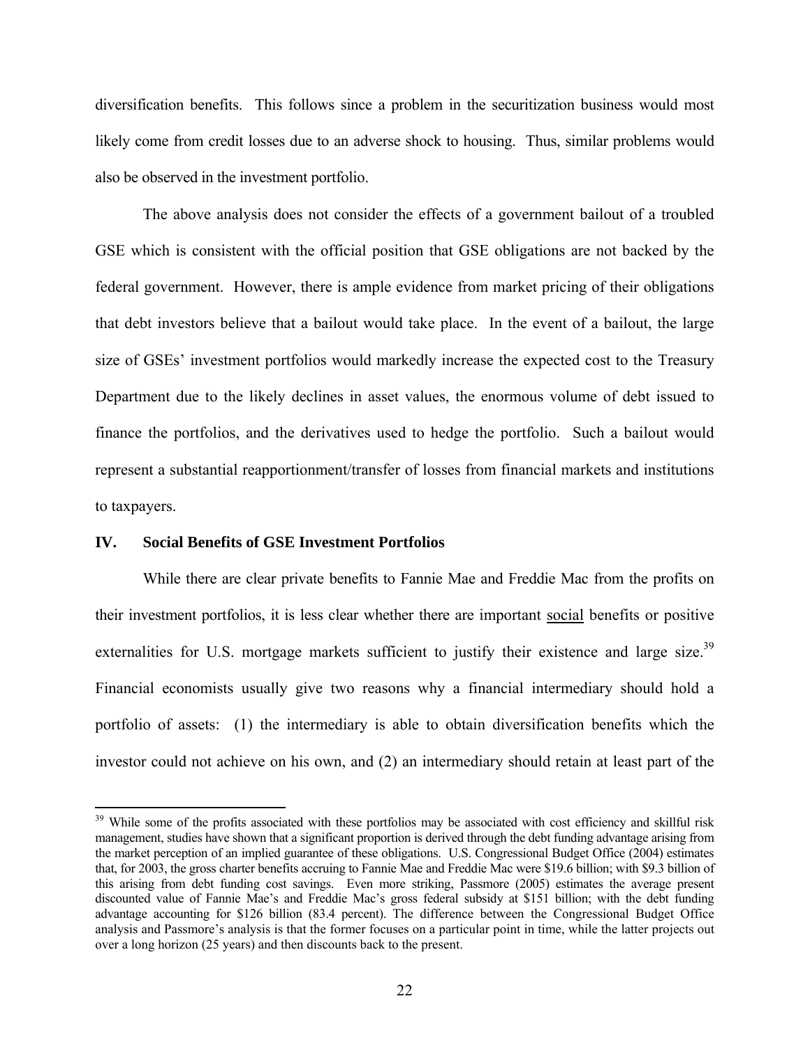diversification benefits. This follows since a problem in the securitization business would most likely come from credit losses due to an adverse shock to housing. Thus, similar problems would also be observed in the investment portfolio.

The above analysis does not consider the effects of a government bailout of a troubled GSE which is consistent with the official position that GSE obligations are not backed by the federal government. However, there is ample evidence from market pricing of their obligations that debt investors believe that a bailout would take place. In the event of a bailout, the large size of GSEs' investment portfolios would markedly increase the expected cost to the Treasury Department due to the likely declines in asset values, the enormous volume of debt issued to finance the portfolios, and the derivatives used to hedge the portfolio. Such a bailout would represent a substantial reapportionment/transfer of losses from financial markets and institutions to taxpayers.

## IV. Social Benefits of GSE Investment Portfolios

While there are clear private benefits to Fannie Mae and Freddie Mac from the profits on their investment portfolios, it is less clear whether there are important social benefits or positive externalities for U.S. mortgage markets sufficient to justify their existence and large size.[39] Financial economists usually give two reasons why a financial intermediary should hold a portfolio of assets: (1) the intermediary is able to obtain diversification benefits which the investor could not achieve on his own, and (2) an intermediary should retain at least part of the

[39] While some of the profits associated with these portfolios may be associated with cost efficiency and skillful risk management, studies have shown that a significant proportion is derived through the debt funding advantage arising from the market perception of an implied guarantee of these obligations. U.S. Congressional Budget Office (2004) estimates that, for 2003, the gross charter benefits accruing to Fannie Mae and Freddie Mac were \$19.6 billion; with \$9.3 billion of this arising from debt funding cost savings. Even more striking, Passmore (2005) estimates the average present discounted value of Fannie Mae's and Freddie Mac's gross federal subsidy at \$151 billion; with the debt funding advantage accounting for \$126 billion (83.4 percent). The difference between the Congressional Budget Office analysis and Passmore's analysis is that the former focuses on a particular point in time, while the latter projects out over a long horizon (25 years) and then discounts back to the present.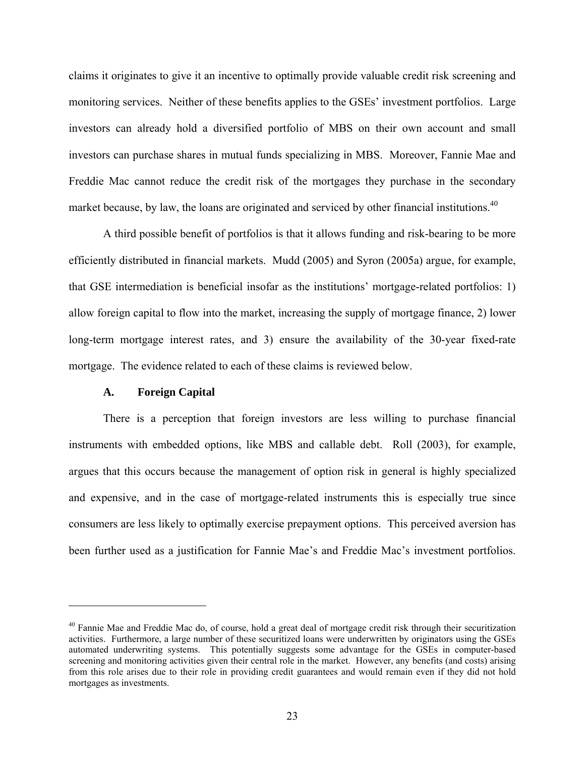claims it originates to give it an incentive to optimally provide valuable credit risk screening and monitoring services. Neither of these benefits applies to the GSEs' investment portfolios. Large investors can already hold a diversified portfolio of MBS on their own account and small investors can purchase shares in mutual funds specializing in MBS. Moreover, Fannie Mae and Freddie Mac cannot reduce the credit risk of the mortgages they purchase in the secondary market because, by law, the loans are originated and serviced by other financial institutions.[40]

A third possible benefit of portfolios is that it allows funding and risk-bearing to be more efficiently distributed in financial markets. Mudd (2005) and Syron (2005a) argue, for example, that GSE intermediation is beneficial insofar as the institutions' mortgage-related portfolios: 1) allow foreign capital to flow into the market, increasing the supply of mortgage finance, 2) lower long-term mortgage interest rates, and 3) ensure the availability of the 30-year fixed-rate mortgage. The evidence related to each of these claims is reviewed below.

### A. Foreign Capital

There is a perception that foreign investors are less willing to purchase financial instruments with embedded options, like MBS and callable debt. Roll (2003), for example, argues that this occurs because the management of option risk in general is highly specialized and expensive, and in the case of mortgage-related instruments this is especially true since consumers are less likely to optimally exercise prepayment options. This perceived aversion has been further used as a justification for Fannie Mae's and Freddie Mac's investment portfolios.

---

[40] Fannie Mae and Freddie Mac do, of course, hold a great deal of mortgage credit risk through their securitization activities. Furthermore, a large number of these securitized loans were underwritten by originators using the GSEs automated underwriting systems. This potentially suggests some advantage for the GSEs in computer-based screening and monitoring activities given their central role in the market. However, any benefits (and costs) arising from this role arises due to their role in providing credit guarantees and would remain even if they did not hold mortgages as investments.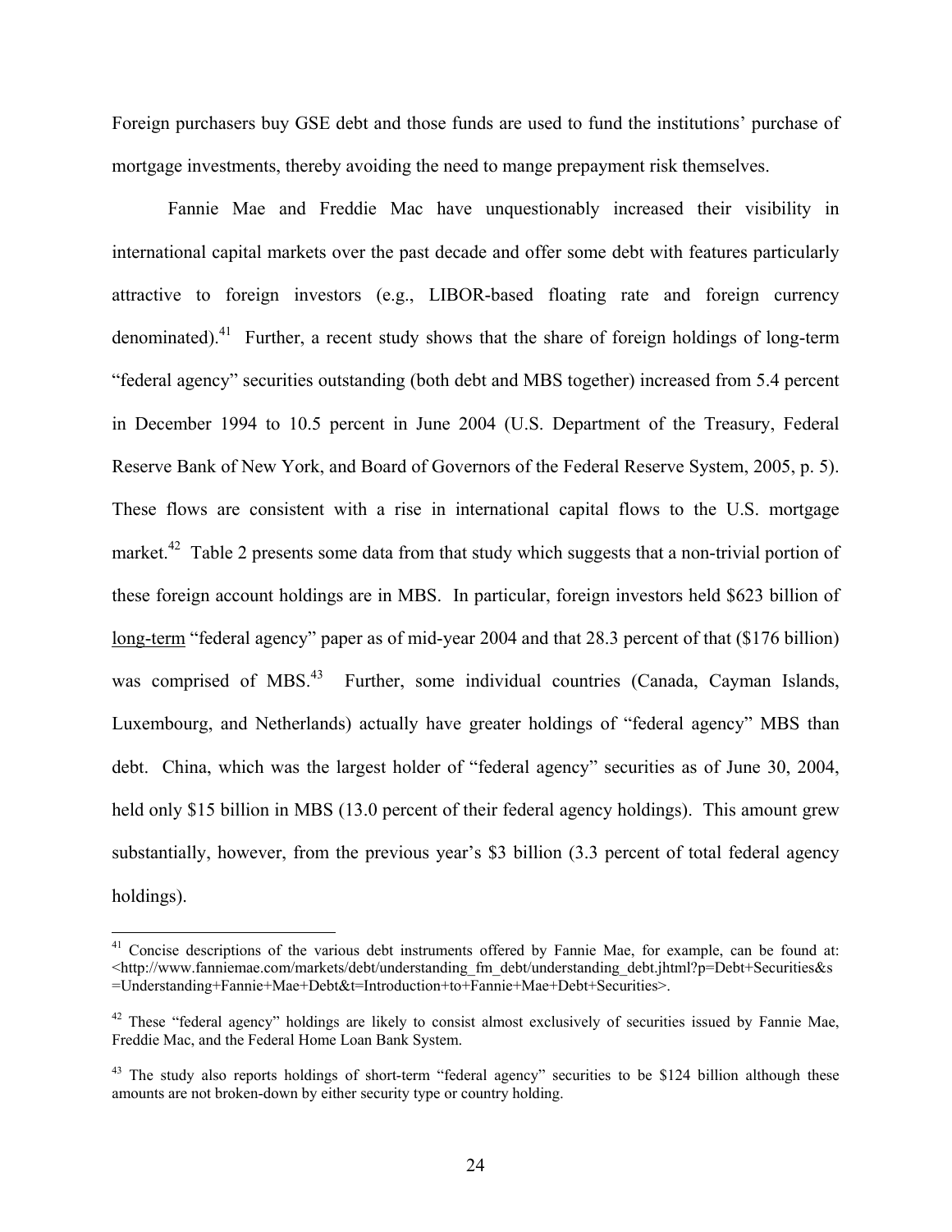Foreign purchasers buy GSE debt and those funds are used to fund the institutions' purchase of mortgage investments, thereby avoiding the need to mange prepayment risk themselves.

Fannie Mae and Freddie Mac have unquestionably increased their visibility in international capital markets over the past decade and offer some debt with features particularly attractive to foreign investors (e.g., LIBOR-based floating rate and foreign currency denominated).[41] Further, a recent study shows that the share of foreign holdings of long-term "federal agency" securities outstanding (both debt and MBS together) increased from 5.4 percent in December 1994 to 10.5 percent in June 2004 (U.S. Department of the Treasury, Federal Reserve Bank of New York, and Board of Governors of the Federal Reserve System, 2005, p. 5). These flows are consistent with a rise in international capital flows to the U.S. mortgage market.[42] Table 2 presents some data from that study which suggests that a non-trivial portion of these foreign account holdings are in MBS. In particular, foreign investors held \$623 billion of <u>long-term</u> "federal agency" paper as of mid-year 2004 and that 28.3 percent of that (\$176 billion) was comprised of MBS.[43] Further, some individual countries (Canada, Cayman Islands, Luxembourg, and Netherlands) actually have greater holdings of "federal agency" MBS than debt. China, which was the largest holder of "federal agency" securities as of June 30, 2004, held only \$15 billion in MBS (13.0 percent of their federal agency holdings). This amount grew substantially, however, from the previous year's \$3 billion (3.3 percent of total federal agency holdings).

---

[41] Concise descriptions of the various debt instruments offered by Fannie Mae, for example, can be found at: <http://www.fanniemae.com/markets/debt/understanding_fm_debt/understanding_debt.jhtml?p=Debt+Securities&s=Understanding+Fannie+Mae+Debt&t=Introduction+to+Fannie+Mae+Debt+Securities>.

[42] These "federal agency" holdings are likely to consist almost exclusively of securities issued by Fannie Mae, Freddie Mac, and the Federal Home Loan Bank System.

[43] The study also reports holdings of short-term "federal agency" securities to be \$124 billion although these amounts are not broken-down by either security type or country holding.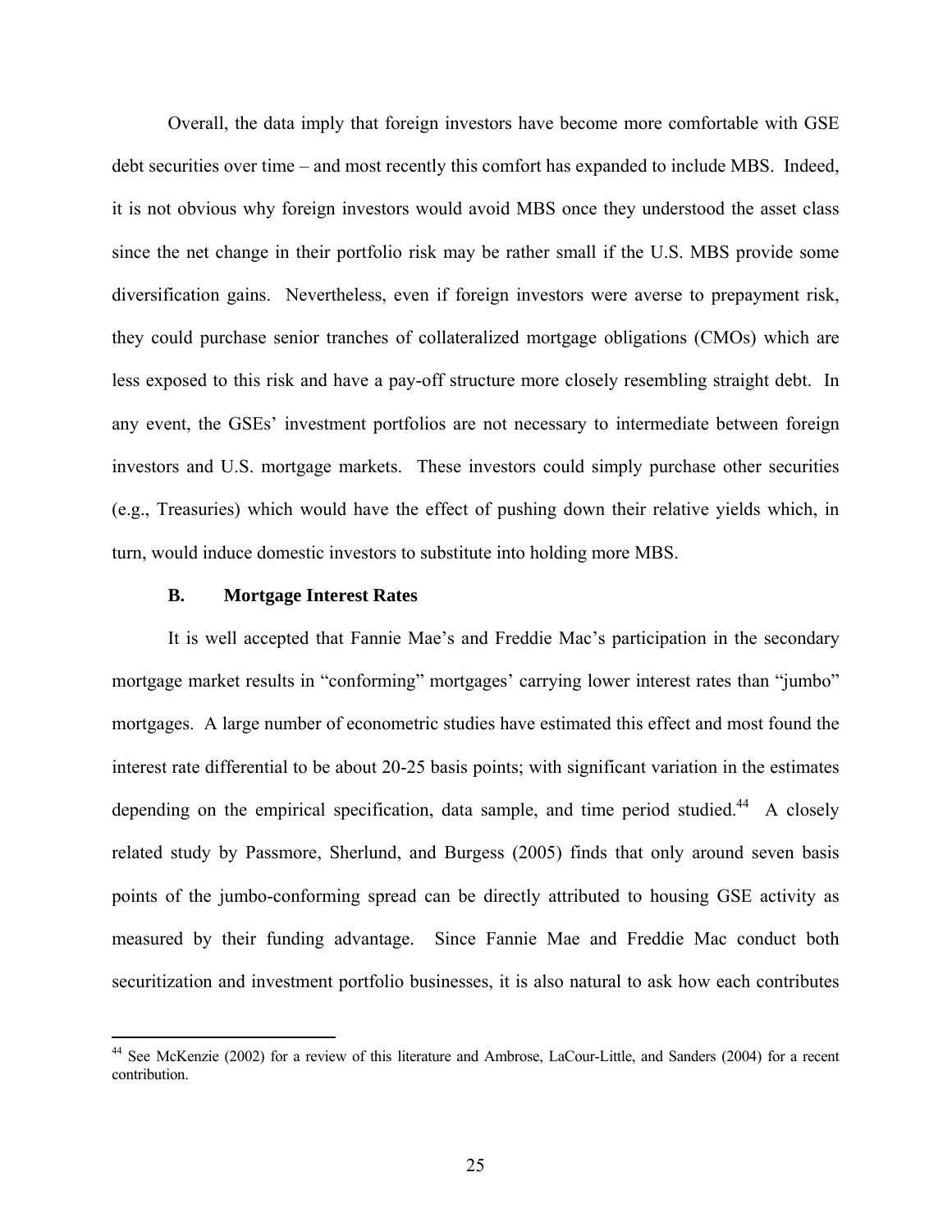Overall, the data imply that foreign investors have become more comfortable with GSE debt securities over time – and most recently this comfort has expanded to include MBS. Indeed, it is not obvious why foreign investors would avoid MBS once they understood the asset class since the net change in their portfolio risk may be rather small if the U.S. MBS provide some diversification gains. Nevertheless, even if foreign investors were averse to prepayment risk, they could purchase senior tranches of collateralized mortgage obligations (CMOs) which are less exposed to this risk and have a pay-off structure more closely resembling straight debt. In any event, the GSEs' investment portfolios are not necessary to intermediate between foreign investors and U.S. mortgage markets. These investors could simply purchase other securities (e.g., Treasuries) which would have the effect of pushing down their relative yields which, in turn, would induce domestic investors to substitute into holding more MBS.

### B. Mortgage Interest Rates

It is well accepted that Fannie Mae's and Freddie Mac's participation in the secondary mortgage market results in "conforming" mortgages' carrying lower interest rates than "jumbo" mortgages. A large number of econometric studies have estimated this effect and most found the interest rate differential to be about 20-25 basis points; with significant variation in the estimates depending on the empirical specification, data sample, and time period studied.[44] A closely related study by Passmore, Sherlund, and Burgess (2005) finds that only around seven basis points of the jumbo-conforming spread can be directly attributed to housing GSE activity as measured by their funding advantage. Since Fannie Mae and Freddie Mac conduct both securitization and investment portfolio businesses, it is also natural to ask how each contributes

[44] See McKenzie (2002) for a review of this literature and Ambrose, LaCour-Little, and Sanders (2004) for a recent contribution.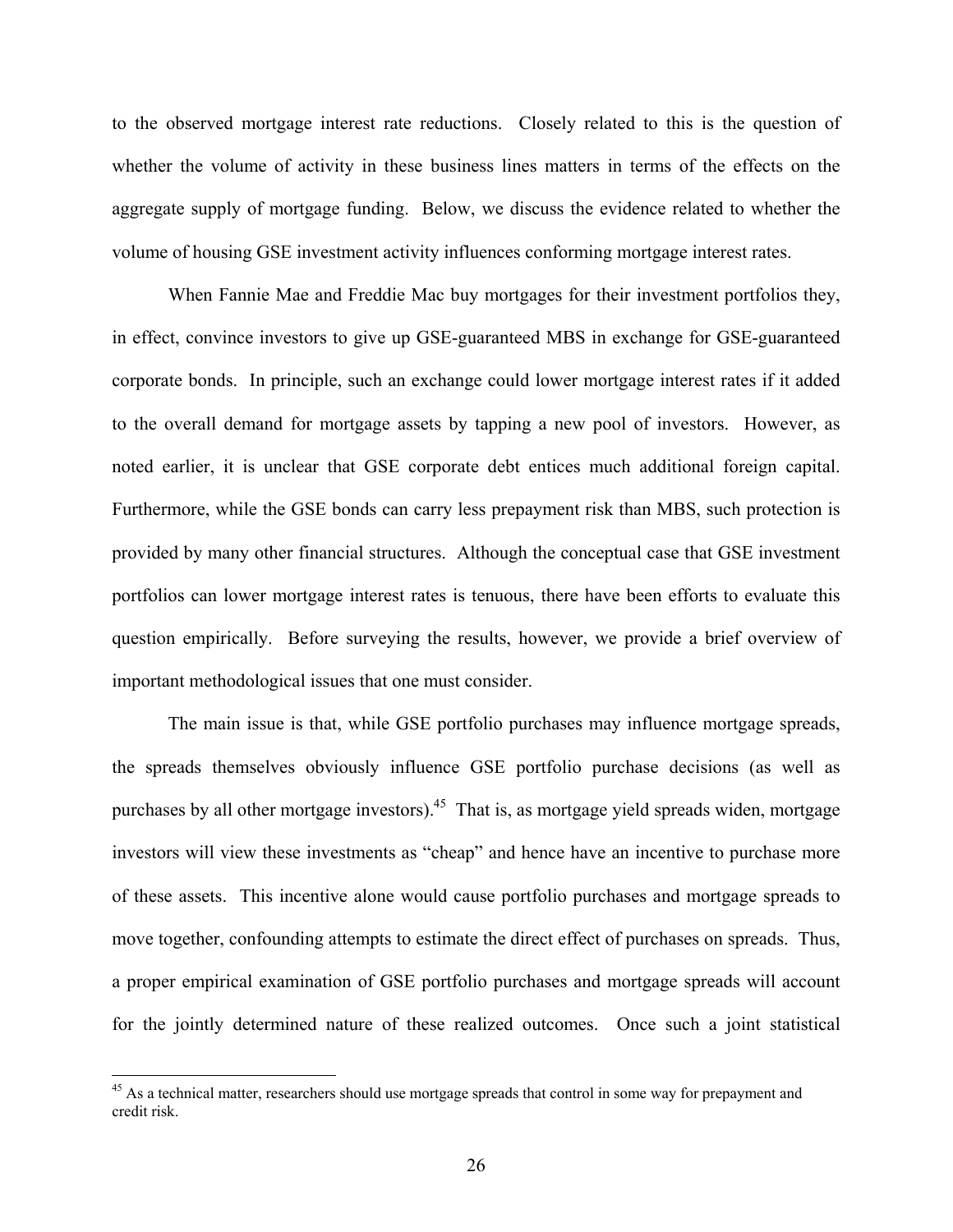to the observed mortgage interest rate reductions. Closely related to this is the question of whether the volume of activity in these business lines matters in terms of the effects on the aggregate supply of mortgage funding. Below, we discuss the evidence related to whether the volume of housing GSE investment activity influences conforming mortgage interest rates.

When Fannie Mae and Freddie Mac buy mortgages for their investment portfolios they, in effect, convince investors to give up GSE-guaranteed MBS in exchange for GSE-guaranteed corporate bonds. In principle, such an exchange could lower mortgage interest rates if it added to the overall demand for mortgage assets by tapping a new pool of investors. However, as noted earlier, it is unclear that GSE corporate debt entices much additional foreign capital. Furthermore, while the GSE bonds can carry less prepayment risk than MBS, such protection is provided by many other financial structures. Although the conceptual case that GSE investment portfolios can lower mortgage interest rates is tenuous, there have been efforts to evaluate this question empirically. Before surveying the results, however, we provide a brief overview of important methodological issues that one must consider.

The main issue is that, while GSE portfolio purchases may influence mortgage spreads, the spreads themselves obviously influence GSE portfolio purchase decisions (as well as purchases by all other mortgage investors).[45] That is, as mortgage yield spreads widen, mortgage investors will view these investments as "cheap" and hence have an incentive to purchase more of these assets. This incentive alone would cause portfolio purchases and mortgage spreads to move together, confounding attempts to estimate the direct effect of purchases on spreads. Thus, a proper empirical examination of GSE portfolio purchases and mortgage spreads will account for the jointly determined nature of these realized outcomes. Once such a joint statistical

[45] As a technical matter, researchers should use mortgage spreads that control in some way for prepayment and credit risk.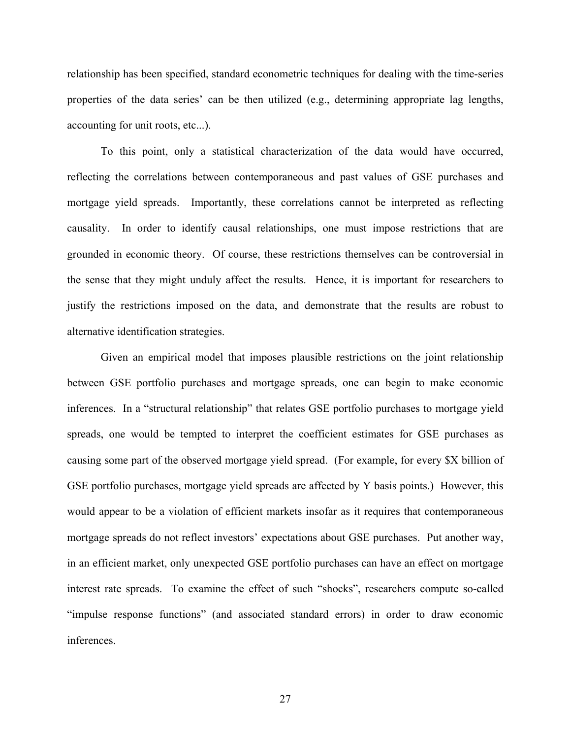relationship has been specified, standard econometric techniques for dealing with the time-series properties of the data series' can be then utilized (e.g., determining appropriate lag lengths, accounting for unit roots, etc...).

To this point, only a statistical characterization of the data would have occurred, reflecting the correlations between contemporaneous and past values of GSE purchases and mortgage yield spreads. Importantly, these correlations cannot be interpreted as reflecting causality. In order to identify causal relationships, one must impose restrictions that are grounded in economic theory. Of course, these restrictions themselves can be controversial in the sense that they might unduly affect the results. Hence, it is important for researchers to justify the restrictions imposed on the data, and demonstrate that the results are robust to alternative identification strategies.

Given an empirical model that imposes plausible restrictions on the joint relationship between GSE portfolio purchases and mortgage spreads, one can begin to make economic inferences. In a "structural relationship" that relates GSE portfolio purchases to mortgage yield spreads, one would be tempted to interpret the coefficient estimates for GSE purchases as causing some part of the observed mortgage yield spread. (For example, for every $X billion of GSE portfolio purchases, mortgage yield spreads are affected by Y basis points.) However, this would appear to be a violation of efficient markets insofar as it requires that contemporaneous mortgage spreads do not reflect investors' expectations about GSE purchases. Put another way, in an efficient market, only unexpected GSE portfolio purchases can have an effect on mortgage interest rate spreads. To examine the effect of such "shocks", researchers compute so-called "impulse response functions" (and associated standard errors) in order to draw economic inferences.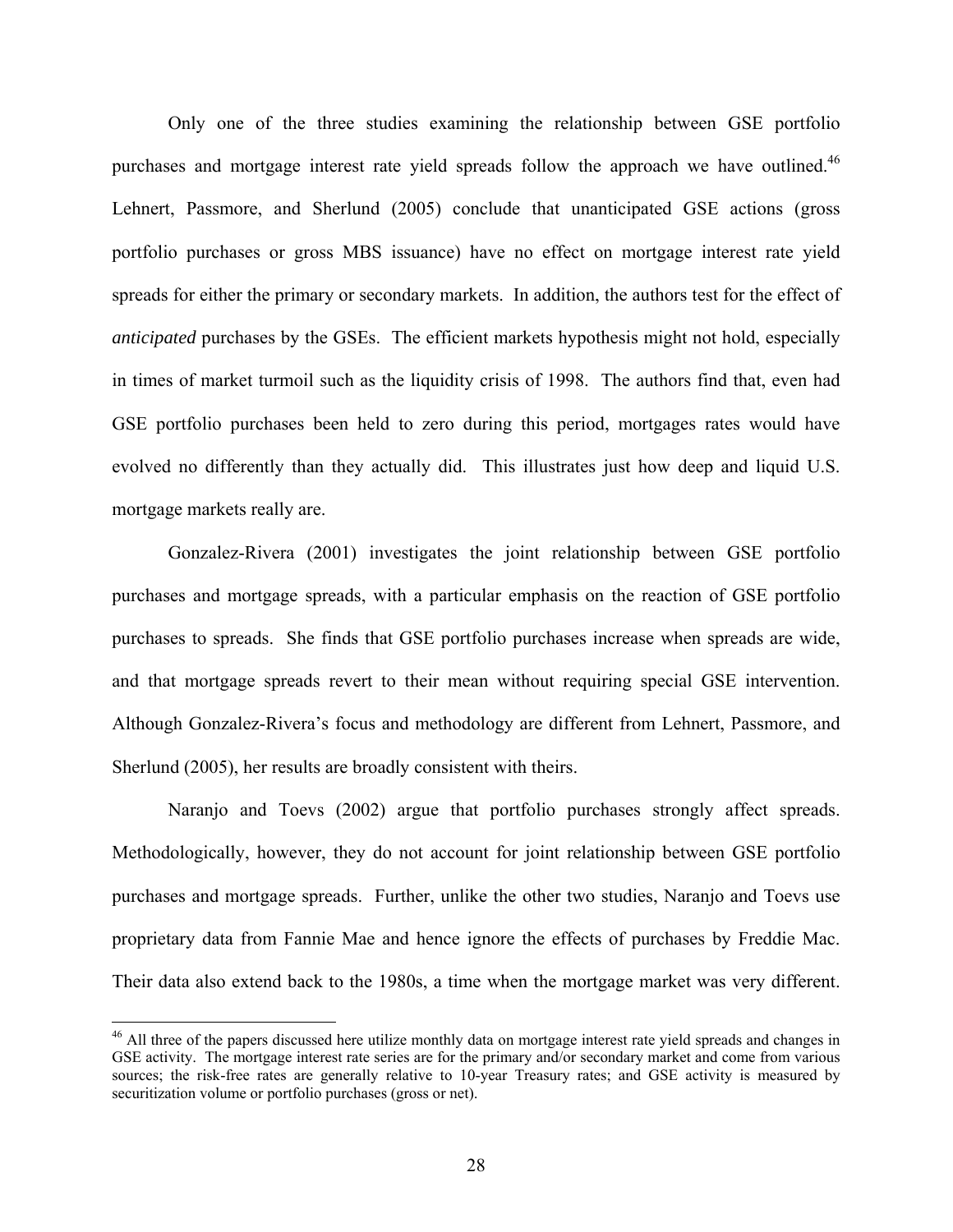Only one of the three studies examining the relationship between GSE portfolio purchases and mortgage interest rate yield spreads follow the approach we have outlined.[46] Lehnert, Passmore, and Sherlund (2005) conclude that unanticipated GSE actions (gross portfolio purchases or gross MBS issuance) have no effect on mortgage interest rate yield spreads for either the primary or secondary markets. In addition, the authors test for the effect of *anticipated* purchases by the GSEs. The efficient markets hypothesis might not hold, especially in times of market turmoil such as the liquidity crisis of 1998. The authors find that, even had GSE portfolio purchases been held to zero during this period, mortgages rates would have evolved no differently than they actually did. This illustrates just how deep and liquid U.S. mortgage markets really are.

Gonzalez-Rivera (2001) investigates the joint relationship between GSE portfolio purchases and mortgage spreads, with a particular emphasis on the reaction of GSE portfolio purchases to spreads. She finds that GSE portfolio purchases increase when spreads are wide, and that mortgage spreads revert to their mean without requiring special GSE intervention. Although Gonzalez-Rivera's focus and methodology are different from Lehnert, Passmore, and Sherlund (2005), her results are broadly consistent with theirs.

Naranjo and Toevs (2002) argue that portfolio purchases strongly affect spreads. Methodologically, however, they do not account for joint relationship between GSE portfolio purchases and mortgage spreads. Further, unlike the other two studies, Naranjo and Toevs use proprietary data from Fannie Mae and hence ignore the effects of purchases by Freddie Mac. Their data also extend back to the 1980s, a time when the mortgage market was very different.

[46] All three of the papers discussed here utilize monthly data on mortgage interest rate yield spreads and changes in GSE activity. The mortgage interest rate series are for the primary and/or secondary market and come from various sources; the risk-free rates are generally relative to 10-year Treasury rates; and GSE activity is measured by securitization volume or portfolio purchases (gross or net).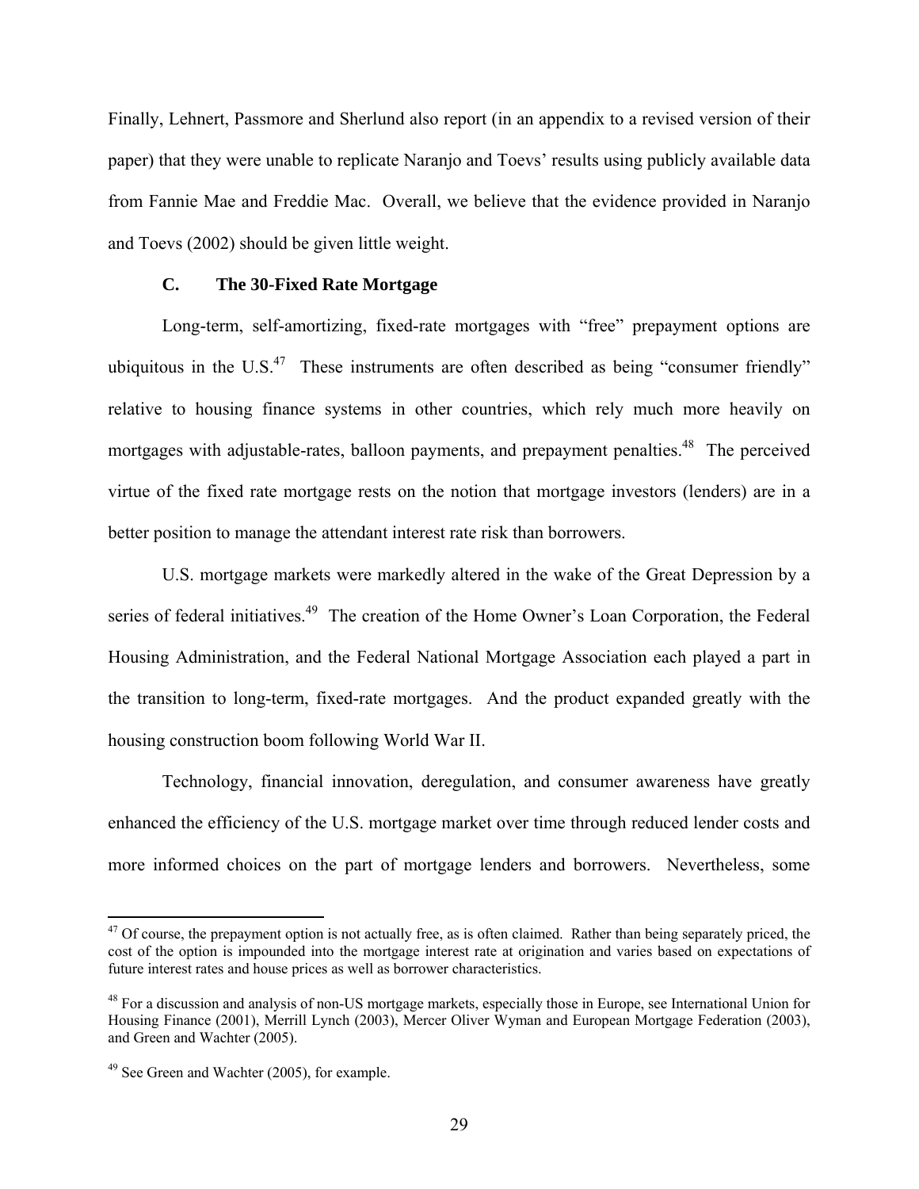Finally, Lehnert, Passmore and Sherlund also report (in an appendix to a revised version of their paper) that they were unable to replicate Naranjo and Toevs' results using publicly available data from Fannie Mae and Freddie Mac. Overall, we believe that the evidence provided in Naranjo and Toevs (2002) should be given little weight.

### C. The 30-Fixed Rate Mortgage

Long-term, self-amortizing, fixed-rate mortgages with "free" prepayment options are ubiquitous in the U.S.[47] These instruments are often described as being "consumer friendly" relative to housing finance systems in other countries, which rely much more heavily on mortgages with adjustable-rates, balloon payments, and prepayment penalties.[48] The perceived virtue of the fixed rate mortgage rests on the notion that mortgage investors (lenders) are in a better position to manage the attendant interest rate risk than borrowers.

U.S. mortgage markets were markedly altered in the wake of the Great Depression by a series of federal initiatives.[49] The creation of the Home Owner's Loan Corporation, the Federal Housing Administration, and the Federal National Mortgage Association each played a part in the transition to long-term, fixed-rate mortgages. And the product expanded greatly with the housing construction boom following World War II.

Technology, financial innovation, deregulation, and consumer awareness have greatly enhanced the efficiency of the U.S. mortgage market over time through reduced lender costs and more informed choices on the part of mortgage lenders and borrowers. Nevertheless, some

---

[47] Of course, the prepayment option is not actually free, as is often claimed. Rather than being separately priced, the cost of the option is impounded into the mortgage interest rate at origination and varies based on expectations of future interest rates and house prices as well as borrower characteristics.

[48] For a discussion and analysis of non-US mortgage markets, especially those in Europe, see International Union for Housing Finance (2001), Merrill Lynch (2003), Mercer Oliver Wyman and European Mortgage Federation (2003), and Green and Wachter (2005).

[49] See Green and Wachter (2005), for example.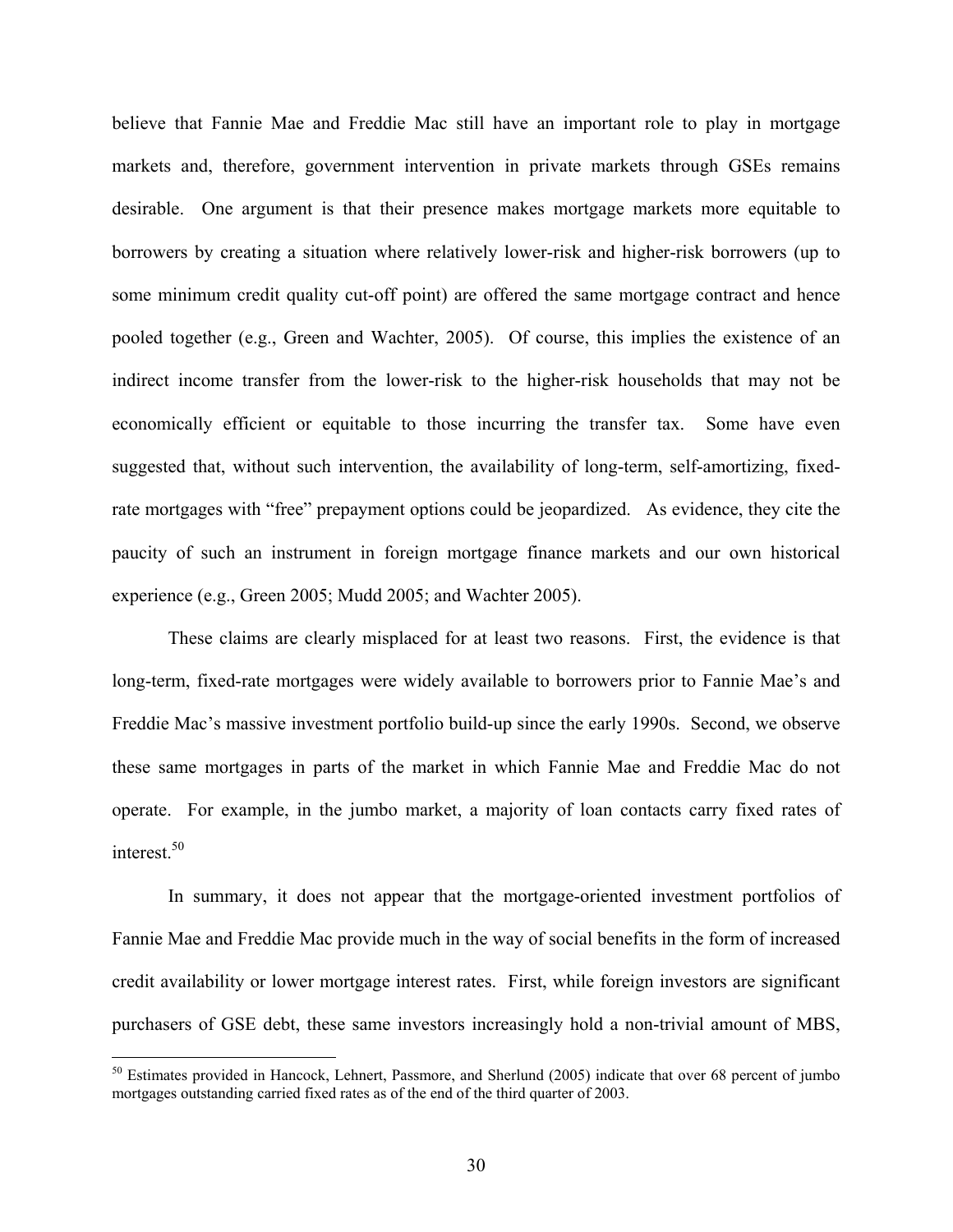believe that Fannie Mae and Freddie Mac still have an important role to play in mortgage markets and, therefore, government intervention in private markets through GSEs remains desirable. One argument is that their presence makes mortgage markets more equitable to borrowers by creating a situation where relatively lower-risk and higher-risk borrowers (up to some minimum credit quality cut-off point) are offered the same mortgage contract and hence pooled together (e.g., Green and Wachter, 2005). Of course, this implies the existence of an indirect income transfer from the lower-risk to the higher-risk households that may not be economically efficient or equitable to those incurring the transfer tax. Some have even suggested that, without such intervention, the availability of long-term, self-amortizing, fixed-rate mortgages with "free" prepayment options could be jeopardized. As evidence, they cite the paucity of such an instrument in foreign mortgage finance markets and our own historical experience (e.g., Green 2005; Mudd 2005; and Wachter 2005).

These claims are clearly misplaced for at least two reasons. First, the evidence is that long-term, fixed-rate mortgages were widely available to borrowers prior to Fannie Mae's and Freddie Mac's massive investment portfolio build-up since the early 1990s. Second, we observe these same mortgages in parts of the market in which Fannie Mae and Freddie Mac do not operate. For example, in the jumbo market, a majority of loan contacts carry fixed rates of interest.[50]

In summary, it does not appear that the mortgage-oriented investment portfolios of Fannie Mae and Freddie Mac provide much in the way of social benefits in the form of increased credit availability or lower mortgage interest rates. First, while foreign investors are significant purchasers of GSE debt, these same investors increasingly hold a non-trivial amount of MBS,

[50] Estimates provided in Hancock, Lehnert, Passmore, and Sherlund (2005) indicate that over 68 percent of jumbo mortgages outstanding carried fixed rates as of the end of the third quarter of 2003.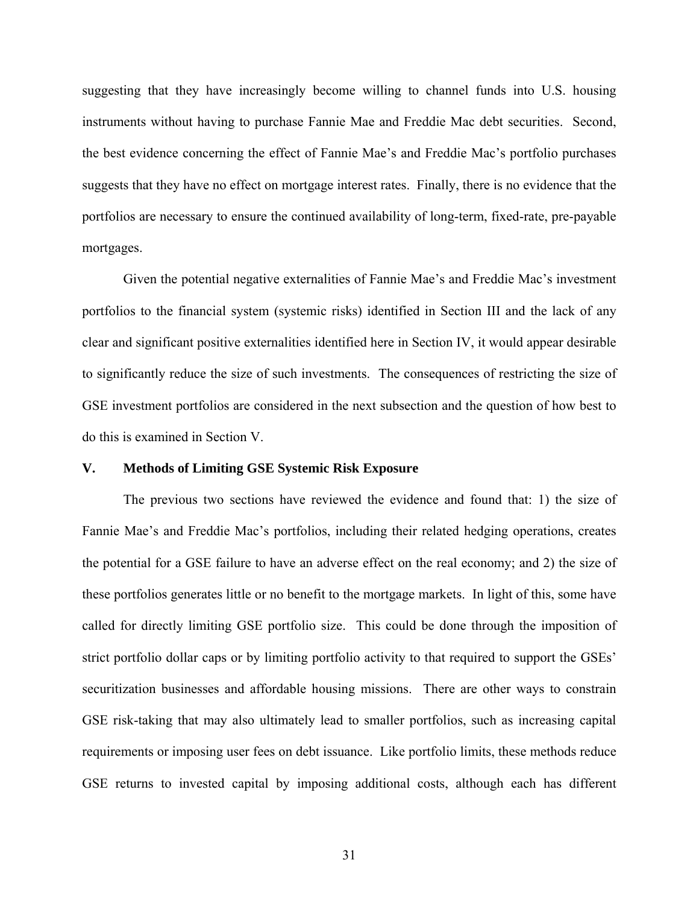suggesting that they have increasingly become willing to channel funds into U.S. housing instruments without having to purchase Fannie Mae and Freddie Mac debt securities. Second, the best evidence concerning the effect of Fannie Mae's and Freddie Mac's portfolio purchases suggests that they have no effect on mortgage interest rates. Finally, there is no evidence that the portfolios are necessary to ensure the continued availability of long-term, fixed-rate, pre-payable mortgages.

Given the potential negative externalities of Fannie Mae's and Freddie Mac's investment portfolios to the financial system (systemic risks) identified in Section III and the lack of any clear and significant positive externalities identified here in Section IV, it would appear desirable to significantly reduce the size of such investments. The consequences of restricting the size of GSE investment portfolios are considered in the next subsection and the question of how best to do this is examined in Section V.

## V. Methods of Limiting GSE Systemic Risk Exposure

The previous two sections have reviewed the evidence and found that: 1) the size of Fannie Mae's and Freddie Mac's portfolios, including their related hedging operations, creates the potential for a GSE failure to have an adverse effect on the real economy; and 2) the size of these portfolios generates little or no benefit to the mortgage markets. In light of this, some have called for directly limiting GSE portfolio size. This could be done through the imposition of strict portfolio dollar caps or by limiting portfolio activity to that required to support the GSEs' securitization businesses and affordable housing missions. There are other ways to constrain GSE risk-taking that may also ultimately lead to smaller portfolios, such as increasing capital requirements or imposing user fees on debt issuance. Like portfolio limits, these methods reduce GSE returns to invested capital by imposing additional costs, although each has different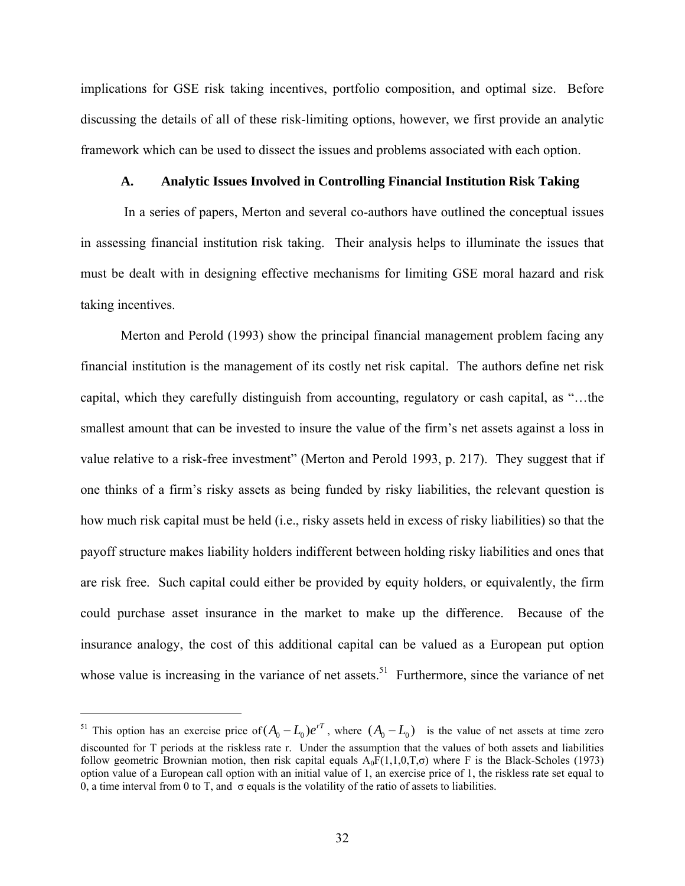implications for GSE risk taking incentives, portfolio composition, and optimal size. Before discussing the details of all of these risk-limiting options, however, we first provide an analytic framework which can be used to dissect the issues and problems associated with each option.

### A. Analytic Issues Involved in Controlling Financial Institution Risk Taking

In a series of papers, Merton and several co-authors have outlined the conceptual issues in assessing financial institution risk taking. Their analysis helps to illuminate the issues that must be dealt with in designing effective mechanisms for limiting GSE moral hazard and risk taking incentives.

Merton and Perold (1993) show the principal financial management problem facing any financial institution is the management of its costly net risk capital. The authors define net risk capital, which they carefully distinguish from accounting, regulatory or cash capital, as "…the smallest amount that can be invested to insure the value of the firm's net assets against a loss in value relative to a risk-free investment" (Merton and Perold 1993, p. 217). They suggest that if one thinks of a firm's risky assets as being funded by risky liabilities, the relevant question is how much risk capital must be held (i.e., risky assets held in excess of risky liabilities) so that the payoff structure makes liability holders indifferent between holding risky liabilities and ones that are risk free. Such capital could either be provided by equity holders, or equivalently, the firm could purchase asset insurance in the market to make up the difference. Because of the insurance analogy, the cost of this additional capital can be valued as a European put option whose value is increasing in the variance of net assets.[51] Furthermore, since the variance of net

---

[51] This option has an exercise price of $(A_0 - L_0)e^{rT}$, where $(A_0 - L_0)$ is the value of net assets at time zero discounted for T periods at the riskless rate r. Under the assumption that the values of both assets and liabilities follow geometric Brownian motion, then risk capital equals $A_0F(1,1,0,T,\sigma)$ where F is the Black-Scholes (1973) option value of a European call option with an initial value of 1, an exercise price of 1, the riskless rate set equal to 0, a time interval from 0 to T, and $\sigma$ equals is the volatility of the ratio of assets to liabilities.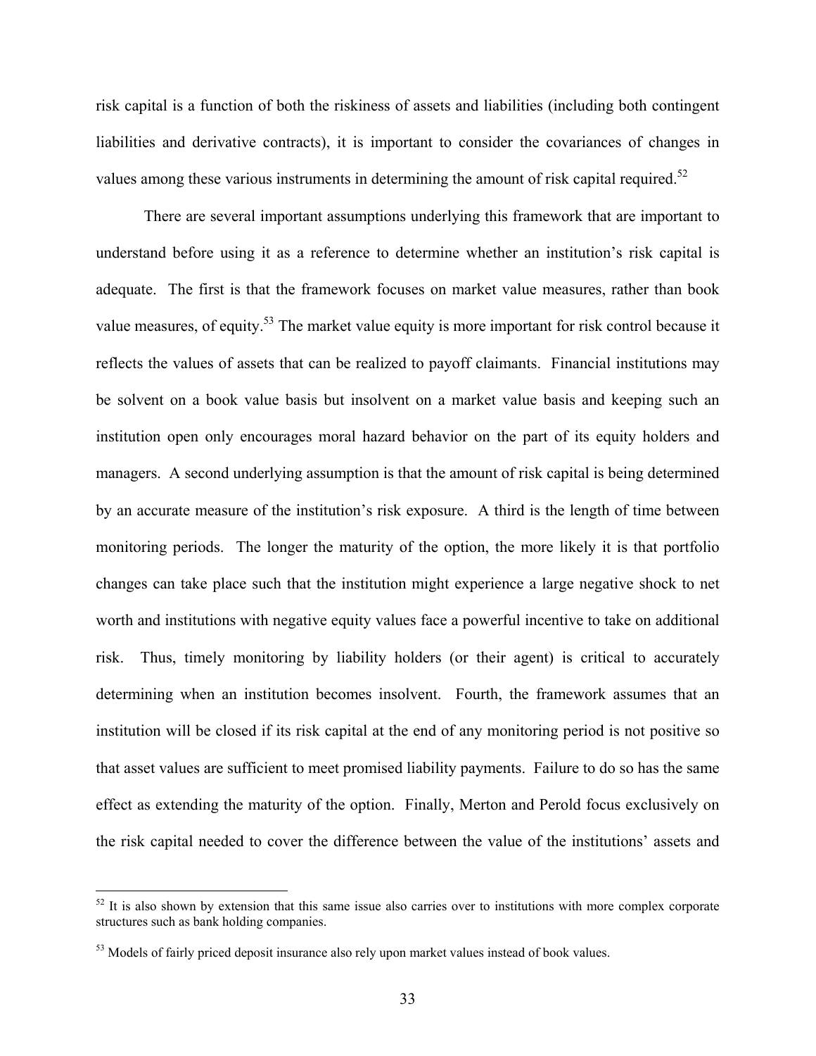risk capital is a function of both the riskiness of assets and liabilities (including both contingent liabilities and derivative contracts), it is important to consider the covariances of changes in values among these various instruments in determining the amount of risk capital required.[52]

There are several important assumptions underlying this framework that are important to understand before using it as a reference to determine whether an institution's risk capital is adequate. The first is that the framework focuses on market value measures, rather than book value measures, of equity.[53] The market value equity is more important for risk control because it reflects the values of assets that can be realized to payoff claimants. Financial institutions may be solvent on a book value basis but insolvent on a market value basis and keeping such an institution open only encourages moral hazard behavior on the part of its equity holders and managers. A second underlying assumption is that the amount of risk capital is being determined by an accurate measure of the institution's risk exposure. A third is the length of time between monitoring periods. The longer the maturity of the option, the more likely it is that portfolio changes can take place such that the institution might experience a large negative shock to net worth and institutions with negative equity values face a powerful incentive to take on additional risk. Thus, timely monitoring by liability holders (or their agent) is critical to accurately determining when an institution becomes insolvent. Fourth, the framework assumes that an institution will be closed if its risk capital at the end of any monitoring period is not positive so that asset values are sufficient to meet promised liability payments. Failure to do so has the same effect as extending the maturity of the option. Finally, Merton and Perold focus exclusively on the risk capital needed to cover the difference between the value of the institutions' assets and

[52] It is also shown by extension that this same issue also carries over to institutions with more complex corporate structures such as bank holding companies.

[53] Models of fairly priced deposit insurance also rely upon market values instead of book values.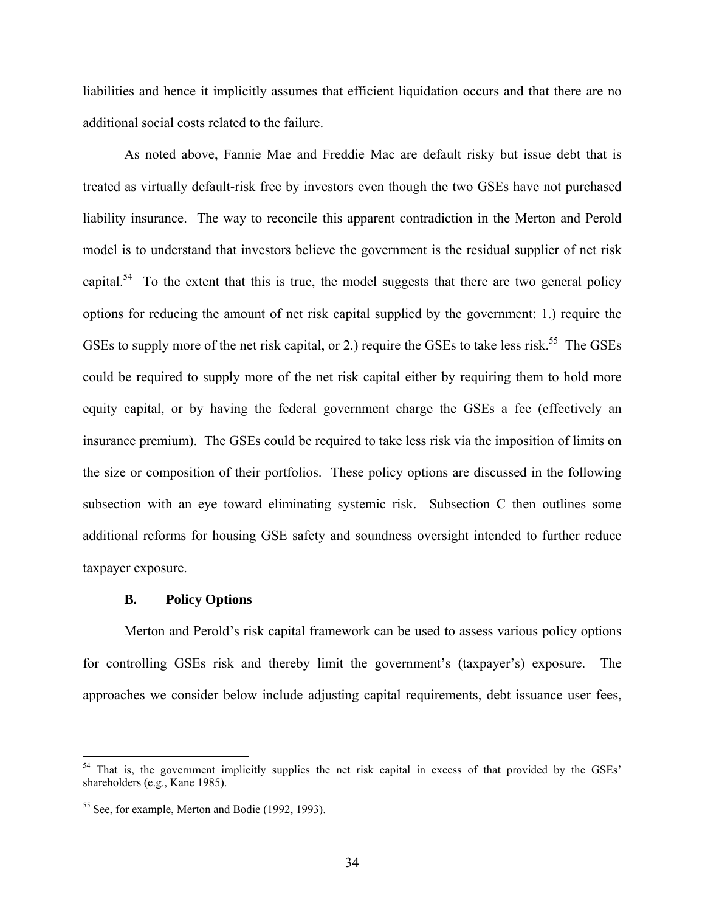liabilities and hence it implicitly assumes that efficient liquidation occurs and that there are no additional social costs related to the failure.

As noted above, Fannie Mae and Freddie Mac are default risky but issue debt that is treated as virtually default-risk free by investors even though the two GSEs have not purchased liability insurance. The way to reconcile this apparent contradiction in the Merton and Perold model is to understand that investors believe the government is the residual supplier of net risk capital.[54] To the extent that this is true, the model suggests that there are two general policy options for reducing the amount of net risk capital supplied by the government: 1.) require the GSEs to supply more of the net risk capital, or 2.) require the GSEs to take less risk.[55] The GSEs could be required to supply more of the net risk capital either by requiring them to hold more equity capital, or by having the federal government charge the GSEs a fee (effectively an insurance premium). The GSEs could be required to take less risk via the imposition of limits on the size or composition of their portfolios. These policy options are discussed in the following subsection with an eye toward eliminating systemic risk. Subsection C then outlines some additional reforms for housing GSE safety and soundness oversight intended to further reduce taxpayer exposure.

### B. Policy Options

Merton and Perold's risk capital framework can be used to assess various policy options for controlling GSEs risk and thereby limit the government's (taxpayer's) exposure. The approaches we consider below include adjusting capital requirements, debt issuance user fees,

---

[54] That is, the government implicitly supplies the net risk capital in excess of that provided by the GSEs' shareholders (e.g., Kane 1985).

[55] See, for example, Merton and Bodie (1992, 1993).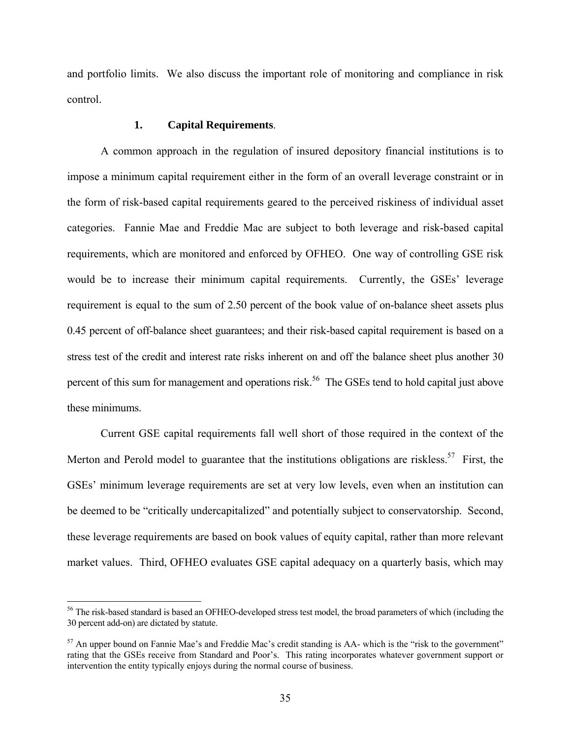and portfolio limits. We also discuss the important role of monitoring and compliance in risk control.

### 1. Capital Requirements.

A common approach in the regulation of insured depository financial institutions is to impose a minimum capital requirement either in the form of an overall leverage constraint or in the form of risk-based capital requirements geared to the perceived riskiness of individual asset categories. Fannie Mae and Freddie Mac are subject to both leverage and risk-based capital requirements, which are monitored and enforced by OFHEO. One way of controlling GSE risk would be to increase their minimum capital requirements. Currently, the GSEs' leverage requirement is equal to the sum of 2.50 percent of the book value of on-balance sheet assets plus 0.45 percent of off-balance sheet guarantees; and their risk-based capital requirement is based on a stress test of the credit and interest rate risks inherent on and off the balance sheet plus another 30 percent of this sum for management and operations risk.[56] The GSEs tend to hold capital just above these minimums.

Current GSE capital requirements fall well short of those required in the context of the Merton and Perold model to guarantee that the institutions obligations are riskless.[57] First, the GSEs' minimum leverage requirements are set at very low levels, even when an institution can be deemed to be "critically undercapitalized" and potentially subject to conservatorship. Second, these leverage requirements are based on book values of equity capital, rather than more relevant market values. Third, OFHEO evaluates GSE capital adequacy on a quarterly basis, which may

---

[56] The risk-based standard is based an OFHEO-developed stress test model, the broad parameters of which (including the 30 percent add-on) are dictated by statute.

[57] An upper bound on Fannie Mae's and Freddie Mac's credit standing is AA- which is the "risk to the government" rating that the GSEs receive from Standard and Poor's. This rating incorporates whatever government support or intervention the entity typically enjoys during the normal course of business.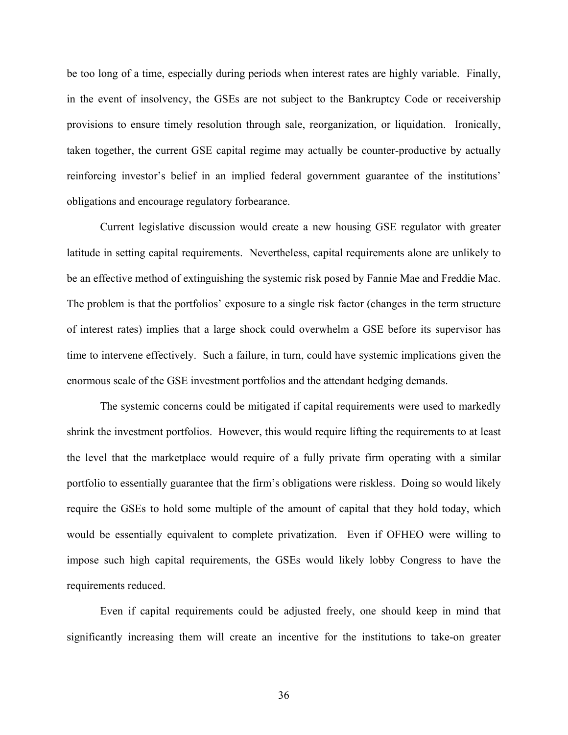be too long of a time, especially during periods when interest rates are highly variable. Finally, in the event of insolvency, the GSEs are not subject to the Bankruptcy Code or receivership provisions to ensure timely resolution through sale, reorganization, or liquidation. Ironically, taken together, the current GSE capital regime may actually be counter-productive by actually reinforcing investor's belief in an implied federal government guarantee of the institutions' obligations and encourage regulatory forbearance.

Current legislative discussion would create a new housing GSE regulator with greater latitude in setting capital requirements. Nevertheless, capital requirements alone are unlikely to be an effective method of extinguishing the systemic risk posed by Fannie Mae and Freddie Mac. The problem is that the portfolios' exposure to a single risk factor (changes in the term structure of interest rates) implies that a large shock could overwhelm a GSE before its supervisor has time to intervene effectively. Such a failure, in turn, could have systemic implications given the enormous scale of the GSE investment portfolios and the attendant hedging demands.

The systemic concerns could be mitigated if capital requirements were used to markedly shrink the investment portfolios. However, this would require lifting the requirements to at least the level that the marketplace would require of a fully private firm operating with a similar portfolio to essentially guarantee that the firm's obligations were riskless. Doing so would likely require the GSEs to hold some multiple of the amount of capital that they hold today, which would be essentially equivalent to complete privatization. Even if OFHEO were willing to impose such high capital requirements, the GSEs would likely lobby Congress to have the requirements reduced.

Even if capital requirements could be adjusted freely, one should keep in mind that significantly increasing them will create an incentive for the institutions to take-on greater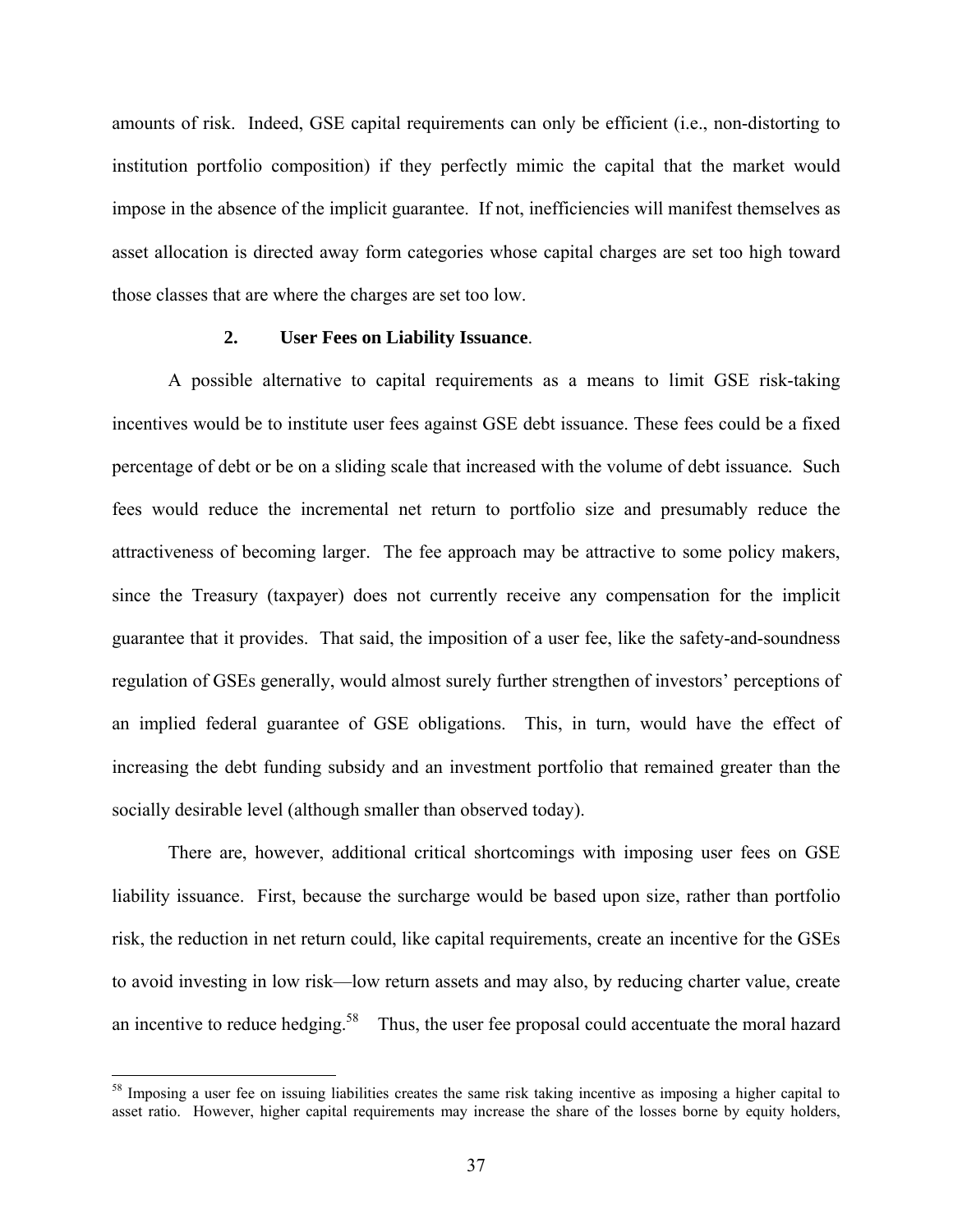amounts of risk. Indeed, GSE capital requirements can only be efficient (i.e., non-distorting to institution portfolio composition) if they perfectly mimic the capital that the market would impose in the absence of the implicit guarantee. If not, inefficiencies will manifest themselves as asset allocation is directed away form categories whose capital charges are set too high toward those classes that are where the charges are set too low.

### 2. User Fees on Liability Issuance.

A possible alternative to capital requirements as a means to limit GSE risk-taking incentives would be to institute user fees against GSE debt issuance. These fees could be a fixed percentage of debt or be on a sliding scale that increased with the volume of debt issuance. Such fees would reduce the incremental net return to portfolio size and presumably reduce the attractiveness of becoming larger. The fee approach may be attractive to some policy makers, since the Treasury (taxpayer) does not currently receive any compensation for the implicit guarantee that it provides. That said, the imposition of a user fee, like the safety-and-soundness regulation of GSEs generally, would almost surely further strengthen of investors' perceptions of an implied federal guarantee of GSE obligations. This, in turn, would have the effect of increasing the debt funding subsidy and an investment portfolio that remained greater than the socially desirable level (although smaller than observed today).

There are, however, additional critical shortcomings with imposing user fees on GSE liability issuance. First, because the surcharge would be based upon size, rather than portfolio risk, the reduction in net return could, like capital requirements, create an incentive for the GSEs to avoid investing in low risk—low return assets and may also, by reducing charter value, create an incentive to reduce hedging.[58] Thus, the user fee proposal could accentuate the moral hazard

[58] Imposing a user fee on issuing liabilities creates the same risk taking incentive as imposing a higher capital to asset ratio. However, higher capital requirements may increase the share of the losses borne by equity holders,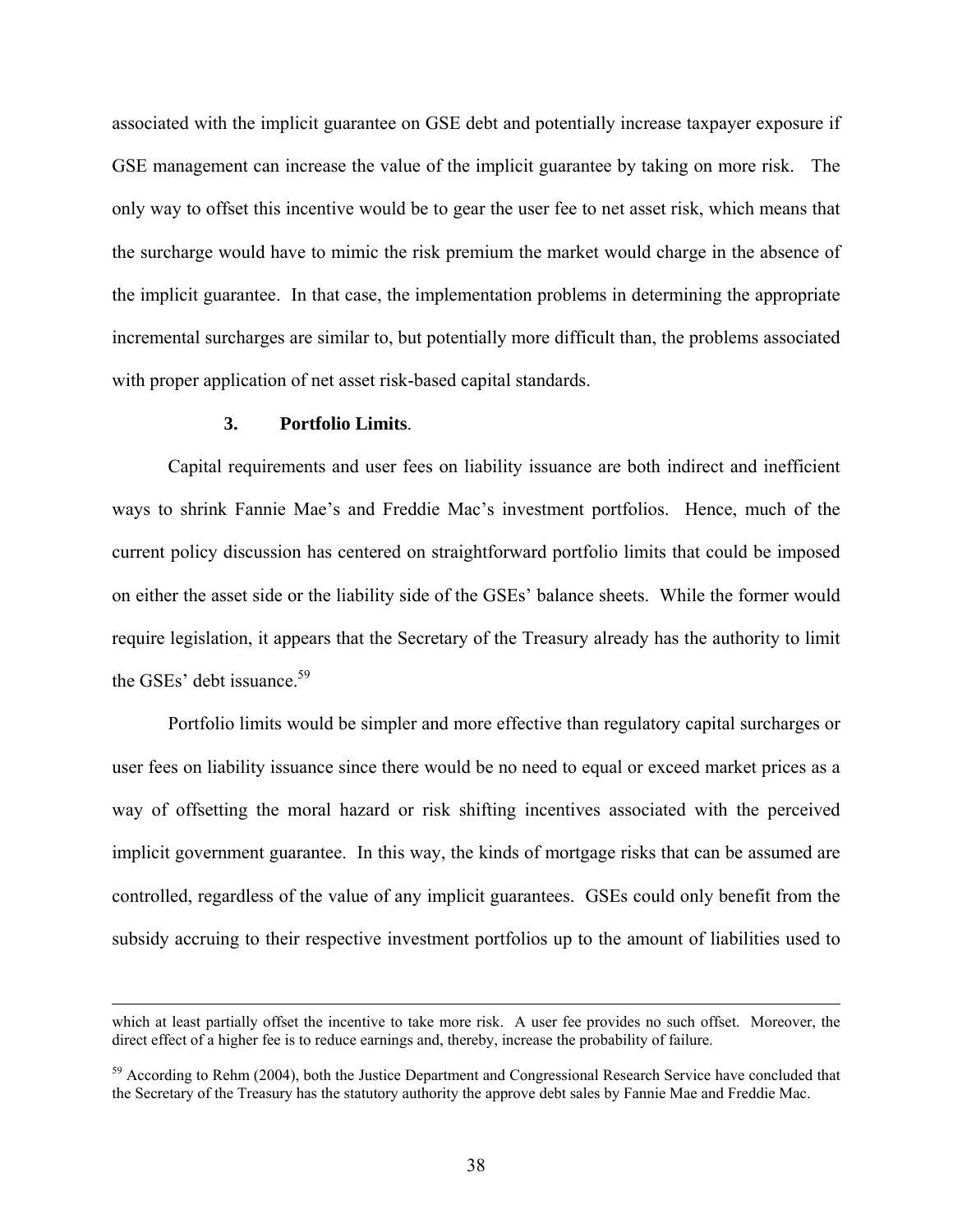associated with the implicit guarantee on GSE debt and potentially increase taxpayer exposure if GSE management can increase the value of the implicit guarantee by taking on more risk. The only way to offset this incentive would be to gear the user fee to net asset risk, which means that the surcharge would have to mimic the risk premium the market would charge in the absence of the implicit guarantee. In that case, the implementation problems in determining the appropriate incremental surcharges are similar to, but potentially more difficult than, the problems associated with proper application of net asset risk-based capital standards.

### 3. Portfolio Limits.

Capital requirements and user fees on liability issuance are both indirect and inefficient ways to shrink Fannie Mae's and Freddie Mac's investment portfolios. Hence, much of the current policy discussion has centered on straightforward portfolio limits that could be imposed on either the asset side or the liability side of the GSEs' balance sheets. While the former would require legislation, it appears that the Secretary of the Treasury already has the authority to limit the GSEs' debt issuance.[59]

Portfolio limits would be simpler and more effective than regulatory capital surcharges or user fees on liability issuance since there would be no need to equal or exceed market prices as a way of offsetting the moral hazard or risk shifting incentives associated with the perceived implicit government guarantee. In this way, the kinds of mortgage risks that can be assumed are controlled, regardless of the value of any implicit guarantees. GSEs could only benefit from the subsidy accruing to their respective investment portfolios up to the amount of liabilities used to

---

which at least partially offset the incentive to take more risk. A user fee provides no such offset. Moreover, the direct effect of a higher fee is to reduce earnings and, thereby, increase the probability of failure.

[59] According to Rehm (2004), both the Justice Department and Congressional Research Service have concluded that the Secretary of the Treasury has the statutory authority the approve debt sales by Fannie Mae and Freddie Mac.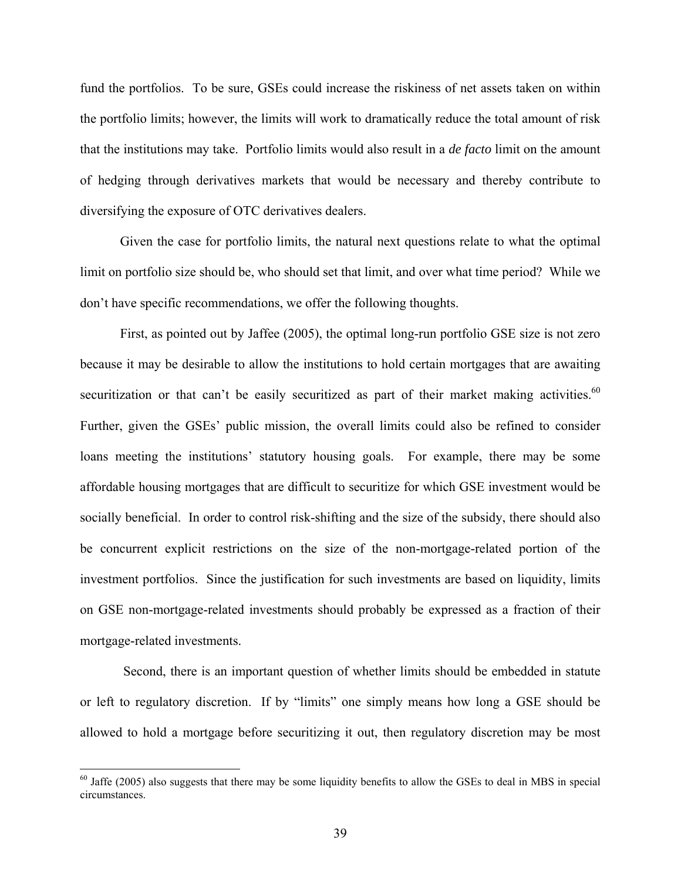fund the portfolios. To be sure, GSEs could increase the riskiness of net assets taken on within the portfolio limits; however, the limits will work to dramatically reduce the total amount of risk that the institutions may take. Portfolio limits would also result in a *de facto* limit on the amount of hedging through derivatives markets that would be necessary and thereby contribute to diversifying the exposure of OTC derivatives dealers.

Given the case for portfolio limits, the natural next questions relate to what the optimal limit on portfolio size should be, who should set that limit, and over what time period? While we don't have specific recommendations, we offer the following thoughts.

First, as pointed out by Jaffee (2005), the optimal long-run portfolio GSE size is not zero because it may be desirable to allow the institutions to hold certain mortgages that are awaiting securitization or that can't be easily securitized as part of their market making activities.[60] Further, given the GSEs' public mission, the overall limits could also be refined to consider loans meeting the institutions' statutory housing goals. For example, there may be some affordable housing mortgages that are difficult to securitize for which GSE investment would be socially beneficial. In order to control risk-shifting and the size of the subsidy, there should also be concurrent explicit restrictions on the size of the non-mortgage-related portion of the investment portfolios. Since the justification for such investments are based on liquidity, limits on GSE non-mortgage-related investments should probably be expressed as a fraction of their mortgage-related investments.

Second, there is an important question of whether limits should be embedded in statute or left to regulatory discretion. If by "limits" one simply means how long a GSE should be allowed to hold a mortgage before securitizing it out, then regulatory discretion may be most

[60] Jaffe (2005) also suggests that there may be some liquidity benefits to allow the GSEs to deal in MBS in special circumstances.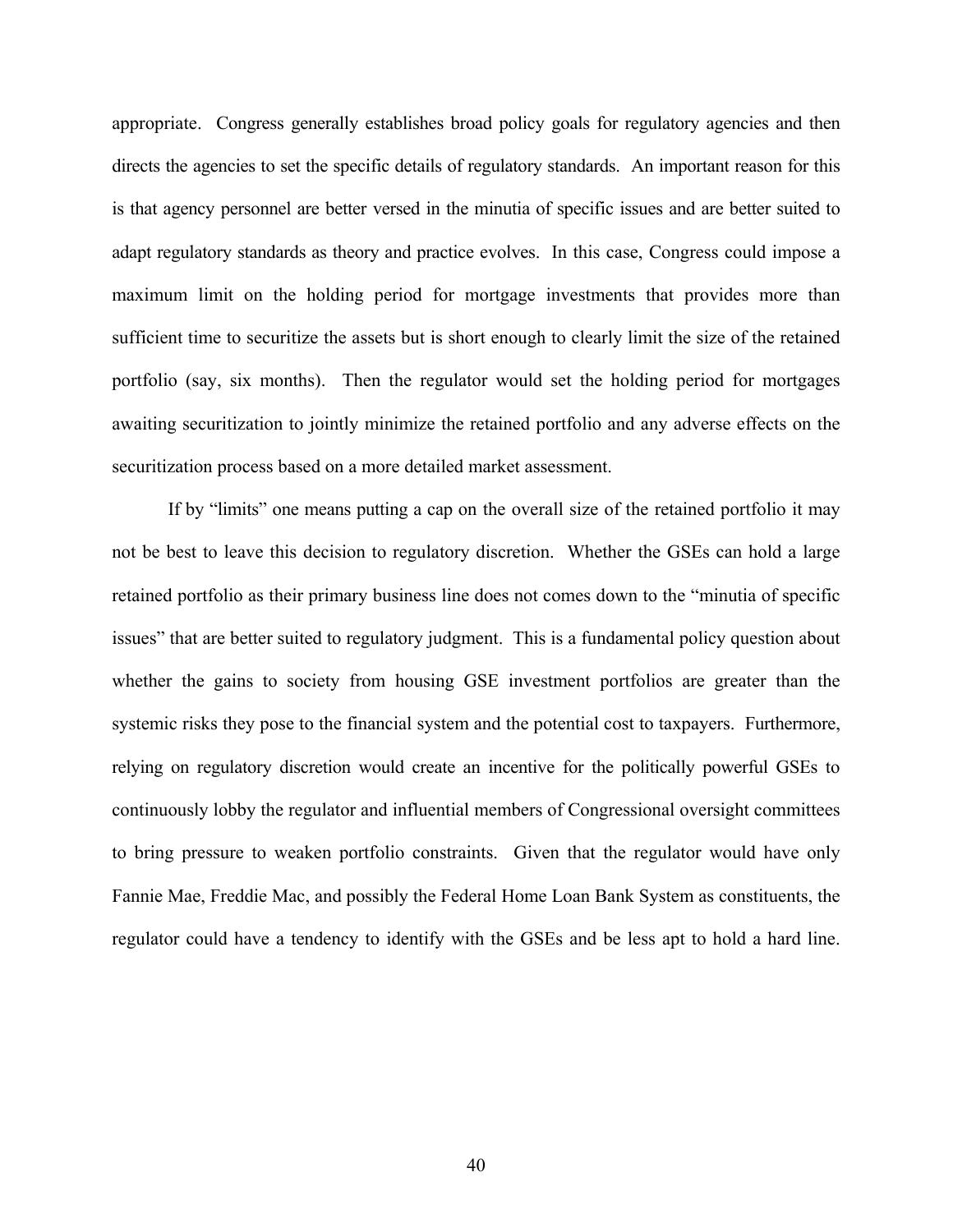appropriate. Congress generally establishes broad policy goals for regulatory agencies and then directs the agencies to set the specific details of regulatory standards. An important reason for this is that agency personnel are better versed in the minutia of specific issues and are better suited to adapt regulatory standards as theory and practice evolves. In this case, Congress could impose a maximum limit on the holding period for mortgage investments that provides more than sufficient time to securitize the assets but is short enough to clearly limit the size of the retained portfolio (say, six months). Then the regulator would set the holding period for mortgages awaiting securitization to jointly minimize the retained portfolio and any adverse effects on the securitization process based on a more detailed market assessment.

If by "limits" one means putting a cap on the overall size of the retained portfolio it may not be best to leave this decision to regulatory discretion. Whether the GSEs can hold a large retained portfolio as their primary business line does not comes down to the "minutia of specific issues" that are better suited to regulatory judgment. This is a fundamental policy question about whether the gains to society from housing GSE investment portfolios are greater than the systemic risks they pose to the financial system and the potential cost to taxpayers. Furthermore, relying on regulatory discretion would create an incentive for the politically powerful GSEs to continuously lobby the regulator and influential members of Congressional oversight committees to bring pressure to weaken portfolio constraints. Given that the regulator would have only Fannie Mae, Freddie Mac, and possibly the Federal Home Loan Bank System as constituents, the regulator could have a tendency to identify with the GSEs and be less apt to hold a hard line.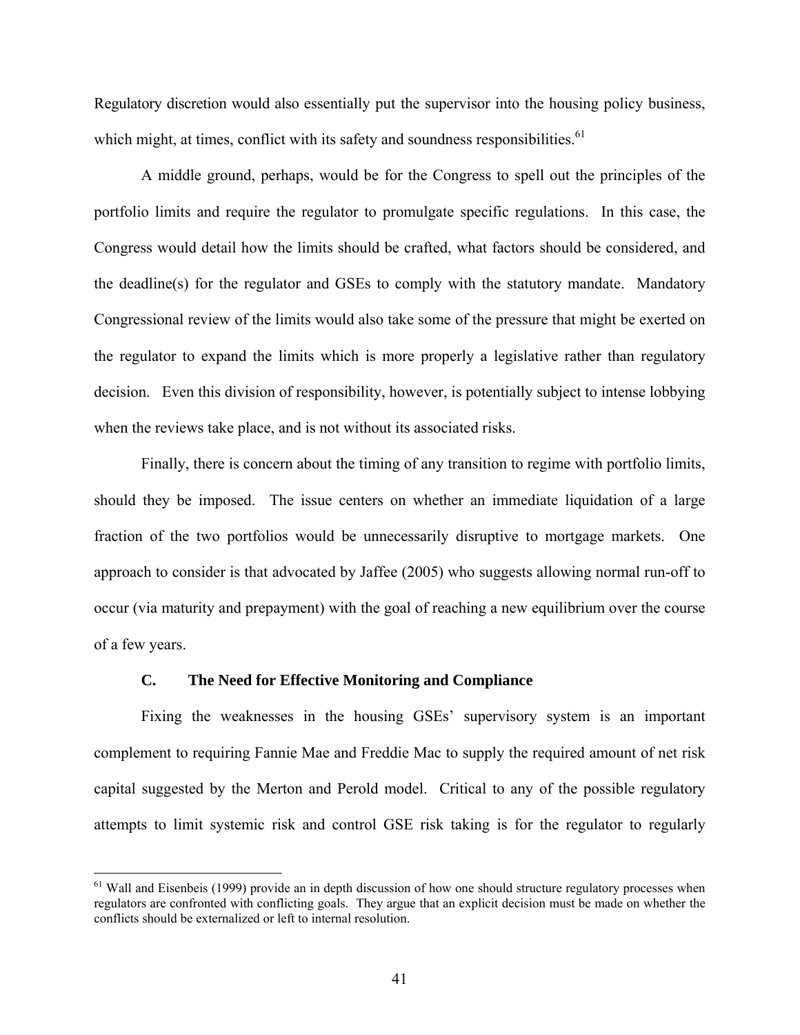Regulatory discretion would also essentially put the supervisor into the housing policy business, which might, at times, conflict with its safety and soundness responsibilities.[61]

A middle ground, perhaps, would be for the Congress to spell out the principles of the portfolio limits and require the regulator to promulgate specific regulations. In this case, the Congress would detail how the limits should be crafted, what factors should be considered, and the deadline(s) for the regulator and GSEs to comply with the statutory mandate. Mandatory Congressional review of the limits would also take some of the pressure that might be exerted on the regulator to expand the limits which is more properly a legislative rather than regulatory decision. Even this division of responsibility, however, is potentially subject to intense lobbying when the reviews take place, and is not without its associated risks.

Finally, there is concern about the timing of any transition to regime with portfolio limits, should they be imposed. The issue centers on whether an immediate liquidation of a large fraction of the two portfolios would be unnecessarily disruptive to mortgage markets. One approach to consider is that advocated by Jaffee (2005) who suggests allowing normal run-off to occur (via maturity and prepayment) with the goal of reaching a new equilibrium over the course of a few years.

### C. The Need for Effective Monitoring and Compliance

Fixing the weaknesses in the housing GSEs' supervisory system is an important complement to requiring Fannie Mae and Freddie Mac to supply the required amount of net risk capital suggested by the Merton and Perold model. Critical to any of the possible regulatory attempts to limit systemic risk and control GSE risk taking is for the regulator to regularly

---

[61] Wall and Eisenbeis (1999) provide an in depth discussion of how one should structure regulatory processes when regulators are confronted with conflicting goals. They argue that an explicit decision must be made on whether the conflicts should be externalized or left to internal resolution.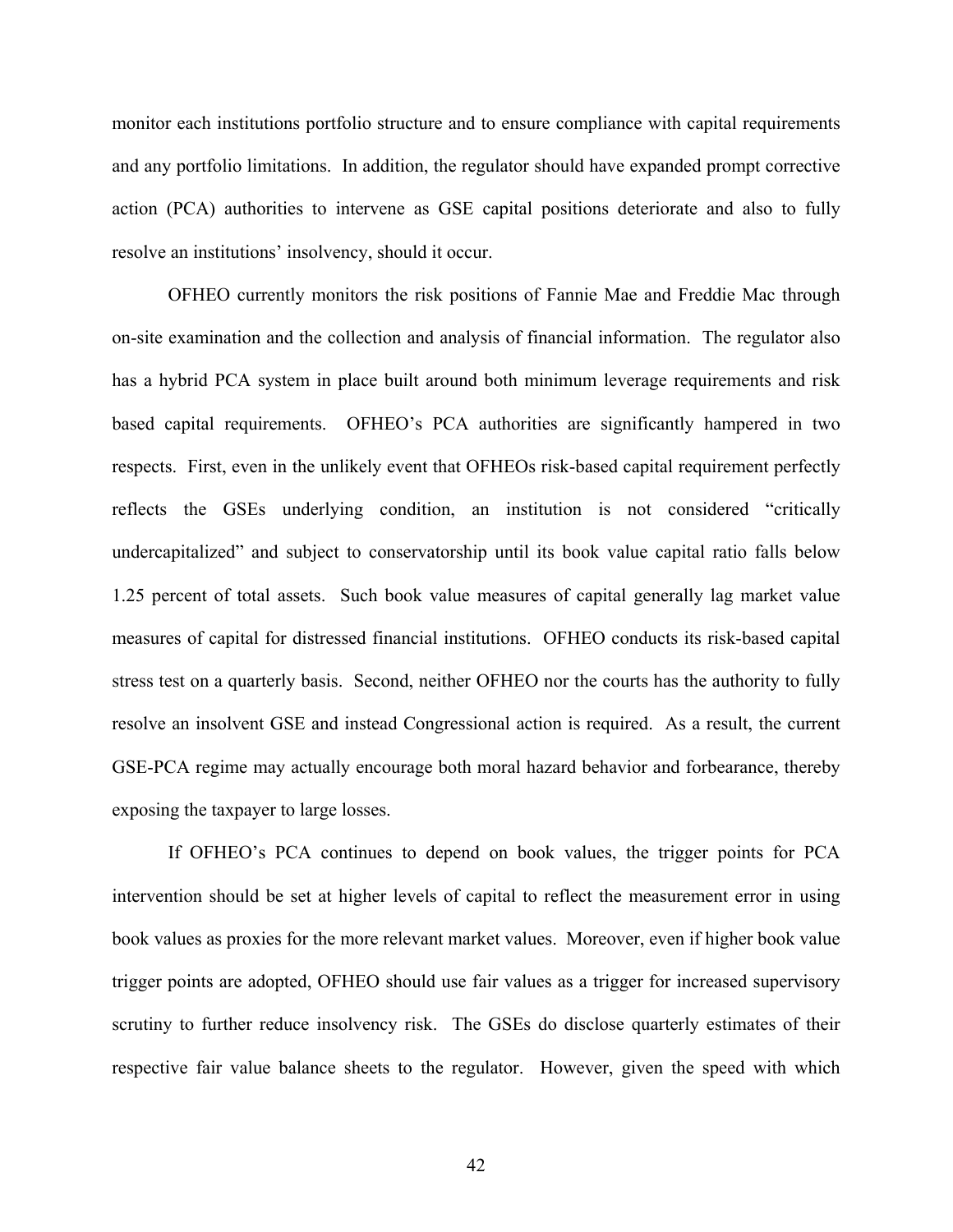monitor each institutions portfolio structure and to ensure compliance with capital requirements and any portfolio limitations. In addition, the regulator should have expanded prompt corrective action (PCA) authorities to intervene as GSE capital positions deteriorate and also to fully resolve an institutions' insolvency, should it occur.

OFHEO currently monitors the risk positions of Fannie Mae and Freddie Mac through on-site examination and the collection and analysis of financial information. The regulator also has a hybrid PCA system in place built around both minimum leverage requirements and risk based capital requirements. OFHEO's PCA authorities are significantly hampered in two respects. First, even in the unlikely event that OFHEOs risk-based capital requirement perfectly reflects the GSEs underlying condition, an institution is not considered "critically undercapitalized" and subject to conservatorship until its book value capital ratio falls below 1.25 percent of total assets. Such book value measures of capital generally lag market value measures of capital for distressed financial institutions. OFHEO conducts its risk-based capital stress test on a quarterly basis. Second, neither OFHEO nor the courts has the authority to fully resolve an insolvent GSE and instead Congressional action is required. As a result, the current GSE-PCA regime may actually encourage both moral hazard behavior and forbearance, thereby exposing the taxpayer to large losses.

If OFHEO's PCA continues to depend on book values, the trigger points for PCA intervention should be set at higher levels of capital to reflect the measurement error in using book values as proxies for the more relevant market values. Moreover, even if higher book value trigger points are adopted, OFHEO should use fair values as a trigger for increased supervisory scrutiny to further reduce insolvency risk. The GSEs do disclose quarterly estimates of their respective fair value balance sheets to the regulator. However, given the speed with which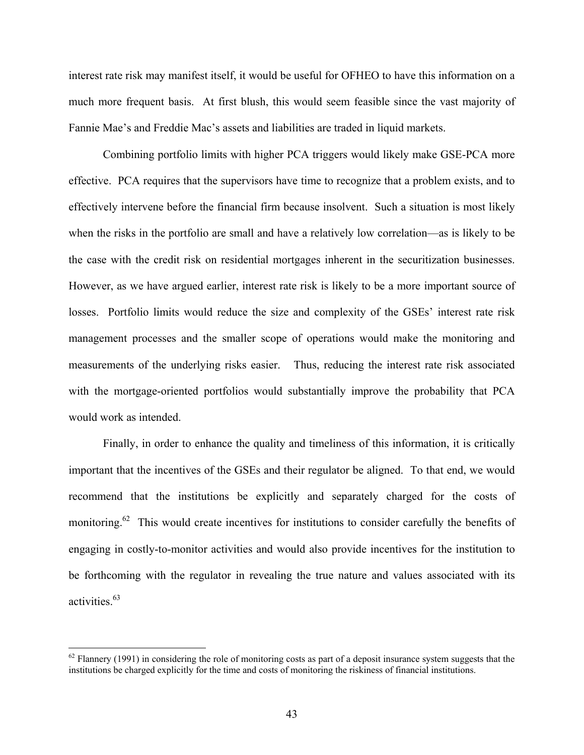interest rate risk may manifest itself, it would be useful for OFHEO to have this information on a much more frequent basis. At first blush, this would seem feasible since the vast majority of Fannie Mae's and Freddie Mac's assets and liabilities are traded in liquid markets.

Combining portfolio limits with higher PCA triggers would likely make GSE-PCA more effective. PCA requires that the supervisors have time to recognize that a problem exists, and to effectively intervene before the financial firm because insolvent. Such a situation is most likely when the risks in the portfolio are small and have a relatively low correlation—as is likely to be the case with the credit risk on residential mortgages inherent in the securitization businesses. However, as we have argued earlier, interest rate risk is likely to be a more important source of losses. Portfolio limits would reduce the size and complexity of the GSEs' interest rate risk management processes and the smaller scope of operations would make the monitoring and measurements of the underlying risks easier. Thus, reducing the interest rate risk associated with the mortgage-oriented portfolios would substantially improve the probability that PCA would work as intended.

Finally, in order to enhance the quality and timeliness of this information, it is critically important that the incentives of the GSEs and their regulator be aligned. To that end, we would recommend that the institutions be explicitly and separately charged for the costs of monitoring.[62] This would create incentives for institutions to consider carefully the benefits of engaging in costly-to-monitor activities and would also provide incentives for the institution to be forthcoming with the regulator in revealing the true nature and values associated with its activities.[63]

---

[62] Flannery (1991) in considering the role of monitoring costs as part of a deposit insurance system suggests that the institutions be charged explicitly for the time and costs of monitoring the riskiness of financial institutions.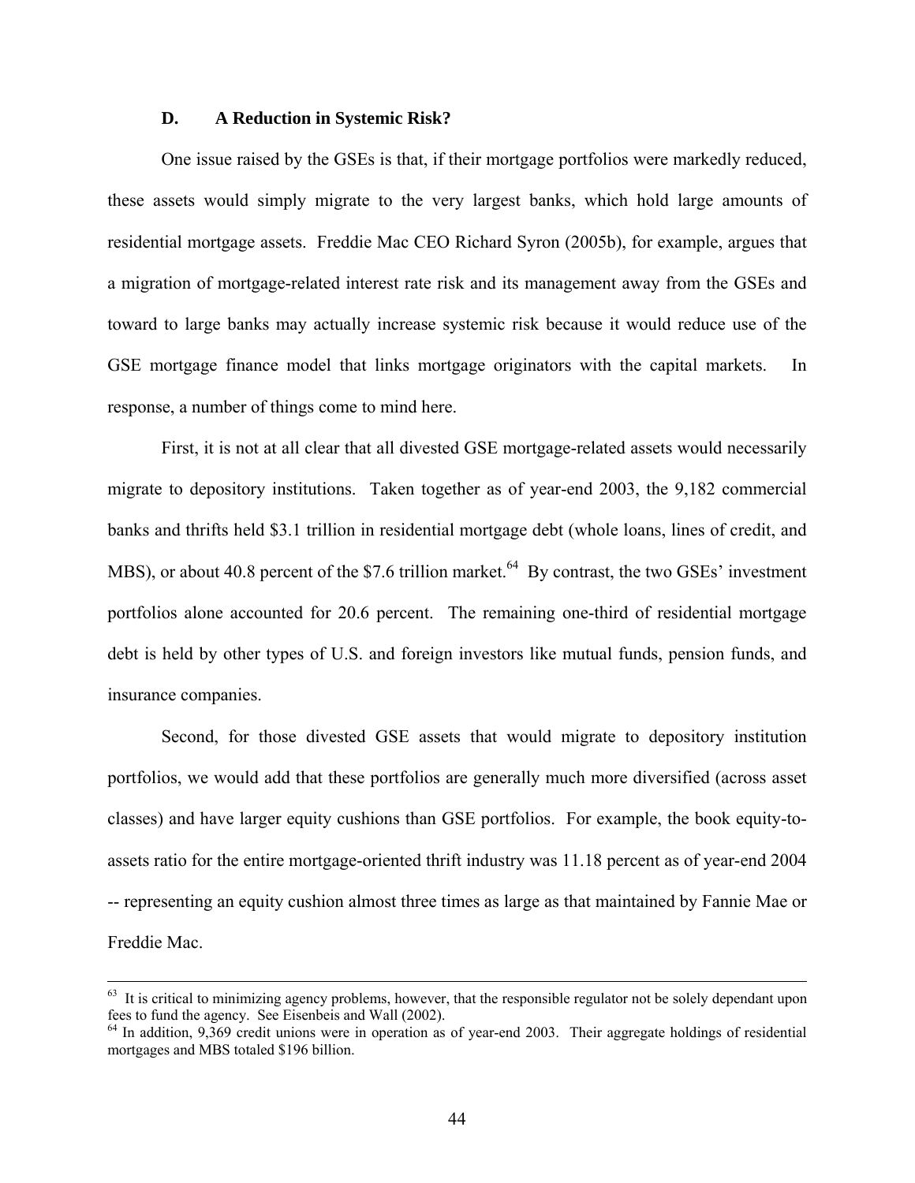### D. A Reduction in Systemic Risk?

One issue raised by the GSEs is that, if their mortgage portfolios were markedly reduced, these assets would simply migrate to the very largest banks, which hold large amounts of residential mortgage assets. Freddie Mac CEO Richard Syron (2005b), for example, argues that a migration of mortgage-related interest rate risk and its management away from the GSEs and toward to large banks may actually increase systemic risk because it would reduce use of the GSE mortgage finance model that links mortgage originators with the capital markets. In response, a number of things come to mind here.

First, it is not at all clear that all divested GSE mortgage-related assets would necessarily migrate to depository institutions. Taken together as of year-end 2003, the 9,182 commercial banks and thrifts held \$3.1 trillion in residential mortgage debt (whole loans, lines of credit, and MBS), or about 40.8 percent of the \$7.6 trillion market.[64] By contrast, the two GSEs' investment portfolios alone accounted for 20.6 percent. The remaining one-third of residential mortgage debt is held by other types of U.S. and foreign investors like mutual funds, pension funds, and insurance companies.

Second, for those divested GSE assets that would migrate to depository institution portfolios, we would add that these portfolios are generally much more diversified (across asset classes) and have larger equity cushions than GSE portfolios. For example, the book equity-to-assets ratio for the entire mortgage-oriented thrift industry was 11.18 percent as of year-end 2004 -- representing an equity cushion almost three times as large as that maintained by Fannie Mae or Freddie Mac.

---

[63] It is critical to minimizing agency problems, however, that the responsible regulator not be solely dependant upon fees to fund the agency. See Eisenbeis and Wall (2002).

[64] In addition, 9,369 credit unions were in operation as of year-end 2003. Their aggregate holdings of residential mortgages and MBS totaled \$196 billion.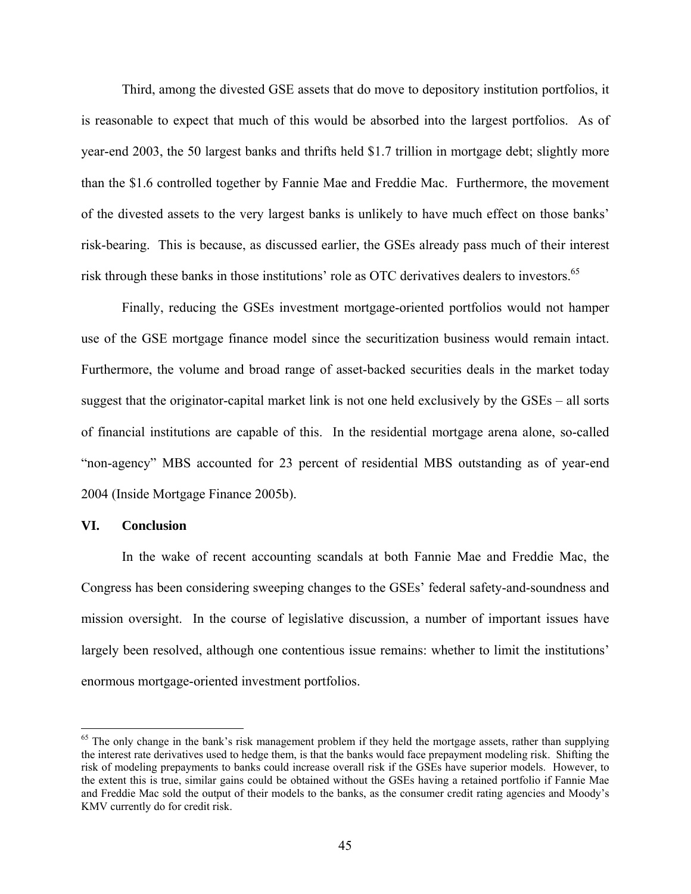Third, among the divested GSE assets that do move to depository institution portfolios, it is reasonable to expect that much of this would be absorbed into the largest portfolios. As of year-end 2003, the 50 largest banks and thrifts held \$1.7 trillion in mortgage debt; slightly more than the \$1.6 controlled together by Fannie Mae and Freddie Mac. Furthermore, the movement of the divested assets to the very largest banks is unlikely to have much effect on those banks' risk-bearing. This is because, as discussed earlier, the GSEs already pass much of their interest risk through these banks in those institutions' role as OTC derivatives dealers to investors.[65]

Finally, reducing the GSEs investment mortgage-oriented portfolios would not hamper use of the GSE mortgage finance model since the securitization business would remain intact. Furthermore, the volume and broad range of asset-backed securities deals in the market today suggest that the originator-capital market link is not one held exclusively by the GSEs – all sorts of financial institutions are capable of this. In the residential mortgage arena alone, so-called "non-agency" MBS accounted for 23 percent of residential MBS outstanding as of year-end 2004 (Inside Mortgage Finance 2005b).

## VI. Conclusion

In the wake of recent accounting scandals at both Fannie Mae and Freddie Mac, the Congress has been considering sweeping changes to the GSEs' federal safety-and-soundness and mission oversight. In the course of legislative discussion, a number of important issues have largely been resolved, although one contentious issue remains: whether to limit the institutions' enormous mortgage-oriented investment portfolios.

[65] The only change in the bank's risk management problem if they held the mortgage assets, rather than supplying the interest rate derivatives used to hedge them, is that the banks would face prepayment modeling risk. Shifting the risk of modeling prepayments to banks could increase overall risk if the GSEs have superior models. However, to the extent this is true, similar gains could be obtained without the GSEs having a retained portfolio if Fannie Mae and Freddie Mac sold the output of their models to the banks, as the consumer credit rating agencies and Moody's KMV currently do for credit risk.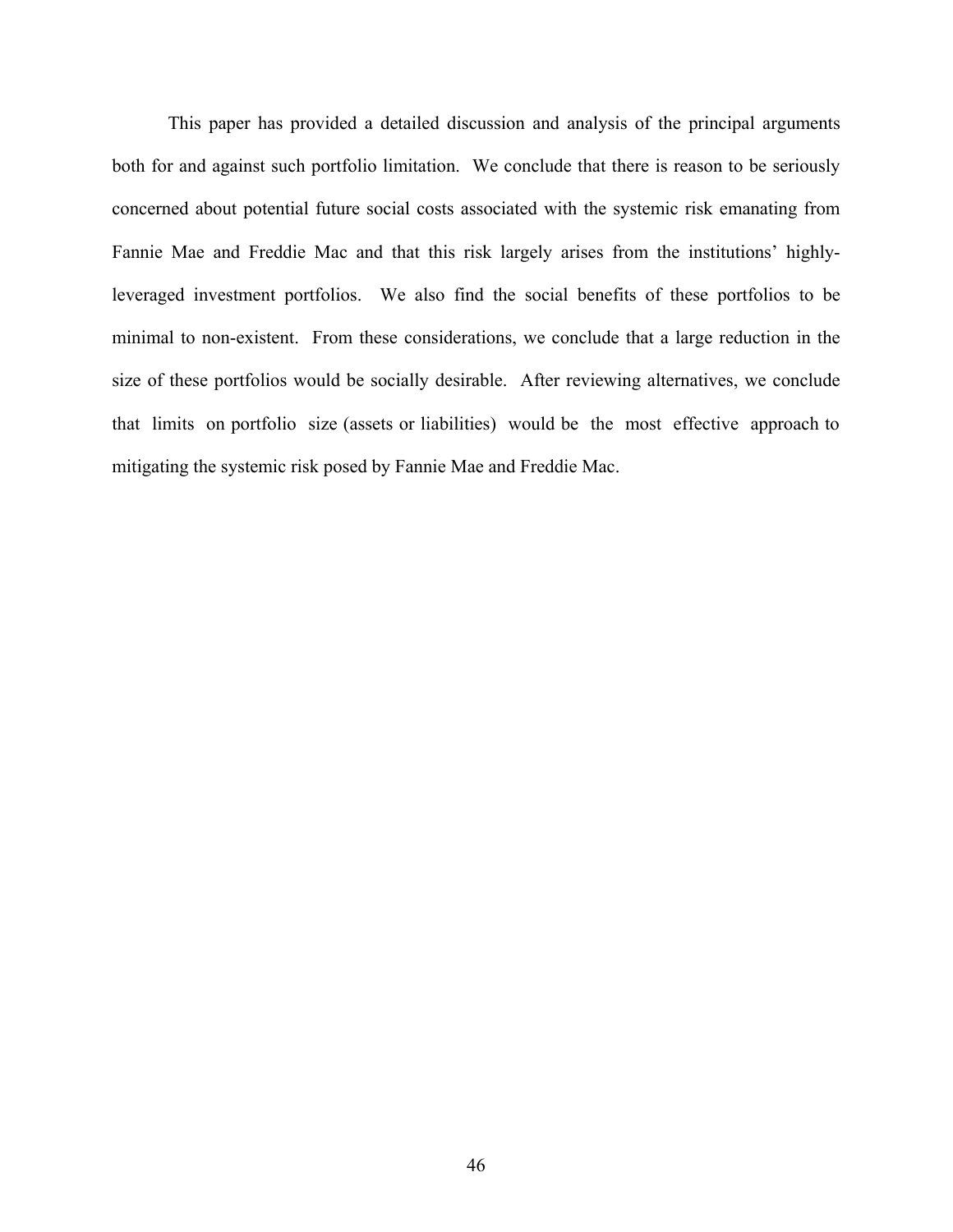This paper has provided a detailed discussion and analysis of the principal arguments both for and against such portfolio limitation. We conclude that there is reason to be seriously concerned about potential future social costs associated with the systemic risk emanating from Fannie Mae and Freddie Mac and that this risk largely arises from the institutions' highly-leveraged investment portfolios. We also find the social benefits of these portfolios to be minimal to non-existent. From these considerations, we conclude that a large reduction in the size of these portfolios would be socially desirable. After reviewing alternatives, we conclude that limits on portfolio size (assets or liabilities) would be the most effective approach to mitigating the systemic risk posed by Fannie Mae and Freddie Mac.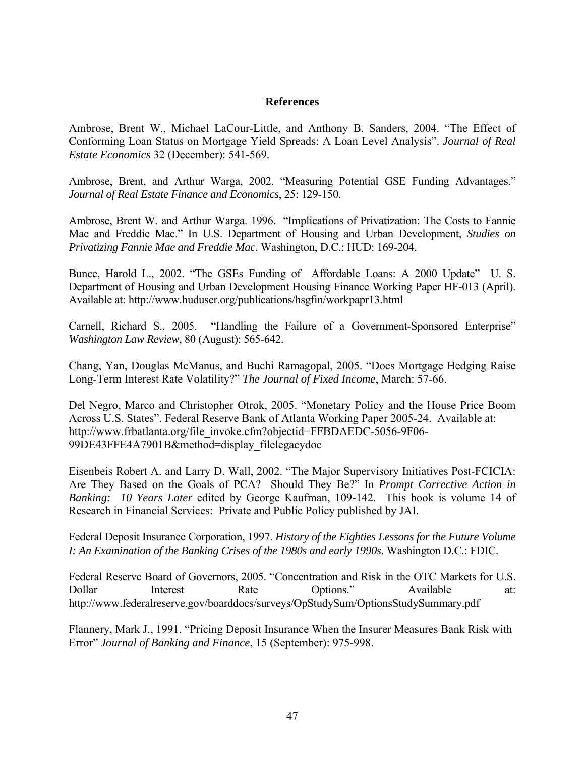## References

Ambrose, Brent W., Michael LaCour-Little, and Anthony B. Sanders, 2004. "The Effect of Conforming Loan Status on Mortgage Yield Spreads: A Loan Level Analysis". *Journal of Real Estate Economics* 32 (December): 541-569.

Ambrose, Brent, and Arthur Warga, 2002. "Measuring Potential GSE Funding Advantages." *Journal of Real Estate Finance and Economics*, 25: 129-150.

Ambrose, Brent W. and Arthur Warga. 1996. "Implications of Privatization: The Costs to Fannie Mae and Freddie Mac." In U.S. Department of Housing and Urban Development, *Studies on Privatizing Fannie Mae and Freddie Mac*. Washington, D.C.: HUD: 169-204.

Bunce, Harold L., 2002. "The GSEs Funding of Affordable Loans: A 2000 Update" U. S. Department of Housing and Urban Development Housing Finance Working Paper HF-013 (April). Available at: http://www.huduser.org/publications/hsgfin/workpapr13.html

Carnell, Richard S., 2005. "Handling the Failure of a Government-Sponsored Enterprise" *Washington Law Review*, 80 (August): 565-642.

Chang, Yan, Douglas McManus, and Buchi Ramagopal, 2005. "Does Mortgage Hedging Raise Long-Term Interest Rate Volatility?" *The Journal of Fixed Income*, March: 57-66.

Del Negro, Marco and Christopher Otrok, 2005. "Monetary Policy and the House Price Boom Across U.S. States". Federal Reserve Bank of Atlanta Working Paper 2005-24. Available at: http://www.frbatlanta.org/file_invoke.cfm?objectid=FFBDAEDC-5056-9F06-99DE43FFE4A7901B&method=display_filelegacydoc

Eisenbeis Robert A. and Larry D. Wall, 2002. "The Major Supervisory Initiatives Post-FCICIA: Are They Based on the Goals of PCA? Should They Be?" In *Prompt Corrective Action in Banking: 10 Years Later* edited by George Kaufman, 109-142. This book is volume 14 of Research in Financial Services: Private and Public Policy published by JAI.

Federal Deposit Insurance Corporation, 1997. *History of the Eighties Lessons for the Future Volume I: An Examination of the Banking Crises of the 1980s and early 1990s*. Washington D.C.: FDIC.

Federal Reserve Board of Governors, 2005. "Concentration and Risk in the OTC Markets for U.S. Dollar Interest Rate Options." Available at: http://www.federalreserve.gov/boarddocs/surveys/OpStudySum/OptionsStudySummary.pdf

Flannery, Mark J., 1991. "Pricing Deposit Insurance When the Insurer Measures Bank Risk with Error" *Journal of Banking and Finance*, 15 (September): 975-998.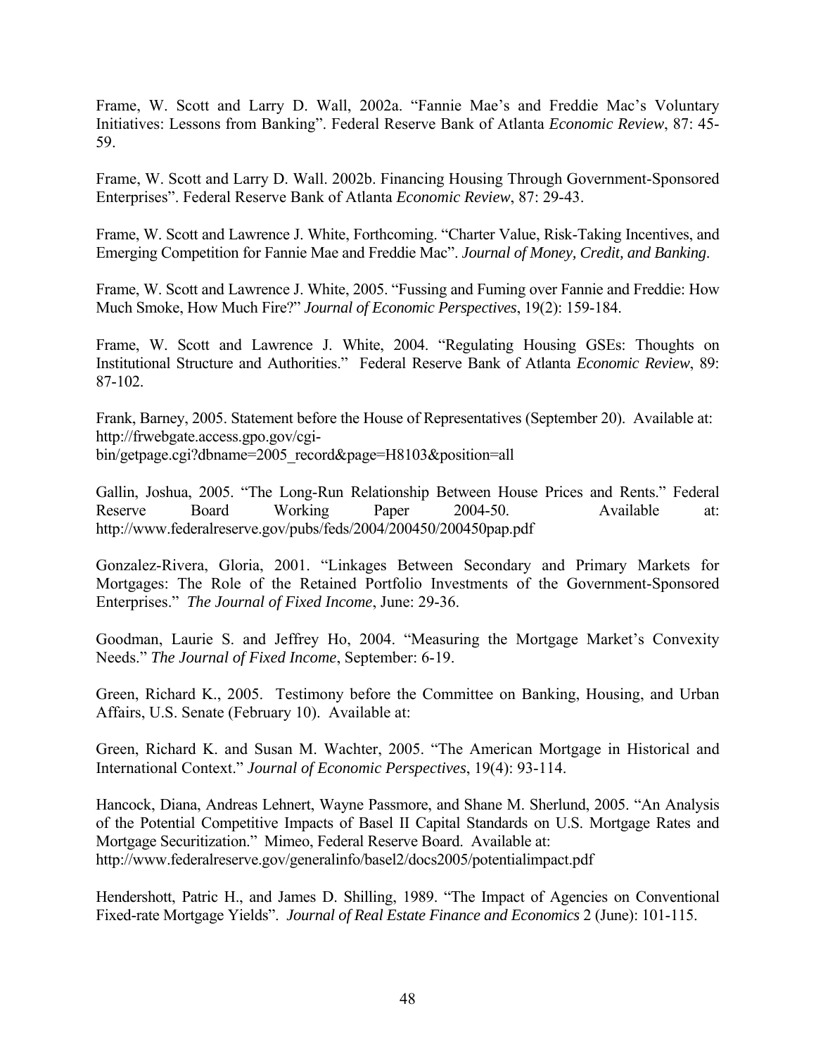Frame, W. Scott and Larry D. Wall, 2002a. "Fannie Mae's and Freddie Mac's Voluntary Initiatives: Lessons from Banking". Federal Reserve Bank of Atlanta *Economic Review*, 87: 45-59.

Frame, W. Scott and Larry D. Wall. 2002b. Financing Housing Through Government-Sponsored Enterprises". Federal Reserve Bank of Atlanta *Economic Review*, 87: 29-43.

Frame, W. Scott and Lawrence J. White, Forthcoming. "Charter Value, Risk-Taking Incentives, and Emerging Competition for Fannie Mae and Freddie Mac". *Journal of Money, Credit, and Banking*.

Frame, W. Scott and Lawrence J. White, 2005. "Fussing and Fuming over Fannie and Freddie: How Much Smoke, How Much Fire?" *Journal of Economic Perspectives*, 19(2): 159-184.

Frame, W. Scott and Lawrence J. White, 2004. "Regulating Housing GSEs: Thoughts on Institutional Structure and Authorities." Federal Reserve Bank of Atlanta *Economic Review*, 89: 87-102.

Frank, Barney, 2005. Statement before the House of Representatives (September 20). Available at: http://frwebgate.access.gpo.gov/cgi-bin/getpage.cgi?dbname=2005_record&page=H8103&position=all

Gallin, Joshua, 2005. "The Long-Run Relationship Between House Prices and Rents." Federal Reserve Board Working Paper 2004-50. Available at: http://www.federalreserve.gov/pubs/feds/2004/200450/200450pap.pdf

Gonzalez-Rivera, Gloria, 2001. "Linkages Between Secondary and Primary Markets for Mortgages: The Role of the Retained Portfolio Investments of the Government-Sponsored Enterprises." *The Journal of Fixed Income*, June: 29-36.

Goodman, Laurie S. and Jeffrey Ho, 2004. "Measuring the Mortgage Market's Convexity Needs." *The Journal of Fixed Income*, September: 6-19.

Green, Richard K., 2005. Testimony before the Committee on Banking, Housing, and Urban Affairs, U.S. Senate (February 10). Available at:

Green, Richard K. and Susan M. Wachter, 2005. "The American Mortgage in Historical and International Context." *Journal of Economic Perspectives*, 19(4): 93-114.

Hancock, Diana, Andreas Lehnert, Wayne Passmore, and Shane M. Sherlund, 2005. "An Analysis of the Potential Competitive Impacts of Basel II Capital Standards on U.S. Mortgage Rates and Mortgage Securitization." Mimeo, Federal Reserve Board. Available at: http://www.federalreserve.gov/generalinfo/basel2/docs2005/potentialimpact.pdf

Hendershott, Patric H., and James D. Shilling, 1989. "The Impact of Agencies on Conventional Fixed-rate Mortgage Yields". *Journal of Real Estate Finance and Economics* 2 (June): 101-115.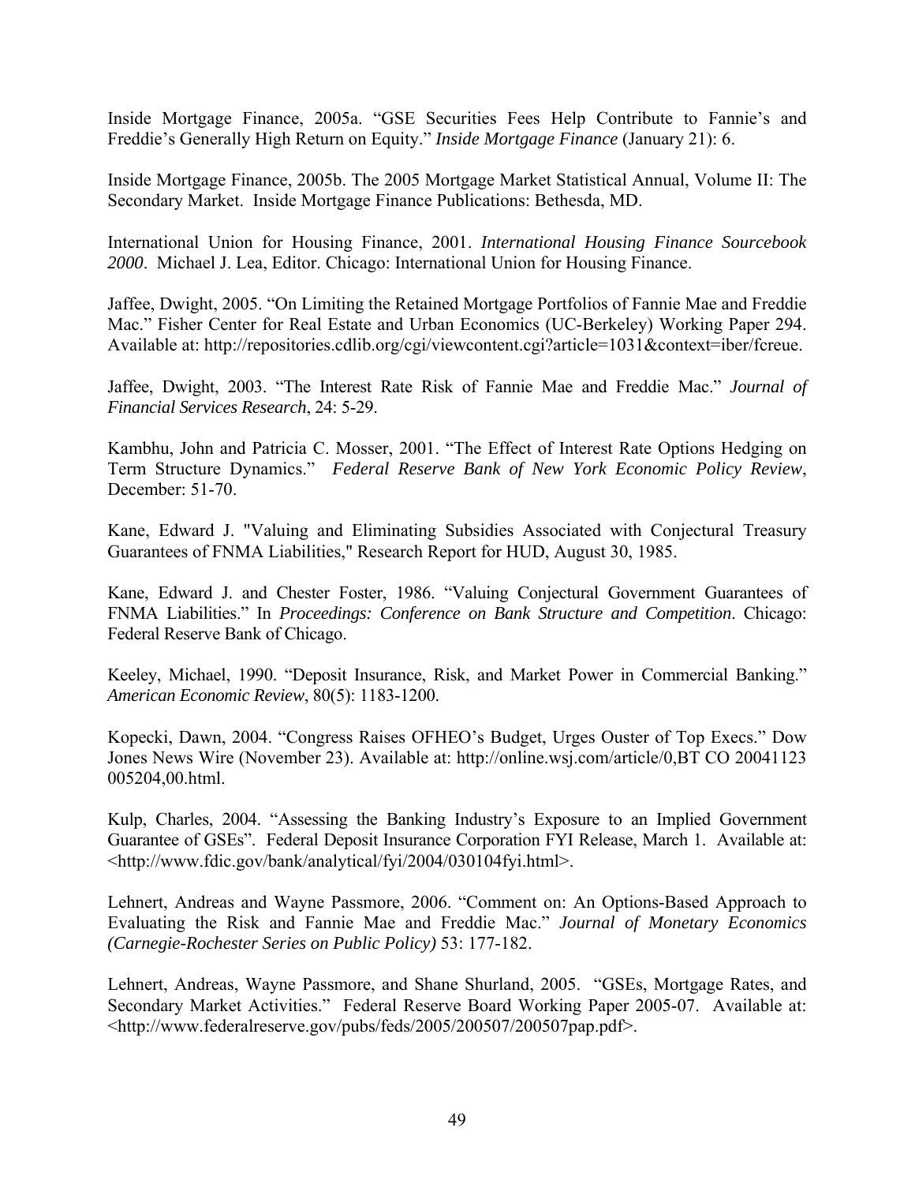Inside Mortgage Finance, 2005a. "GSE Securities Fees Help Contribute to Fannie's and Freddie's Generally High Return on Equity." *Inside Mortgage Finance* (January 21): 6.

Inside Mortgage Finance, 2005b. The 2005 Mortgage Market Statistical Annual, Volume II: The Secondary Market. Inside Mortgage Finance Publications: Bethesda, MD.

International Union for Housing Finance, 2001. *International Housing Finance Sourcebook 2000*. Michael J. Lea, Editor. Chicago: International Union for Housing Finance.

Jaffee, Dwight, 2005. "On Limiting the Retained Mortgage Portfolios of Fannie Mae and Freddie Mac." Fisher Center for Real Estate and Urban Economics (UC-Berkeley) Working Paper 294. Available at: http://repositories.cdlib.org/cgi/viewcontent.cgi?article=1031&context=iber/fcreue.

Jaffee, Dwight, 2003. "The Interest Rate Risk of Fannie Mae and Freddie Mac." *Journal of Financial Services Research*, 24: 5-29.

Kambhu, John and Patricia C. Mosser, 2001. "The Effect of Interest Rate Options Hedging on Term Structure Dynamics." *Federal Reserve Bank of New York Economic Policy Review*, December: 51-70.

Kane, Edward J. "Valuing and Eliminating Subsidies Associated with Conjectural Treasury Guarantees of FNMA Liabilities," Research Report for HUD, August 30, 1985.

Kane, Edward J. and Chester Foster, 1986. "Valuing Conjectural Government Guarantees of FNMA Liabilities." In *Proceedings: Conference on Bank Structure and Competition*. Chicago: Federal Reserve Bank of Chicago.

Keeley, Michael, 1990. "Deposit Insurance, Risk, and Market Power in Commercial Banking." *American Economic Review*, 80(5): 1183-1200.

Kopecki, Dawn, 2004. "Congress Raises OFHEO's Budget, Urges Ouster of Top Execs." Dow Jones News Wire (November 23). Available at: http://online.wsj.com/article/0,BT CO 20041123 005204,00.html.

Kulp, Charles, 2004. "Assessing the Banking Industry's Exposure to an Implied Government Guarantee of GSEs". Federal Deposit Insurance Corporation FYI Release, March 1. Available at: <http://www.fdic.gov/bank/analytical/fyi/2004/030104fyi.html>.

Lehnert, Andreas and Wayne Passmore, 2006. "Comment on: An Options-Based Approach to Evaluating the Risk and Fannie Mae and Freddie Mac." *Journal of Monetary Economics (Carnegie-Rochester Series on Public Policy)* 53: 177-182.

Lehnert, Andreas, Wayne Passmore, and Shane Shurland, 2005. "GSEs, Mortgage Rates, and Secondary Market Activities." Federal Reserve Board Working Paper 2005-07. Available at: <http://www.federalreserve.gov/pubs/feds/2005/200507/200507pap.pdf>.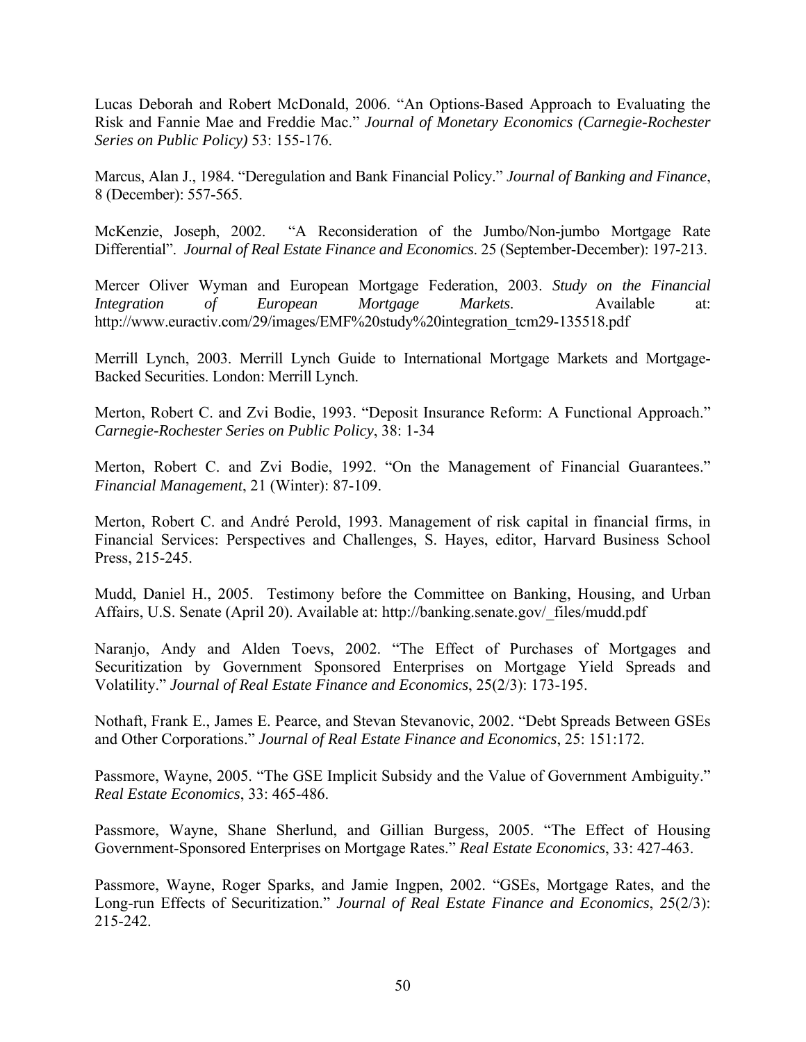Lucas Deborah and Robert McDonald, 2006. "An Options-Based Approach to Evaluating the Risk and Fannie Mae and Freddie Mac." *Journal of Monetary Economics (Carnegie-Rochester Series on Public Policy)* 53: 155-176.

Marcus, Alan J., 1984. "Deregulation and Bank Financial Policy." *Journal of Banking and Finance*, 8 (December): 557-565.

McKenzie, Joseph, 2002. "A Reconsideration of the Jumbo/Non-jumbo Mortgage Rate Differential". *Journal of Real Estate Finance and Economics*. 25 (September-December): 197-213.

Mercer Oliver Wyman and European Mortgage Federation, 2003. *Study on the Financial Integration of European Mortgage Markets*. Available at: http://www.euractiv.com/29/images/EMF%20study%20integration_tcm29-135518.pdf

Merrill Lynch, 2003. Merrill Lynch Guide to International Mortgage Markets and Mortgage-Backed Securities. London: Merrill Lynch.

Merton, Robert C. and Zvi Bodie, 1993. "Deposit Insurance Reform: A Functional Approach." *Carnegie-Rochester Series on Public Policy*, 38: 1-34

Merton, Robert C. and Zvi Bodie, 1992. "On the Management of Financial Guarantees." *Financial Management*, 21 (Winter): 87-109.

Merton, Robert C. and André Perold, 1993. Management of risk capital in financial firms, in Financial Services: Perspectives and Challenges, S. Hayes, editor, Harvard Business School Press, 215-245.

Mudd, Daniel H., 2005. Testimony before the Committee on Banking, Housing, and Urban Affairs, U.S. Senate (April 20). Available at: http://banking.senate.gov/_files/mudd.pdf

Naranjo, Andy and Alden Toevs, 2002. "The Effect of Purchases of Mortgages and Securitization by Government Sponsored Enterprises on Mortgage Yield Spreads and Volatility." *Journal of Real Estate Finance and Economics*, 25(2/3): 173-195.

Nothaft, Frank E., James E. Pearce, and Stevan Stevanovic, 2002. "Debt Spreads Between GSEs and Other Corporations." *Journal of Real Estate Finance and Economics*, 25: 151:172.

Passmore, Wayne, 2005. "The GSE Implicit Subsidy and the Value of Government Ambiguity." *Real Estate Economics*, 33: 465-486.

Passmore, Wayne, Shane Sherlund, and Gillian Burgess, 2005. "The Effect of Housing Government-Sponsored Enterprises on Mortgage Rates." *Real Estate Economics*, 33: 427-463.

Passmore, Wayne, Roger Sparks, and Jamie Ingpen, 2002. "GSEs, Mortgage Rates, and the Long-run Effects of Securitization." *Journal of Real Estate Finance and Economics*, 25(2/3): 215-242.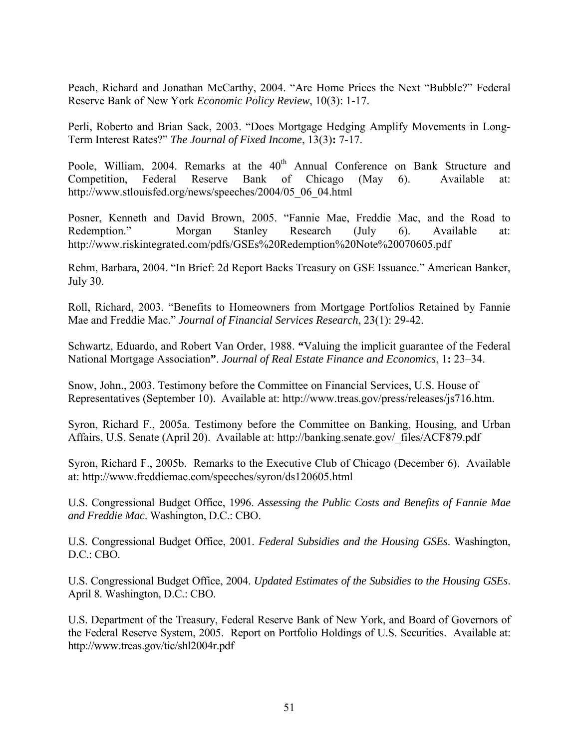Peach, Richard and Jonathan McCarthy, 2004. "Are Home Prices the Next "Bubble?" Federal Reserve Bank of New York *Economic Policy Review*, 10(3): 1-17.

Perli, Roberto and Brian Sack, 2003. "Does Mortgage Hedging Amplify Movements in Long-Term Interest Rates?" *The Journal of Fixed Income*, 13(3)**:** 7-17.

Poole, William, 2004. Remarks at the 40th Annual Conference on Bank Structure and Competition, Federal Reserve Bank of Chicago (May 6). Available at: http://www.stlouisfed.org/news/speeches/2004/05_06_04.html

Posner, Kenneth and David Brown, 2005. "Fannie Mae, Freddie Mac, and the Road to Redemption." Morgan Stanley Research (July 6). Available at: http://www.riskintegrated.com/pdfs/GSEs%20Redemption%20Note%20070605.pdf

Rehm, Barbara, 2004. "In Brief: 2d Report Backs Treasury on GSE Issuance." American Banker, July 30.

Roll, Richard, 2003. "Benefits to Homeowners from Mortgage Portfolios Retained by Fannie Mae and Freddie Mac." *Journal of Financial Services Research*, 23(1): 29-42.

Schwartz, Eduardo, and Robert Van Order, 1988. **"**Valuing the implicit guarantee of the Federal National Mortgage Association**"**. *Journal of Real Estate Finance and Economics*, 1**:** 23–34.

Snow, John., 2003. Testimony before the Committee on Financial Services, U.S. House of Representatives (September 10). Available at: http://www.treas.gov/press/releases/js716.htm.

Syron, Richard F., 2005a. Testimony before the Committee on Banking, Housing, and Urban Affairs, U.S. Senate (April 20). Available at: http://banking.senate.gov/_files/ACF879.pdf

Syron, Richard F., 2005b. Remarks to the Executive Club of Chicago (December 6). Available at: http://www.freddiemac.com/speeches/syron/ds120605.html

U.S. Congressional Budget Office, 1996. *Assessing the Public Costs and Benefits of Fannie Mae and Freddie Mac*. Washington, D.C.: CBO.

U.S. Congressional Budget Office, 2001. *Federal Subsidies and the Housing GSEs*. Washington, D.C.: CBO.

U.S. Congressional Budget Office, 2004. *Updated Estimates of the Subsidies to the Housing GSEs*. April 8. Washington, D.C.: CBO.

U.S. Department of the Treasury, Federal Reserve Bank of New York, and Board of Governors of the Federal Reserve System, 2005. Report on Portfolio Holdings of U.S. Securities. Available at: http://www.treas.gov/tic/shl2004r.pdf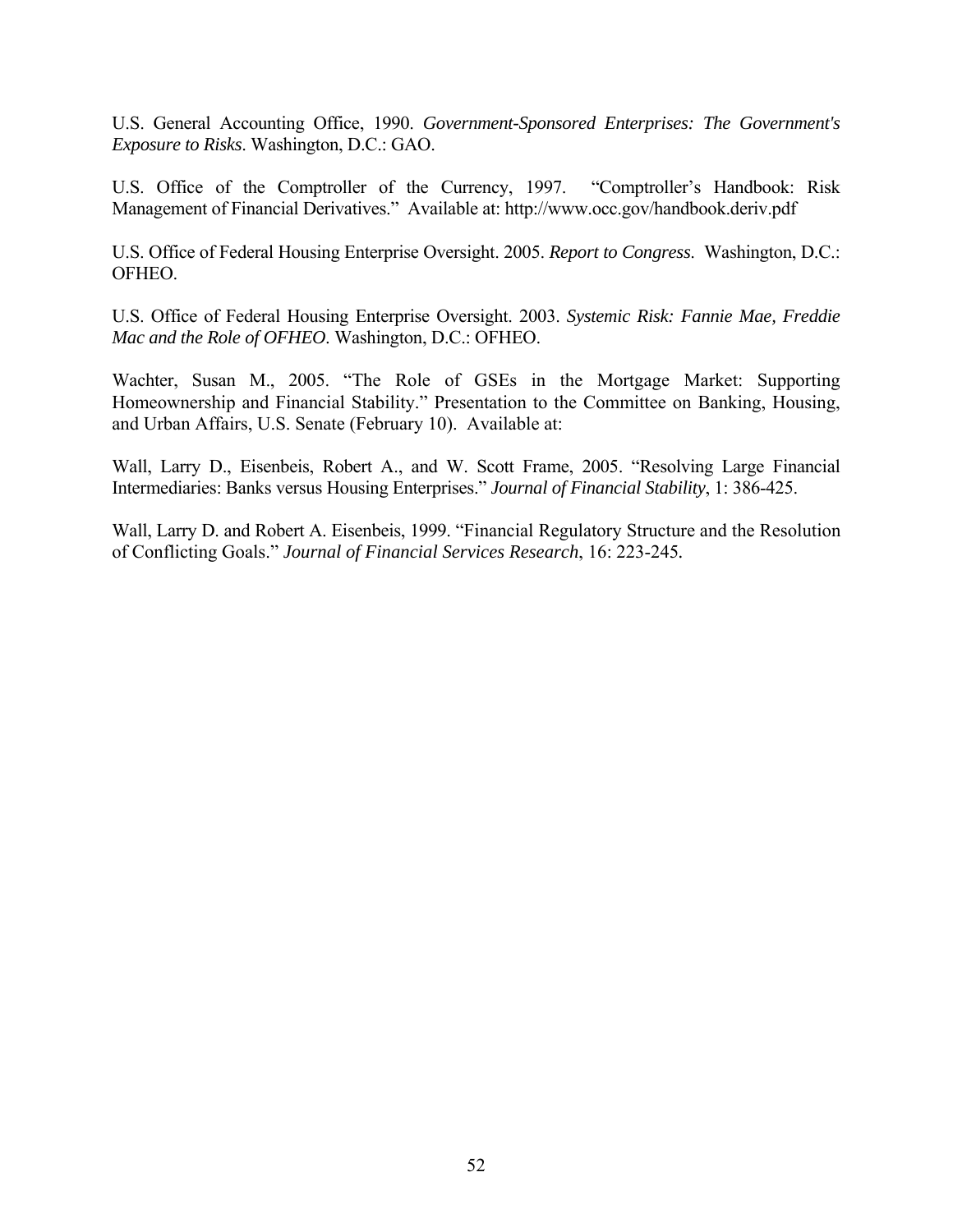U.S. General Accounting Office, 1990. *Government-Sponsored Enterprises: The Government's Exposure to Risks*. Washington, D.C.: GAO.

U.S. Office of the Comptroller of the Currency, 1997. "Comptroller's Handbook: Risk Management of Financial Derivatives." Available at: http://www.occ.gov/handbook.deriv.pdf

U.S. Office of Federal Housing Enterprise Oversight. 2005. *Report to Congress*. Washington, D.C.: OFHEO.

U.S. Office of Federal Housing Enterprise Oversight. 2003. *Systemic Risk: Fannie Mae, Freddie Mac and the Role of OFHEO*. Washington, D.C.: OFHEO.

Wachter, Susan M., 2005. "The Role of GSEs in the Mortgage Market: Supporting Homeownership and Financial Stability." Presentation to the Committee on Banking, Housing, and Urban Affairs, U.S. Senate (February 10). Available at:

Wall, Larry D., Eisenbeis, Robert A., and W. Scott Frame, 2005. "Resolving Large Financial Intermediaries: Banks versus Housing Enterprises." *Journal of Financial Stability*, 1: 386-425.

Wall, Larry D. and Robert A. Eisenbeis, 1999. "Financial Regulatory Structure and the Resolution of Conflicting Goals." *Journal of Financial Services Research*, 16: 223-245.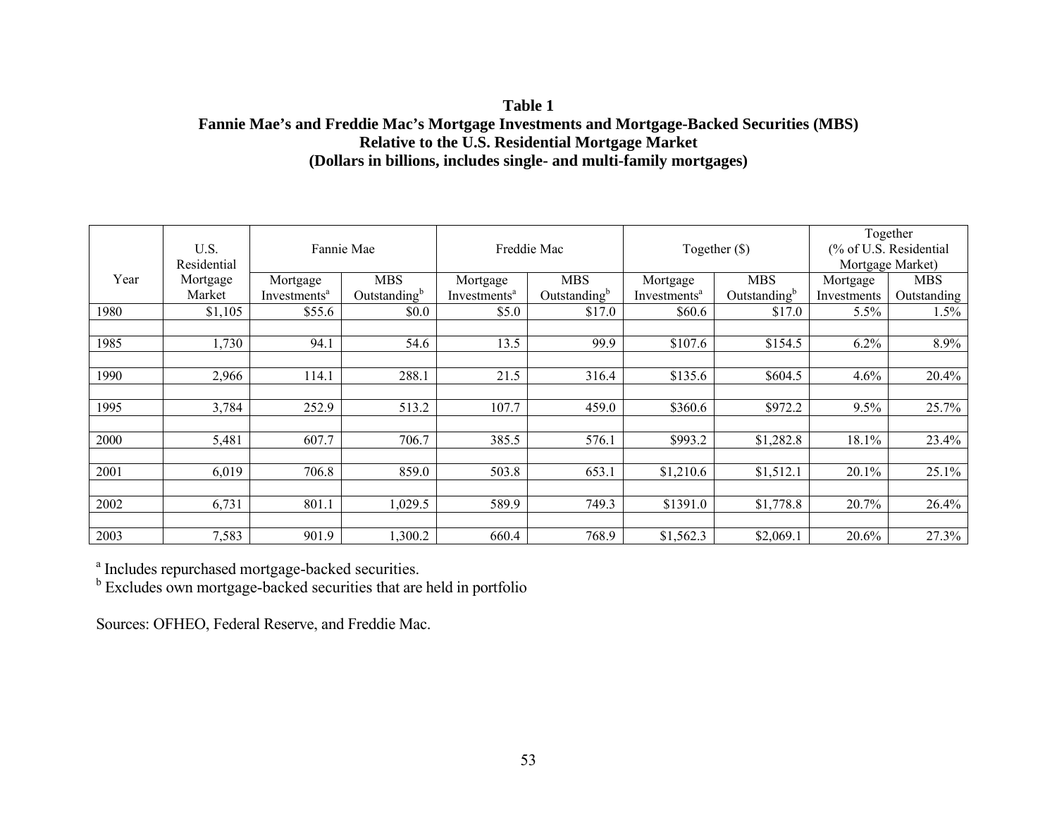**Table 1**
**Fannie Mae's and Freddie Mac's Mortgage Investments and Mortgage-Backed Securities (MBS)**
**Relative to the U.S. Residential Mortgage Market**
**(Dollars in billions, includes single- and multi-family mortgages)**

| Year | U.S. Residential Mortgage Market | Fannie Mae | | Freddie Mac | | Together ($) | | Together (% of U.S. Residential Mortgage Market) | |
|---|---|---|---|---|---|---|---|---|---|
| | | Mortgage Investments[a] | MBS Outstanding[b] | Mortgage Investments[a] | MBS Outstanding[b] | Mortgage Investments[a] | MBS Outstanding[b] | Mortgage Investments | MBS Outstanding |
| 1980 | $1,105 | $55.6 | $0.0 | $5.0 | $17.0 | $60.6 | $17.0 | 5.5% | 1.5% |
| 1985 | 1,730 | 94.1 | 54.6 | 13.5 | 99.9 | $107.6 | $154.5 | 6.2% | 8.9% |
| 1990 | 2,966 | 114.1 | 288.1 | 21.5 | 316.4 | $135.6 | $604.5 | 4.6% | 20.4% |
| 1995 | 3,784 | 252.9 | 513.2 | 107.7 | 459.0 | $360.6 | $972.2 | 9.5% | 25.7% |
| 2000 | 5,481 | 607.7 | 706.7 | 385.5 | 576.1 | $993.2 | $1,282.8 | 18.1% | 23.4% |
| 2001 | 6,019 | 706.8 | 859.0 | 503.8 | 653.1 | $1,210.6 | $1,512.1 | 20.1% | 25.1% |
| 2002 | 6,731 | 801.1 | 1,029.5 | 589.9 | 749.3 | $1391.0 | $1,778.8 | 20.7% | 26.4% |
| 2003 | 7,583 | 901.9 | 1,300.2 | 660.4 | 768.9 | $1,562.3 | $2,069.1 | 20.6% | 27.3% |

[a] Includes repurchased mortgage-backed securities.
[b] Excludes own mortgage-backed securities that are held in portfolio

Sources: OFHEO, Federal Reserve, and Freddie Mac.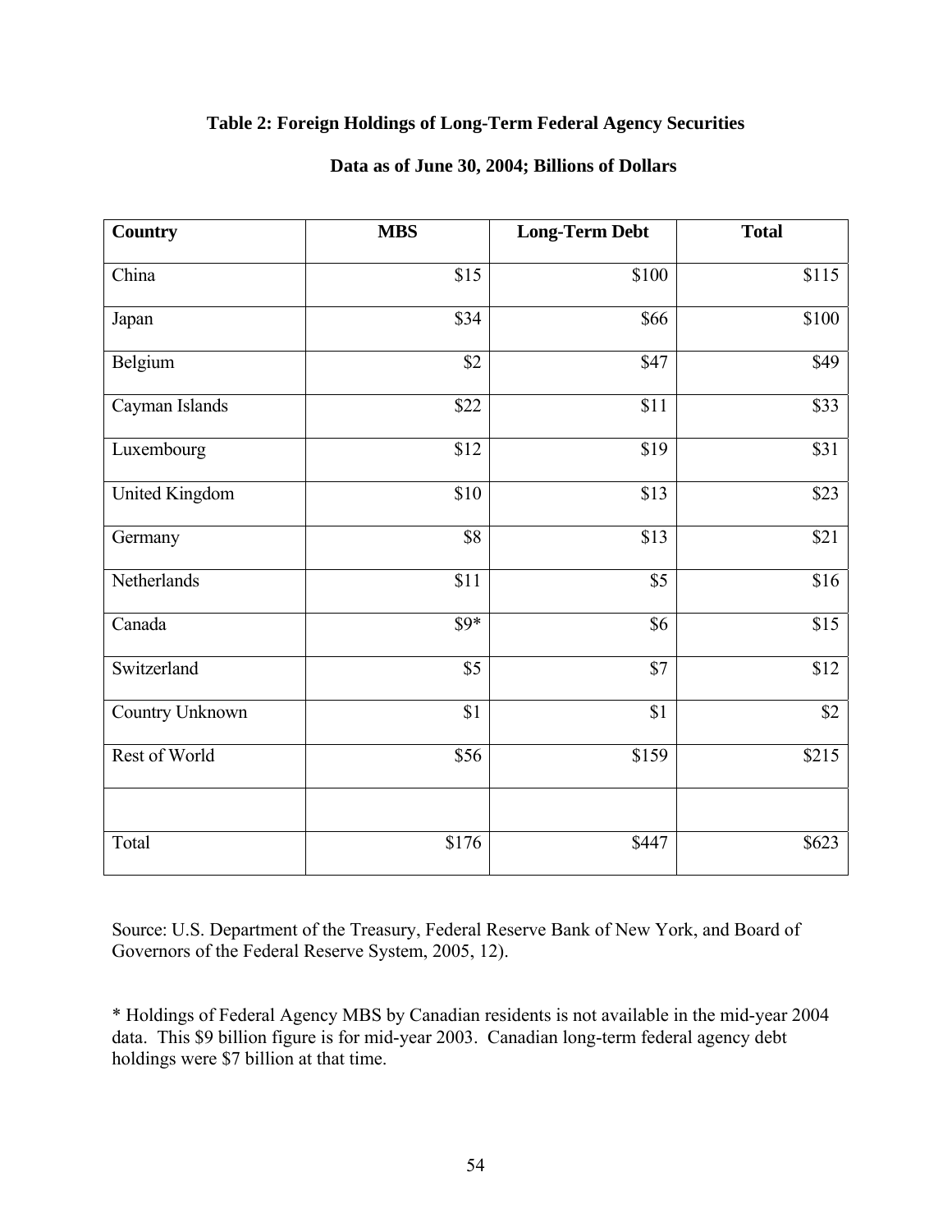**Table 2: Foreign Holdings of Long-Term Federal Agency Securities**

**Data as of June 30, 2004; Billions of Dollars**

| Country | MBS | Long-Term Debt | Total |
|---|---|---|---|
| China | $15 | $100 | $115 |
| Japan | $34 | $66 | $100 |
| Belgium | $2 | $47 | $49 |
| Cayman Islands | $22 | $11 | $33 |
| Luxembourg | $12 | $19 | $31 |
| United Kingdom | $10 | $13 | $23 |
| Germany | $8 | $13 | $21 |
| Netherlands | $11 | $5 | $16 |
| Canada | $9* | $6 | $15 |
| Switzerland | $5 | $7 | $12 |
| Country Unknown | $1 | $1 | $2 |
| Rest of World | $56 | $159 | $215 |
| | | | |
| Total | $176 | $447 | $623 |

Source: U.S. Department of the Treasury, Federal Reserve Bank of New York, and Board of Governors of the Federal Reserve System, 2005, 12).

* Holdings of Federal Agency MBS by Canadian residents is not available in the mid-year 2004 data. This $9 billion figure is for mid-year 2003. Canadian long-term federal agency debt holdings were $7 billion at that time.